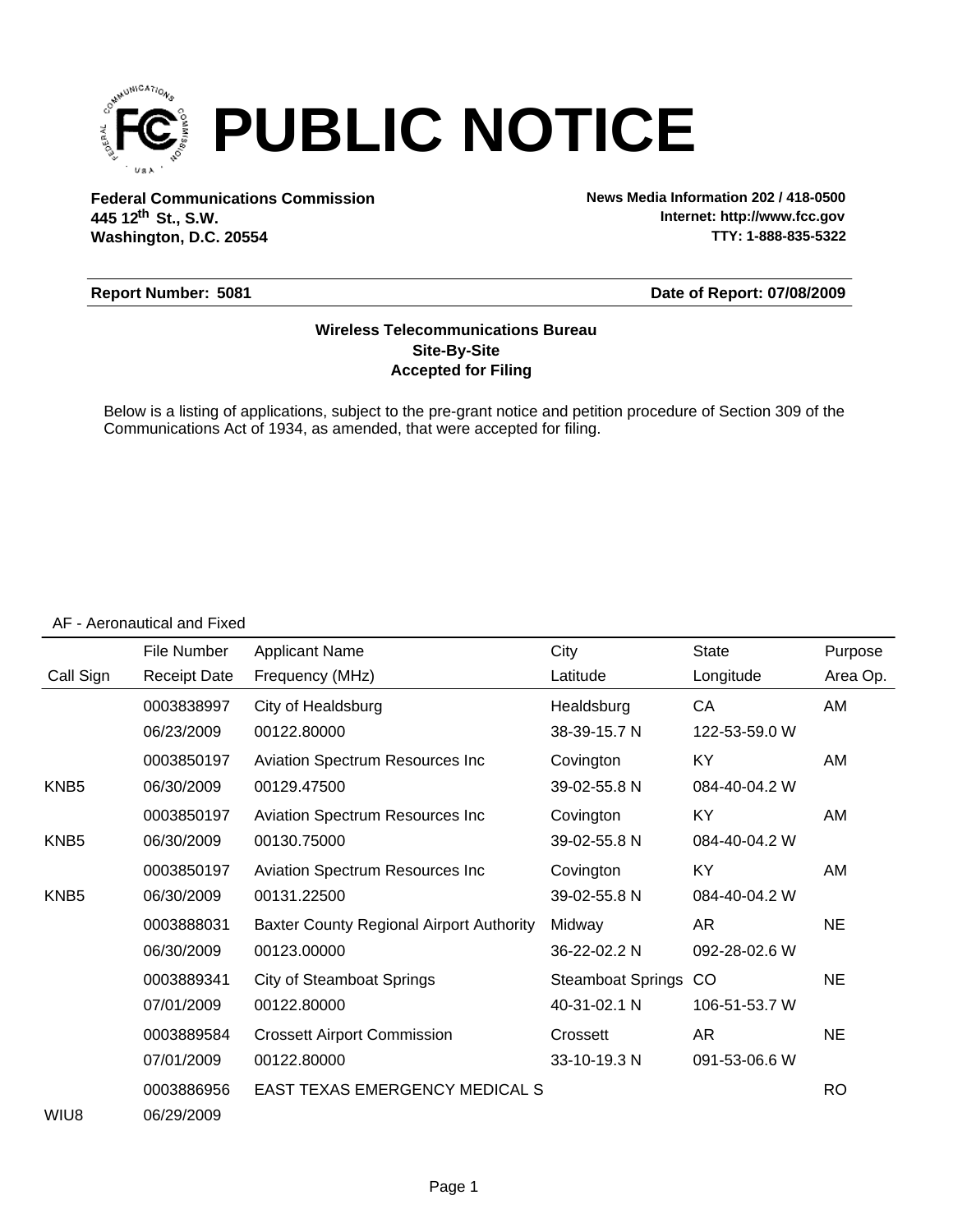# PUBLIC NOTICE

**Federal Communications Commission**
**445 12th St., S.W.**
**Washington, D.C. 20554**

**News Media Information 202 / 418-0500**
**Internet: http://www.fcc.gov**
**TTY: 1-888-835-5322**

**Report Number: 5081** **Date of Report: 07/08/2009**

**Wireless Telecommunications Bureau**
**Site-By-Site**
**Accepted for Filing**

Below is a listing of applications, subject to the pre-grant notice and petition procedure of Section 309 of the Communications Act of 1934, as amended, that were accepted for filing.

AF - Aeronautical and Fixed

| Call Sign | File Number / Receipt Date | Applicant Name / Frequency (MHz) | City / Latitude | State / Longitude | Purpose / Area Op. |
|---|---|---|---|---|---|
| | 0003838997 | City of Healdsburg | Healdsburg | CA | AM |
| | 06/23/2009 | 00122.80000 | 38-39-15.7 N | 122-53-59.0 W | |
| | 0003850197 | Aviation Spectrum Resources Inc | Covington | KY | AM |
| KNB5 | 06/30/2009 | 00129.47500 | 39-02-55.8 N | 084-40-04.2 W | |
| | 0003850197 | Aviation Spectrum Resources Inc | Covington | KY | AM |
| KNB5 | 06/30/2009 | 00130.75000 | 39-02-55.8 N | 084-40-04.2 W | |
| | 0003850197 | Aviation Spectrum Resources Inc | Covington | KY | AM |
| KNB5 | 06/30/2009 | 00131.22500 | 39-02-55.8 N | 084-40-04.2 W | |
| | 0003888031 | Baxter County Regional Airport Authority | Midway | AR | NE |
| | 06/30/2009 | 00123.00000 | 36-22-02.2 N | 092-28-02.6 W | |
| | 0003889341 | City of Steamboat Springs | Steamboat Springs | CO | NE |
| | 07/01/2009 | 00122.80000 | 40-31-02.1 N | 106-51-53.7 W | |
| | 0003889584 | Crossett Airport Commission | Crossett | AR | NE |
| | 07/01/2009 | 00122.80000 | 33-10-19.3 N | 091-53-06.6 W | |
| | 0003886956 | EAST TEXAS EMERGENCY MEDICAL S | | | RO |
| WIU8 | 06/29/2009 | | | | |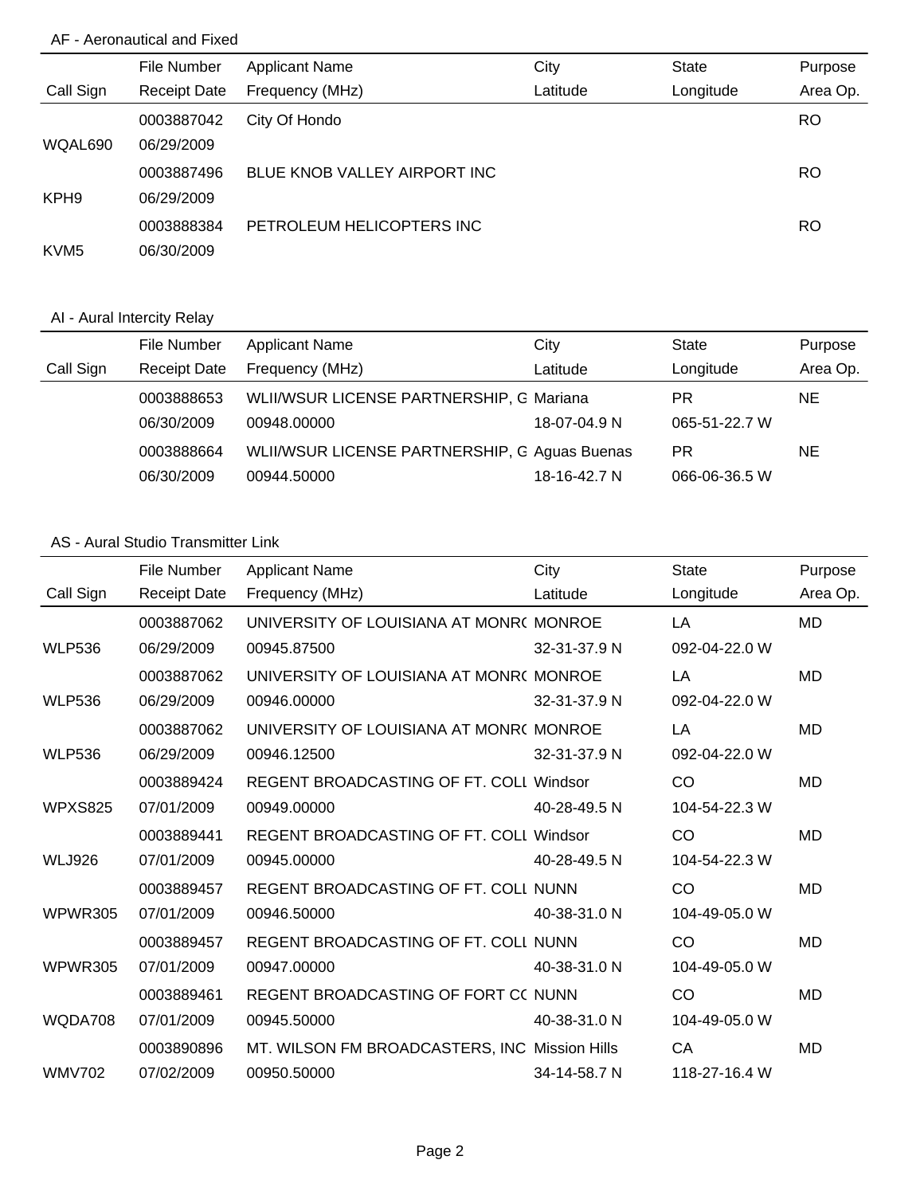### AF - Aeronautical and Fixed

| Call Sign | File Number / Receipt Date | Applicant Name / Frequency (MHz) | City / Latitude | State / Longitude | Purpose / Area Op. |
|---|---|---|---|---|---|
| | 0003887042 | City Of Hondo | | | RO |
| WQAL690 | 06/29/2009 | | | | |
| | 0003887496 | BLUE KNOB VALLEY AIRPORT INC | | | RO |
| KPH9 | 06/29/2009 | | | | |
| | 0003888384 | PETROLEUM HELICOPTERS INC | | | RO |
| KVM5 | 06/30/2009 | | | | |

### AI - Aural Intercity Relay

| Call Sign | File Number / Receipt Date | Applicant Name / Frequency (MHz) | City / Latitude | State / Longitude | Purpose / Area Op. |
|---|---|---|---|---|---|
| | 0003888653 | WLII/WSUR LICENSE PARTNERSHIP, G | Mariana | PR | NE |
| | 06/30/2009 | 00948.00000 | 18-07-04.9 N | 065-51-22.7 W | |
| | 0003888664 | WLII/WSUR LICENSE PARTNERSHIP, G | Aguas Buenas | PR | NE |
| | 06/30/2009 | 00944.50000 | 18-16-42.7 N | 066-06-36.5 W | |

### AS - Aural Studio Transmitter Link

| Call Sign | File Number / Receipt Date | Applicant Name / Frequency (MHz) | City / Latitude | State / Longitude | Purpose / Area Op. |
|---|---|---|---|---|---|
| | 0003887062 | UNIVERSITY OF LOUISIANA AT MONR( | MONROE | LA | MD |
| WLP536 | 06/29/2009 | 00945.87500 | 32-31-37.9 N | 092-04-22.0 W | |
| | 0003887062 | UNIVERSITY OF LOUISIANA AT MONR( | MONROE | LA | MD |
| WLP536 | 06/29/2009 | 00946.00000 | 32-31-37.9 N | 092-04-22.0 W | |
| | 0003887062 | UNIVERSITY OF LOUISIANA AT MONR( | MONROE | LA | MD |
| WLP536 | 06/29/2009 | 00946.12500 | 32-31-37.9 N | 092-04-22.0 W | |
| | 0003889424 | REGENT BROADCASTING OF FT. COLL | Windsor | CO | MD |
| WPXS825 | 07/01/2009 | 00949.00000 | 40-28-49.5 N | 104-54-22.3 W | |
| | 0003889441 | REGENT BROADCASTING OF FT. COLL | Windsor | CO | MD |
| WLJ926 | 07/01/2009 | 00945.00000 | 40-28-49.5 N | 104-54-22.3 W | |
| | 0003889457 | REGENT BROADCASTING OF FT. COLL | NUNN | CO | MD |
| WPWR305 | 07/01/2009 | 00946.50000 | 40-38-31.0 N | 104-49-05.0 W | |
| | 0003889457 | REGENT BROADCASTING OF FT. COLL | NUNN | CO | MD |
| WPWR305 | 07/01/2009 | 00947.00000 | 40-38-31.0 N | 104-49-05.0 W | |
| | 0003889461 | REGENT BROADCASTING OF FORT C( | NUNN | CO | MD |
| WQDA708 | 07/01/2009 | 00945.50000 | 40-38-31.0 N | 104-49-05.0 W | |
| | 0003890896 | MT. WILSON FM BROADCASTERS, INC | Mission Hills | CA | MD |
| WMV702 | 07/02/2009 | 00950.50000 | 34-14-58.7 N | 118-27-16.4 W | |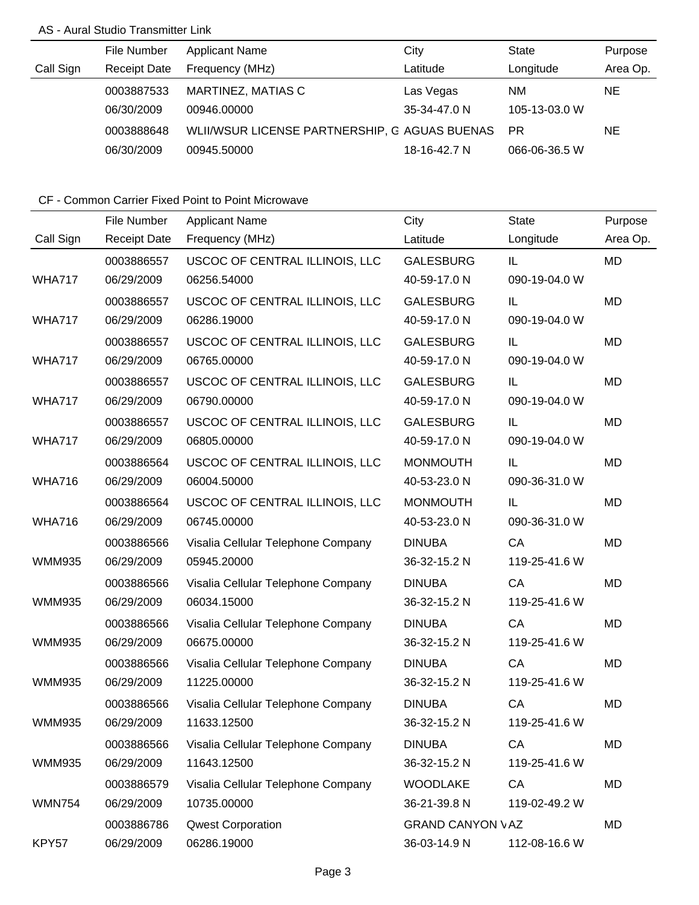AS - Aural Studio Transmitter Link

| Call Sign | File Number<br>Receipt Date | Applicant Name<br>Frequency (MHz) | City<br>Latitude | State<br>Longitude | Purpose<br>Area Op. |
|---|---|---|---|---|---|
| | 0003887533<br>06/30/2009 | MARTINEZ, MATIAS C<br>00946.00000 | Las Vegas<br>35-34-47.0 N | NM<br>105-13-03.0 W | NE |
| | 0003888648<br>06/30/2009 | WLII/WSUR LICENSE PARTNERSHIP, G<br>00945.50000 | AGUAS BUENAS<br>18-16-42.7 N | PR<br>066-06-36.5 W | NE |

CF - Common Carrier Fixed Point to Point Microwave

| Call Sign | File Number<br>Receipt Date | Applicant Name<br>Frequency (MHz) | City<br>Latitude | State<br>Longitude | Purpose<br>Area Op. |
|---|---|---|---|---|---|
| WHA717 | 0003886557<br>06/29/2009 | USCOC OF CENTRAL ILLINOIS, LLC<br>06256.54000 | GALESBURG<br>40-59-17.0 N | IL<br>090-19-04.0 W | MD |
| WHA717 | 0003886557<br>06/29/2009 | USCOC OF CENTRAL ILLINOIS, LLC<br>06286.19000 | GALESBURG<br>40-59-17.0 N | IL<br>090-19-04.0 W | MD |
| WHA717 | 0003886557<br>06/29/2009 | USCOC OF CENTRAL ILLINOIS, LLC<br>06765.00000 | GALESBURG<br>40-59-17.0 N | IL<br>090-19-04.0 W | MD |
| WHA717 | 0003886557<br>06/29/2009 | USCOC OF CENTRAL ILLINOIS, LLC<br>06790.00000 | GALESBURG<br>40-59-17.0 N | IL<br>090-19-04.0 W | MD |
| WHA717 | 0003886557<br>06/29/2009 | USCOC OF CENTRAL ILLINOIS, LLC<br>06805.00000 | GALESBURG<br>40-59-17.0 N | IL<br>090-19-04.0 W | MD |
| WHA716 | 0003886564<br>06/29/2009 | USCOC OF CENTRAL ILLINOIS, LLC<br>06004.50000 | MONMOUTH<br>40-53-23.0 N | IL<br>090-36-31.0 W | MD |
| WHA716 | 0003886564<br>06/29/2009 | USCOC OF CENTRAL ILLINOIS, LLC<br>06745.00000 | MONMOUTH<br>40-53-23.0 N | IL<br>090-36-31.0 W | MD |
| WMM935 | 0003886566<br>06/29/2009 | Visalia Cellular Telephone Company<br>05945.20000 | DINUBA<br>36-32-15.2 N | CA<br>119-25-41.6 W | MD |
| WMM935 | 0003886566<br>06/29/2009 | Visalia Cellular Telephone Company<br>06034.15000 | DINUBA<br>36-32-15.2 N | CA<br>119-25-41.6 W | MD |
| WMM935 | 0003886566<br>06/29/2009 | Visalia Cellular Telephone Company<br>06675.00000 | DINUBA<br>36-32-15.2 N | CA<br>119-25-41.6 W | MD |
| WMM935 | 0003886566<br>06/29/2009 | Visalia Cellular Telephone Company<br>11225.00000 | DINUBA<br>36-32-15.2 N | CA<br>119-25-41.6 W | MD |
| WMM935 | 0003886566<br>06/29/2009 | Visalia Cellular Telephone Company<br>11633.12500 | DINUBA<br>36-32-15.2 N | CA<br>119-25-41.6 W | MD |
| WMM935 | 0003886566<br>06/29/2009 | Visalia Cellular Telephone Company<br>11643.12500 | DINUBA<br>36-32-15.2 N | CA<br>119-25-41.6 W | MD |
| WMN754 | 0003886579<br>06/29/2009 | Visalia Cellular Telephone Company<br>10735.00000 | WOODLAKE<br>36-21-39.8 N | CA<br>119-02-49.2 W | MD |
| KPY57 | 0003886786<br>06/29/2009 | Qwest Corporation<br>06286.19000 | GRAND CANYON V<br>36-03-14.9 N | AZ<br>112-08-16.6 W | MD |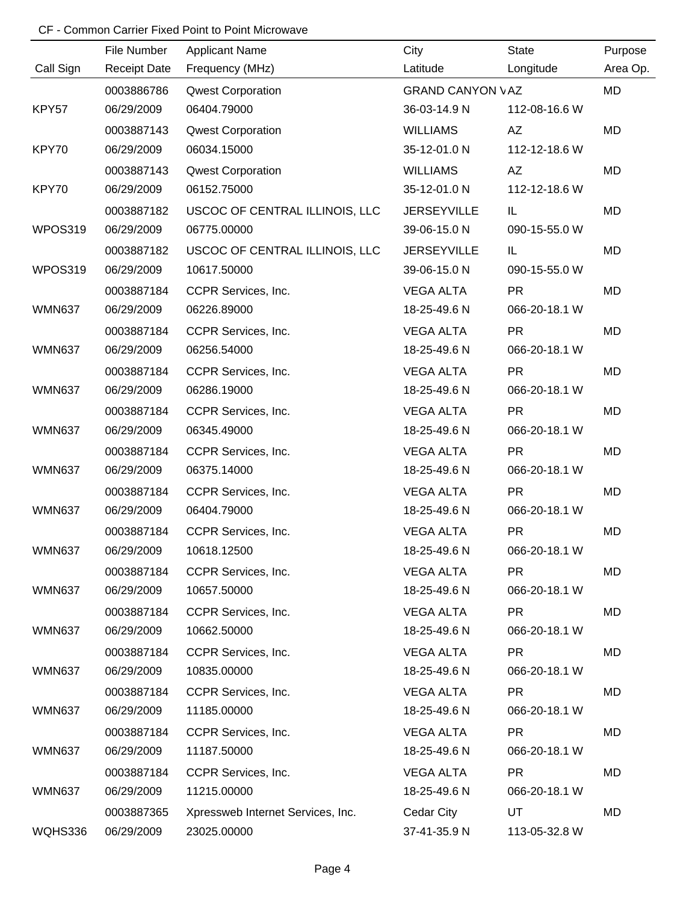CF - Common Carrier Fixed Point to Point Microwave

| Call Sign | File Number<br>Receipt Date | Applicant Name<br>Frequency (MHz) | City<br>Latitude | State<br>Longitude | Purpose<br>Area Op. |
|---|---|---|---|---|---|
| KPY57 | 0003886786<br>06/29/2009 | Qwest Corporation<br>06404.79000 | GRAND CANYON V<br>36-03-14.9 N | AZ<br>112-08-16.6 W | MD |
| KPY70 | 0003887143<br>06/29/2009 | Qwest Corporation<br>06034.15000 | WILLIAMS<br>35-12-01.0 N | AZ<br>112-12-18.6 W | MD |
| KPY70 | 0003887143<br>06/29/2009 | Qwest Corporation<br>06152.75000 | WILLIAMS<br>35-12-01.0 N | AZ<br>112-12-18.6 W | MD |
| WPOS319 | 0003887182<br>06/29/2009 | USCOC OF CENTRAL ILLINOIS, LLC<br>06775.00000 | JERSEYVILLE<br>39-06-15.0 N | IL<br>090-15-55.0 W | MD |
| WPOS319 | 0003887182<br>06/29/2009 | USCOC OF CENTRAL ILLINOIS, LLC<br>10617.50000 | JERSEYVILLE<br>39-06-15.0 N | IL<br>090-15-55.0 W | MD |
| WMN637 | 0003887184<br>06/29/2009 | CCPR Services, Inc.<br>06226.89000 | VEGA ALTA<br>18-25-49.6 N | PR<br>066-20-18.1 W | MD |
| WMN637 | 0003887184<br>06/29/2009 | CCPR Services, Inc.<br>06256.54000 | VEGA ALTA<br>18-25-49.6 N | PR<br>066-20-18.1 W | MD |
| WMN637 | 0003887184<br>06/29/2009 | CCPR Services, Inc.<br>06286.19000 | VEGA ALTA<br>18-25-49.6 N | PR<br>066-20-18.1 W | MD |
| WMN637 | 0003887184<br>06/29/2009 | CCPR Services, Inc.<br>06345.49000 | VEGA ALTA<br>18-25-49.6 N | PR<br>066-20-18.1 W | MD |
| WMN637 | 0003887184<br>06/29/2009 | CCPR Services, Inc.<br>06375.14000 | VEGA ALTA<br>18-25-49.6 N | PR<br>066-20-18.1 W | MD |
| WMN637 | 0003887184<br>06/29/2009 | CCPR Services, Inc.<br>06404.79000 | VEGA ALTA<br>18-25-49.6 N | PR<br>066-20-18.1 W | MD |
| WMN637 | 0003887184<br>06/29/2009 | CCPR Services, Inc.<br>10618.12500 | VEGA ALTA<br>18-25-49.6 N | PR<br>066-20-18.1 W | MD |
| WMN637 | 0003887184<br>06/29/2009 | CCPR Services, Inc.<br>10657.50000 | VEGA ALTA<br>18-25-49.6 N | PR<br>066-20-18.1 W | MD |
| WMN637 | 0003887184<br>06/29/2009 | CCPR Services, Inc.<br>10662.50000 | VEGA ALTA<br>18-25-49.6 N | PR<br>066-20-18.1 W | MD |
| WMN637 | 0003887184<br>06/29/2009 | CCPR Services, Inc.<br>10835.00000 | VEGA ALTA<br>18-25-49.6 N | PR<br>066-20-18.1 W | MD |
| WMN637 | 0003887184<br>06/29/2009 | CCPR Services, Inc.<br>11185.00000 | VEGA ALTA<br>18-25-49.6 N | PR<br>066-20-18.1 W | MD |
| WMN637 | 0003887184<br>06/29/2009 | CCPR Services, Inc.<br>11187.50000 | VEGA ALTA<br>18-25-49.6 N | PR<br>066-20-18.1 W | MD |
| WMN637 | 0003887184<br>06/29/2009 | CCPR Services, Inc.<br>11215.00000 | VEGA ALTA<br>18-25-49.6 N | PR<br>066-20-18.1 W | MD |
| WQHS336 | 0003887365<br>06/29/2009 | Xpressweb Internet Services, Inc.<br>23025.00000 | Cedar City<br>37-41-35.9 N | UT<br>113-05-32.8 W | MD |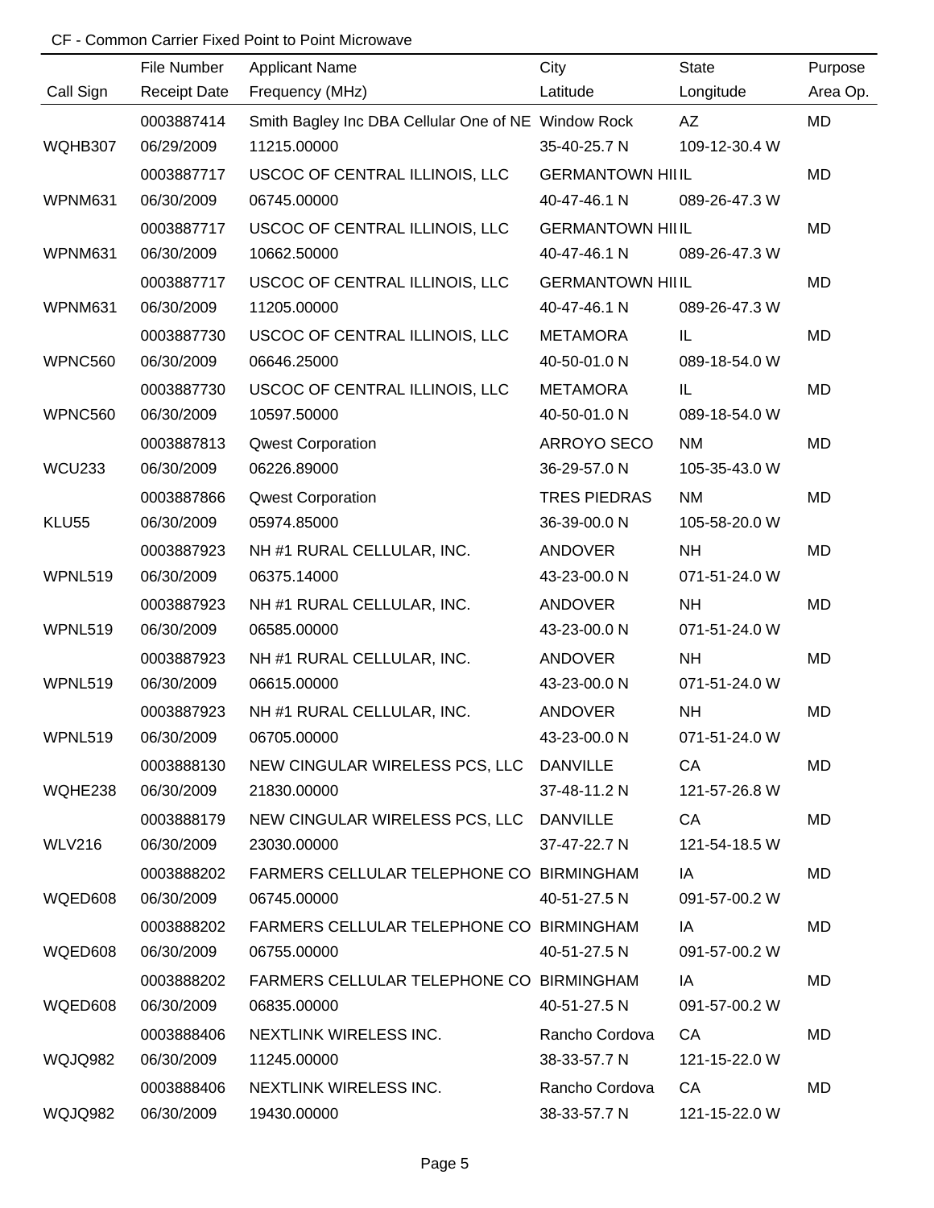CF - Common Carrier Fixed Point to Point Microwave

| Call Sign | File Number / Receipt Date | Applicant Name / Frequency (MHz) | City / Latitude | State / Longitude | Purpose / Area Op. |
|---|---|---|---|---|---|
| WQHB307 | 0003887414<br>06/29/2009 | Smith Bagley Inc DBA Cellular One of NE<br>11215.00000 | Window Rock<br>35-40-25.7 N | AZ<br>109-12-30.4 W | MD |
| WPNM631 | 0003887717<br>06/30/2009 | USCOC OF CENTRAL ILLINOIS, LLC<br>06745.00000 | GERMANTOWN HII<br>40-47-46.1 N | IL<br>089-26-47.3 W | MD |
| WPNM631 | 0003887717<br>06/30/2009 | USCOC OF CENTRAL ILLINOIS, LLC<br>10662.50000 | GERMANTOWN HII<br>40-47-46.1 N | IL<br>089-26-47.3 W | MD |
| WPNM631 | 0003887717<br>06/30/2009 | USCOC OF CENTRAL ILLINOIS, LLC<br>11205.00000 | GERMANTOWN HII<br>40-47-46.1 N | IL<br>089-26-47.3 W | MD |
| WPNC560 | 0003887730<br>06/30/2009 | USCOC OF CENTRAL ILLINOIS, LLC<br>06646.25000 | METAMORA<br>40-50-01.0 N | IL<br>089-18-54.0 W | MD |
| WPNC560 | 0003887730<br>06/30/2009 | USCOC OF CENTRAL ILLINOIS, LLC<br>10597.50000 | METAMORA<br>40-50-01.0 N | IL<br>089-18-54.0 W | MD |
| WCU233 | 0003887813<br>06/30/2009 | Qwest Corporation<br>06226.89000 | ARROYO SECO<br>36-29-57.0 N | NM<br>105-35-43.0 W | MD |
| KLU55 | 0003887866<br>06/30/2009 | Qwest Corporation<br>05974.85000 | TRES PIEDRAS<br>36-39-00.0 N | NM<br>105-58-20.0 W | MD |
| WPNL519 | 0003887923<br>06/30/2009 | NH #1 RURAL CELLULAR, INC.<br>06375.14000 | ANDOVER<br>43-23-00.0 N | NH<br>071-51-24.0 W | MD |
| WPNL519 | 0003887923<br>06/30/2009 | NH #1 RURAL CELLULAR, INC.<br>06585.00000 | ANDOVER<br>43-23-00.0 N | NH<br>071-51-24.0 W | MD |
| WPNL519 | 0003887923<br>06/30/2009 | NH #1 RURAL CELLULAR, INC.<br>06615.00000 | ANDOVER<br>43-23-00.0 N | NH<br>071-51-24.0 W | MD |
| WPNL519 | 0003887923<br>06/30/2009 | NH #1 RURAL CELLULAR, INC.<br>06705.00000 | ANDOVER<br>43-23-00.0 N | NH<br>071-51-24.0 W | MD |
| WQHE238 | 0003888130<br>06/30/2009 | NEW CINGULAR WIRELESS PCS, LLC<br>21830.00000 | DANVILLE<br>37-48-11.2 N | CA<br>121-57-26.8 W | MD |
| WLV216 | 0003888179<br>06/30/2009 | NEW CINGULAR WIRELESS PCS, LLC<br>23030.00000 | DANVILLE<br>37-47-22.7 N | CA<br>121-54-18.5 W | MD |
| WQED608 | 0003888202<br>06/30/2009 | FARMERS CELLULAR TELEPHONE CO<br>06745.00000 | BIRMINGHAM<br>40-51-27.5 N | IA<br>091-57-00.2 W | MD |
| WQED608 | 0003888202<br>06/30/2009 | FARMERS CELLULAR TELEPHONE CO<br>06755.00000 | BIRMINGHAM<br>40-51-27.5 N | IA<br>091-57-00.2 W | MD |
| WQED608 | 0003888202<br>06/30/2009 | FARMERS CELLULAR TELEPHONE CO<br>06835.00000 | BIRMINGHAM<br>40-51-27.5 N | IA<br>091-57-00.2 W | MD |
| WQJQ982 | 0003888406<br>06/30/2009 | NEXTLINK WIRELESS INC.<br>11245.00000 | Rancho Cordova<br>38-33-57.7 N | CA<br>121-15-22.0 W | MD |
| WQJQ982 | 0003888406<br>06/30/2009 | NEXTLINK WIRELESS INC.<br>19430.00000 | Rancho Cordova<br>38-33-57.7 N | CA<br>121-15-22.0 W | MD |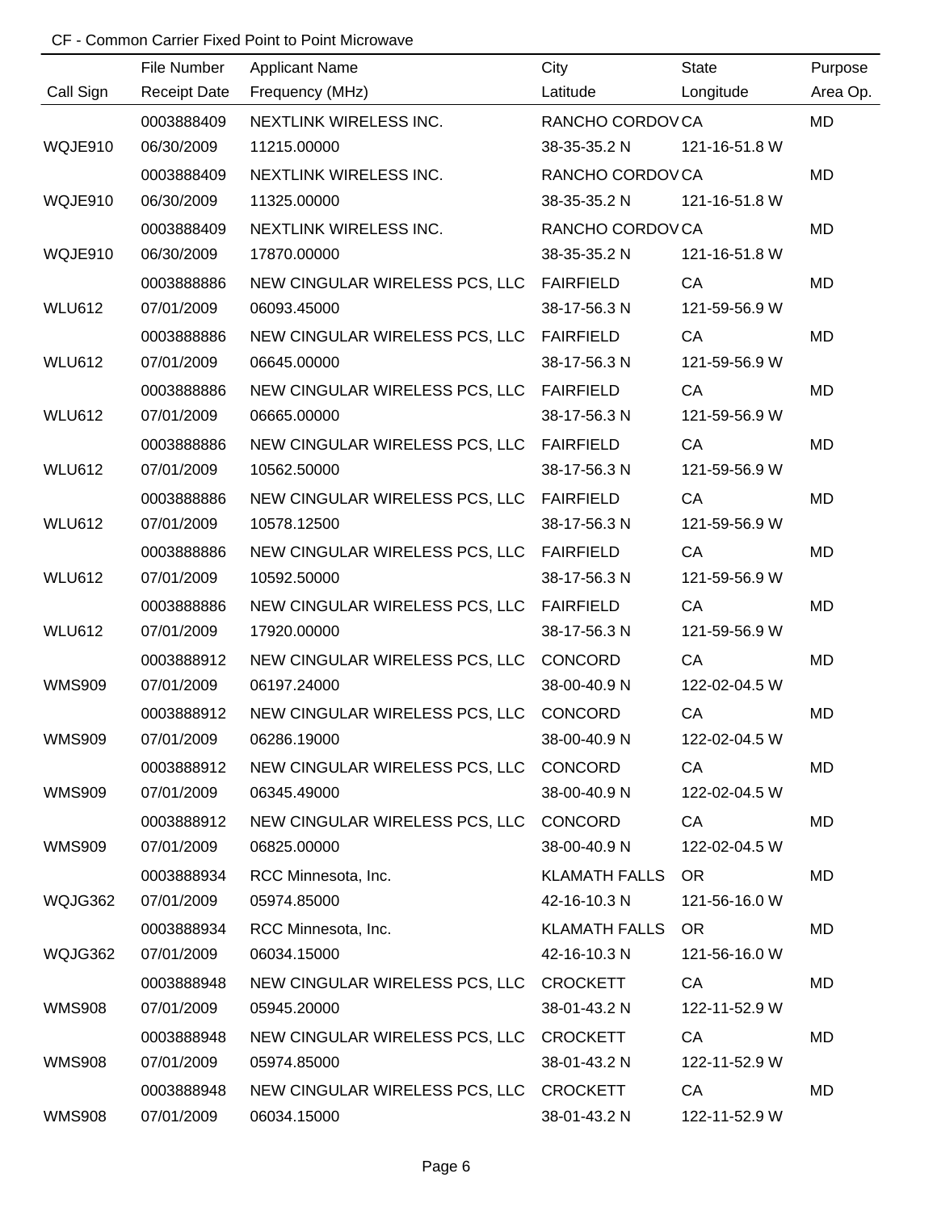CF - Common Carrier Fixed Point to Point Microwave

| Call Sign | File Number / Receipt Date | Applicant Name / Frequency (MHz) | City / Latitude | State / Longitude | Purpose / Area Op. |
|---|---|---|---|---|---|
| | 0003888409 | NEXTLINK WIRELESS INC. | RANCHO CORDOV | CA | MD |
| WQJE910 | 06/30/2009 | 11215.00000 | 38-35-35.2 N | 121-16-51.8 W | |
| | 0003888409 | NEXTLINK WIRELESS INC. | RANCHO CORDOV | CA | MD |
| WQJE910 | 06/30/2009 | 11325.00000 | 38-35-35.2 N | 121-16-51.8 W | |
| | 0003888409 | NEXTLINK WIRELESS INC. | RANCHO CORDOV | CA | MD |
| WQJE910 | 06/30/2009 | 17870.00000 | 38-35-35.2 N | 121-16-51.8 W | |
| | 0003888886 | NEW CINGULAR WIRELESS PCS, LLC | FAIRFIELD | CA | MD |
| WLU612 | 07/01/2009 | 06093.45000 | 38-17-56.3 N | 121-59-56.9 W | |
| | 0003888886 | NEW CINGULAR WIRELESS PCS, LLC | FAIRFIELD | CA | MD |
| WLU612 | 07/01/2009 | 06645.00000 | 38-17-56.3 N | 121-59-56.9 W | |
| | 0003888886 | NEW CINGULAR WIRELESS PCS, LLC | FAIRFIELD | CA | MD |
| WLU612 | 07/01/2009 | 06665.00000 | 38-17-56.3 N | 121-59-56.9 W | |
| | 0003888886 | NEW CINGULAR WIRELESS PCS, LLC | FAIRFIELD | CA | MD |
| WLU612 | 07/01/2009 | 10562.50000 | 38-17-56.3 N | 121-59-56.9 W | |
| | 0003888886 | NEW CINGULAR WIRELESS PCS, LLC | FAIRFIELD | CA | MD |
| WLU612 | 07/01/2009 | 10578.12500 | 38-17-56.3 N | 121-59-56.9 W | |
| | 0003888886 | NEW CINGULAR WIRELESS PCS, LLC | FAIRFIELD | CA | MD |
| WLU612 | 07/01/2009 | 10592.50000 | 38-17-56.3 N | 121-59-56.9 W | |
| | 0003888886 | NEW CINGULAR WIRELESS PCS, LLC | FAIRFIELD | CA | MD |
| WLU612 | 07/01/2009 | 17920.00000 | 38-17-56.3 N | 121-59-56.9 W | |
| | 0003888912 | NEW CINGULAR WIRELESS PCS, LLC | CONCORD | CA | MD |
| WMS909 | 07/01/2009 | 06197.24000 | 38-00-40.9 N | 122-02-04.5 W | |
| | 0003888912 | NEW CINGULAR WIRELESS PCS, LLC | CONCORD | CA | MD |
| WMS909 | 07/01/2009 | 06286.19000 | 38-00-40.9 N | 122-02-04.5 W | |
| | 0003888912 | NEW CINGULAR WIRELESS PCS, LLC | CONCORD | CA | MD |
| WMS909 | 07/01/2009 | 06345.49000 | 38-00-40.9 N | 122-02-04.5 W | |
| | 0003888912 | NEW CINGULAR WIRELESS PCS, LLC | CONCORD | CA | MD |
| WMS909 | 07/01/2009 | 06825.00000 | 38-00-40.9 N | 122-02-04.5 W | |
| | 0003888934 | RCC Minnesota, Inc. | KLAMATH FALLS | OR | MD |
| WQJG362 | 07/01/2009 | 05974.85000 | 42-16-10.3 N | 121-56-16.0 W | |
| | 0003888934 | RCC Minnesota, Inc. | KLAMATH FALLS | OR | MD |
| WQJG362 | 07/01/2009 | 06034.15000 | 42-16-10.3 N | 121-56-16.0 W | |
| | 0003888948 | NEW CINGULAR WIRELESS PCS, LLC | CROCKETT | CA | MD |
| WMS908 | 07/01/2009 | 05945.20000 | 38-01-43.2 N | 122-11-52.9 W | |
| | 0003888948 | NEW CINGULAR WIRELESS PCS, LLC | CROCKETT | CA | MD |
| WMS908 | 07/01/2009 | 05974.85000 | 38-01-43.2 N | 122-11-52.9 W | |
| | 0003888948 | NEW CINGULAR WIRELESS PCS, LLC | CROCKETT | CA | MD |
| WMS908 | 07/01/2009 | 06034.15000 | 38-01-43.2 N | 122-11-52.9 W | |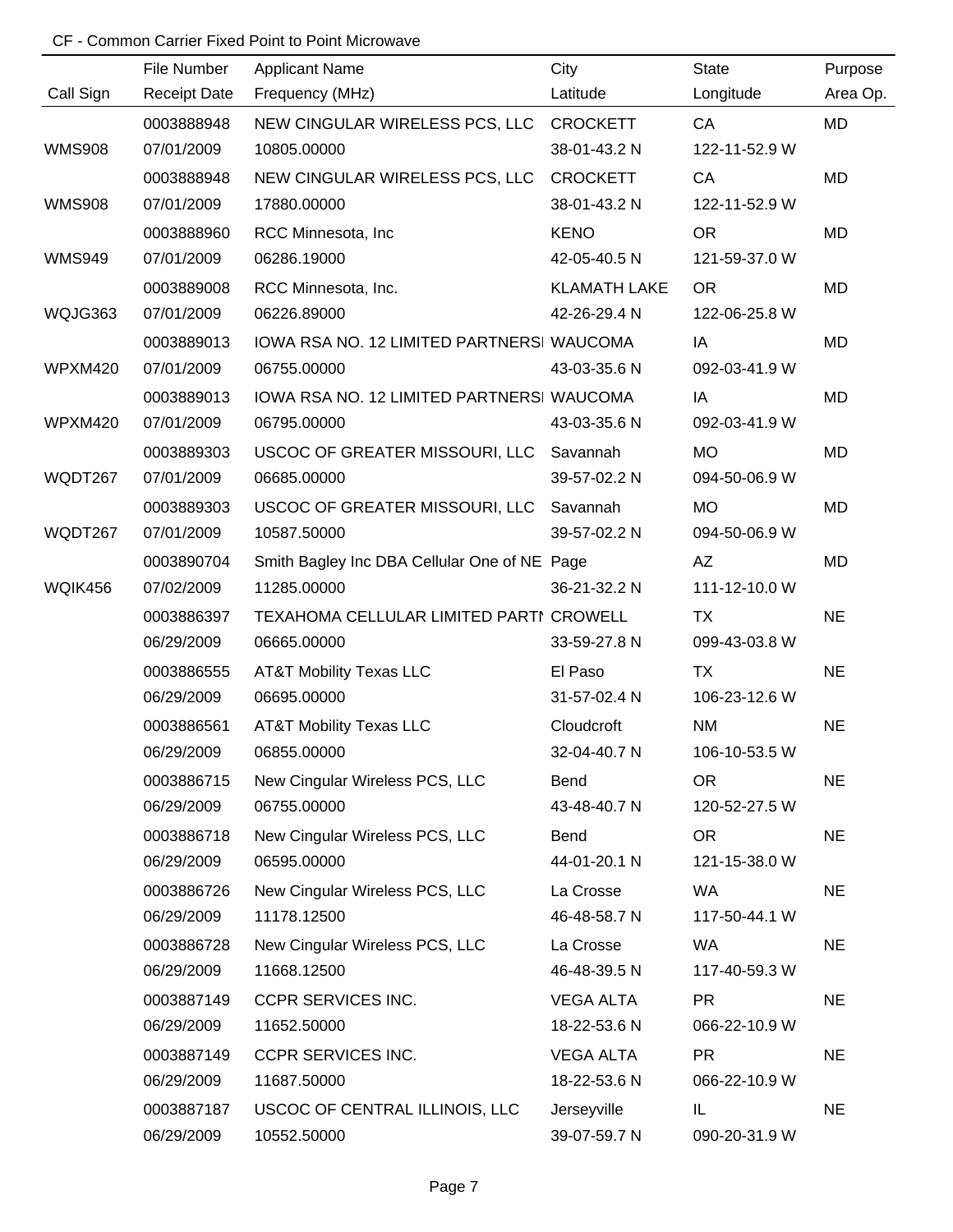CF - Common Carrier Fixed Point to Point Microwave

| Call Sign | File Number / Receipt Date | Applicant Name / Frequency (MHz) | City / Latitude | State / Longitude | Purpose / Area Op. |
|---|---|---|---|---|---|
| | 0003888948 | NEW CINGULAR WIRELESS PCS, LLC | CROCKETT | CA | MD |
| WMS908 | 07/01/2009 | 10805.00000 | 38-01-43.2 N | 122-11-52.9 W | |
| | 0003888948 | NEW CINGULAR WIRELESS PCS, LLC | CROCKETT | CA | MD |
| WMS908 | 07/01/2009 | 17880.00000 | 38-01-43.2 N | 122-11-52.9 W | |
| | 0003888960 | RCC Minnesota, Inc | KENO | OR | MD |
| WMS949 | 07/01/2009 | 06286.19000 | 42-05-40.5 N | 121-59-37.0 W | |
| | 0003889008 | RCC Minnesota, Inc. | KLAMATH LAKE | OR | MD |
| WQJG363 | 07/01/2009 | 06226.89000 | 42-26-29.4 N | 122-06-25.8 W | |
| | 0003889013 | IOWA RSA NO. 12 LIMITED PARTNERSI | WAUCOMA | IA | MD |
| WPXM420 | 07/01/2009 | 06755.00000 | 43-03-35.6 N | 092-03-41.9 W | |
| | 0003889013 | IOWA RSA NO. 12 LIMITED PARTNERSI | WAUCOMA | IA | MD |
| WPXM420 | 07/01/2009 | 06795.00000 | 43-03-35.6 N | 092-03-41.9 W | |
| | 0003889303 | USCOC OF GREATER MISSOURI, LLC | Savannah | MO | MD |
| WQDT267 | 07/01/2009 | 06685.00000 | 39-57-02.2 N | 094-50-06.9 W | |
| | 0003889303 | USCOC OF GREATER MISSOURI, LLC | Savannah | MO | MD |
| WQDT267 | 07/01/2009 | 10587.50000 | 39-57-02.2 N | 094-50-06.9 W | |
| | 0003890704 | Smith Bagley Inc DBA Cellular One of NE | Page | AZ | MD |
| WQIK456 | 07/02/2009 | 11285.00000 | 36-21-32.2 N | 111-12-10.0 W | |
| | 0003886397 | TEXAHOMA CELLULAR LIMITED PARTI | CROWELL | TX | NE |
| | 06/29/2009 | 06665.00000 | 33-59-27.8 N | 099-43-03.8 W | |
| | 0003886555 | AT&T Mobility Texas LLC | El Paso | TX | NE |
| | 06/29/2009 | 06695.00000 | 31-57-02.4 N | 106-23-12.6 W | |
| | 0003886561 | AT&T Mobility Texas LLC | Cloudcroft | NM | NE |
| | 06/29/2009 | 06855.00000 | 32-04-40.7 N | 106-10-53.5 W | |
| | 0003886715 | New Cingular Wireless PCS, LLC | Bend | OR | NE |
| | 06/29/2009 | 06755.00000 | 43-48-40.7 N | 120-52-27.5 W | |
| | 0003886718 | New Cingular Wireless PCS, LLC | Bend | OR | NE |
| | 06/29/2009 | 06595.00000 | 44-01-20.1 N | 121-15-38.0 W | |
| | 0003886726 | New Cingular Wireless PCS, LLC | La Crosse | WA | NE |
| | 06/29/2009 | 11178.12500 | 46-48-58.7 N | 117-50-44.1 W | |
| | 0003886728 | New Cingular Wireless PCS, LLC | La Crosse | WA | NE |
| | 06/29/2009 | 11668.12500 | 46-48-39.5 N | 117-40-59.3 W | |
| | 0003887149 | CCPR SERVICES INC. | VEGA ALTA | PR | NE |
| | 06/29/2009 | 11652.50000 | 18-22-53.6 N | 066-22-10.9 W | |
| | 0003887149 | CCPR SERVICES INC. | VEGA ALTA | PR | NE |
| | 06/29/2009 | 11687.50000 | 18-22-53.6 N | 066-22-10.9 W | |
| | 0003887187 | USCOC OF CENTRAL ILLINOIS, LLC | Jerseyville | IL | NE |
| | 06/29/2009 | 10552.50000 | 39-07-59.7 N | 090-20-31.9 W | |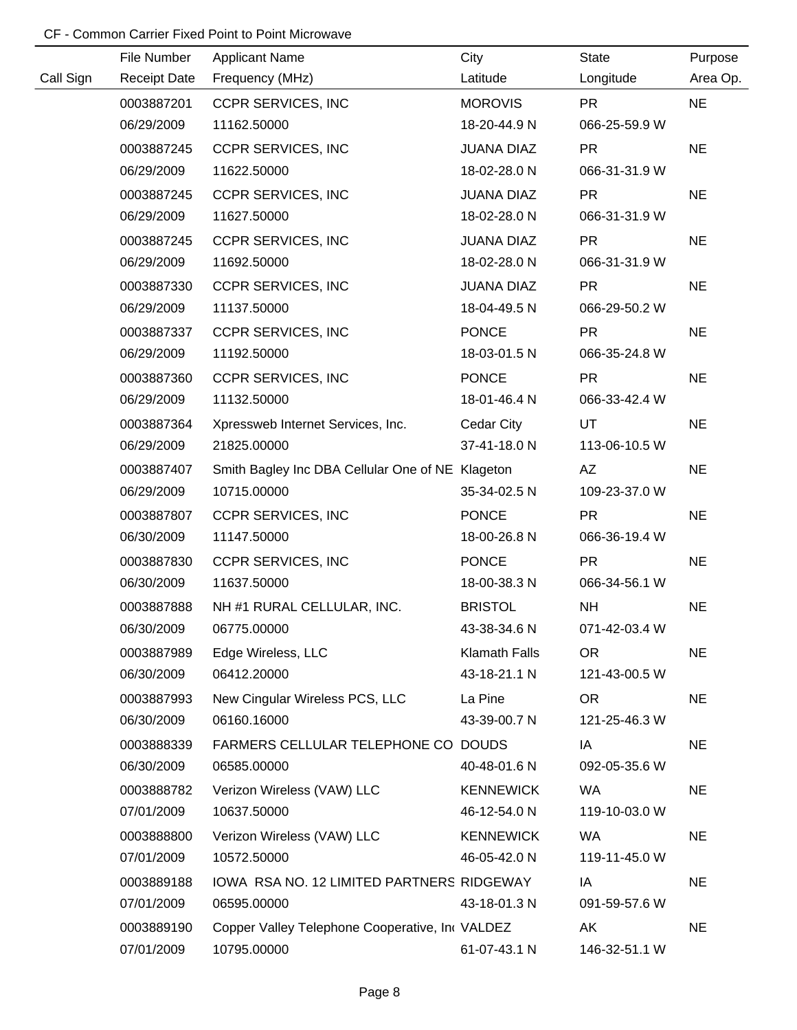CF - Common Carrier Fixed Point to Point Microwave

| Call Sign | File Number<br>Receipt Date | Applicant Name<br>Frequency (MHz) | City<br>Latitude | State<br>Longitude | Purpose<br>Area Op. |
|---|---|---|---|---|---|
| | 0003887201<br>06/29/2009 | CCPR SERVICES, INC<br>11162.50000 | MOROVIS<br>18-20-44.9 N | PR<br>066-25-59.9 W | NE |
| | 0003887245<br>06/29/2009 | CCPR SERVICES, INC<br>11622.50000 | JUANA DIAZ<br>18-02-28.0 N | PR<br>066-31-31.9 W | NE |
| | 0003887245<br>06/29/2009 | CCPR SERVICES, INC<br>11627.50000 | JUANA DIAZ<br>18-02-28.0 N | PR<br>066-31-31.9 W | NE |
| | 0003887245<br>06/29/2009 | CCPR SERVICES, INC<br>11692.50000 | JUANA DIAZ<br>18-02-28.0 N | PR<br>066-31-31.9 W | NE |
| | 0003887330<br>06/29/2009 | CCPR SERVICES, INC<br>11137.50000 | JUANA DIAZ<br>18-04-49.5 N | PR<br>066-29-50.2 W | NE |
| | 0003887337<br>06/29/2009 | CCPR SERVICES, INC<br>11192.50000 | PONCE<br>18-03-01.5 N | PR<br>066-35-24.8 W | NE |
| | 0003887360<br>06/29/2009 | CCPR SERVICES, INC<br>11132.50000 | PONCE<br>18-01-46.4 N | PR<br>066-33-42.4 W | NE |
| | 0003887364<br>06/29/2009 | Xpressweb Internet Services, Inc.<br>21825.00000 | Cedar City<br>37-41-18.0 N | UT<br>113-06-10.5 W | NE |
| | 0003887407<br>06/29/2009 | Smith Bagley Inc DBA Cellular One of NE<br>10715.00000 | Klageton<br>35-34-02.5 N | AZ<br>109-23-37.0 W | NE |
| | 0003887807<br>06/30/2009 | CCPR SERVICES, INC<br>11147.50000 | PONCE<br>18-00-26.8 N | PR<br>066-36-19.4 W | NE |
| | 0003887830<br>06/30/2009 | CCPR SERVICES, INC<br>11637.50000 | PONCE<br>18-00-38.3 N | PR<br>066-34-56.1 W | NE |
| | 0003887888<br>06/30/2009 | NH #1 RURAL CELLULAR, INC.<br>06775.00000 | BRISTOL<br>43-38-34.6 N | NH<br>071-42-03.4 W | NE |
| | 0003887989<br>06/30/2009 | Edge Wireless, LLC<br>06412.20000 | Klamath Falls<br>43-18-21.1 N | OR<br>121-43-00.5 W | NE |
| | 0003887993<br>06/30/2009 | New Cingular Wireless PCS, LLC<br>06160.16000 | La Pine<br>43-39-00.7 N | OR<br>121-25-46.3 W | NE |
| | 0003888339<br>06/30/2009 | FARMERS CELLULAR TELEPHONE CO<br>06585.00000 | DOUDS<br>40-48-01.6 N | IA<br>092-05-35.6 W | NE |
| | 0003888782<br>07/01/2009 | Verizon Wireless (VAW) LLC<br>10637.50000 | KENNEWICK<br>46-12-54.0 N | WA<br>119-10-03.0 W | NE |
| | 0003888800<br>07/01/2009 | Verizon Wireless (VAW) LLC<br>10572.50000 | KENNEWICK<br>46-05-42.0 N | WA<br>119-11-45.0 W | NE |
| | 0003889188<br>07/01/2009 | IOWA RSA NO. 12 LIMITED PARTNERS<br>06595.00000 | RIDGEWAY<br>43-18-01.3 N | IA<br>091-59-57.6 W | NE |
| | 0003889190<br>07/01/2009 | Copper Valley Telephone Cooperative, Inc<br>10795.00000 | VALDEZ<br>61-07-43.1 N | AK<br>146-32-51.1 W | NE |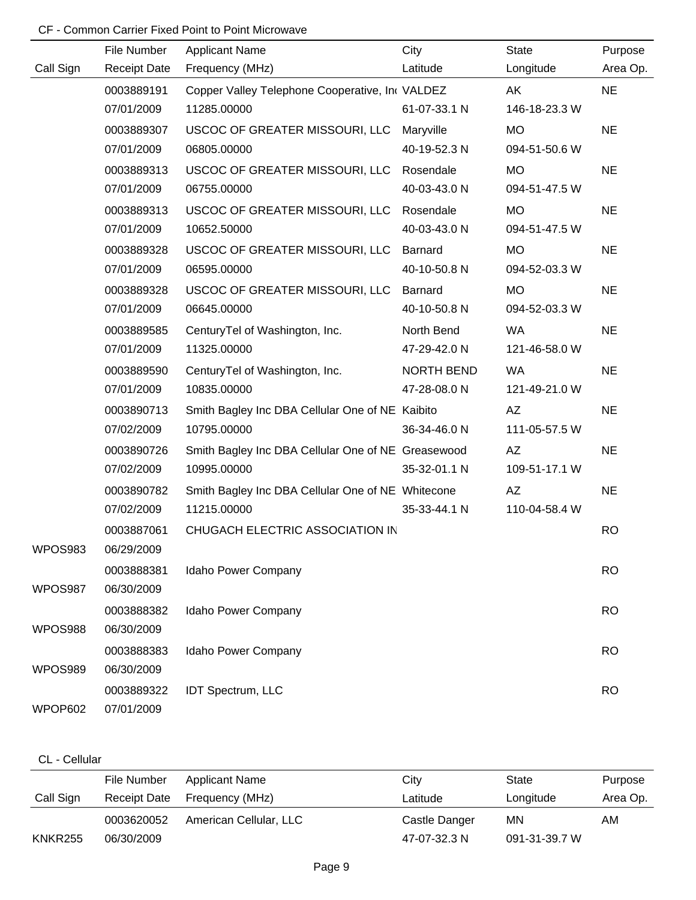CF - Common Carrier Fixed Point to Point Microwave

| Call Sign | File Number<br>Receipt Date | Applicant Name<br>Frequency (MHz) | City<br>Latitude | State<br>Longitude | Purpose<br>Area Op. |
|---|---|---|---|---|---|
| | 0003889191<br>07/01/2009 | Copper Valley Telephone Cooperative, Inc<br>11285.00000 | VALDEZ<br>61-07-33.1 N | AK<br>146-18-23.3 W | NE |
| | 0003889307<br>07/01/2009 | USCOC OF GREATER MISSOURI, LLC<br>06805.00000 | Maryville<br>40-19-52.3 N | MO<br>094-51-50.6 W | NE |
| | 0003889313<br>07/01/2009 | USCOC OF GREATER MISSOURI, LLC<br>06755.00000 | Rosendale<br>40-03-43.0 N | MO<br>094-51-47.5 W | NE |
| | 0003889313<br>07/01/2009 | USCOC OF GREATER MISSOURI, LLC<br>10652.50000 | Rosendale<br>40-03-43.0 N | MO<br>094-51-47.5 W | NE |
| | 0003889328<br>07/01/2009 | USCOC OF GREATER MISSOURI, LLC<br>06595.00000 | Barnard<br>40-10-50.8 N | MO<br>094-52-03.3 W | NE |
| | 0003889328<br>07/01/2009 | USCOC OF GREATER MISSOURI, LLC<br>06645.00000 | Barnard<br>40-10-50.8 N | MO<br>094-52-03.3 W | NE |
| | 0003889585<br>07/01/2009 | CenturyTel of Washington, Inc.<br>11325.00000 | North Bend<br>47-29-42.0 N | WA<br>121-46-58.0 W | NE |
| | 0003889590<br>07/01/2009 | CenturyTel of Washington, Inc.<br>10835.00000 | NORTH BEND<br>47-28-08.0 N | WA<br>121-49-21.0 W | NE |
| | 0003890713<br>07/02/2009 | Smith Bagley Inc DBA Cellular One of NE<br>10795.00000 | Kaibito<br>36-34-46.0 N | AZ<br>111-05-57.5 W | NE |
| | 0003890726<br>07/02/2009 | Smith Bagley Inc DBA Cellular One of NE<br>10995.00000 | Greasewood<br>35-32-01.1 N | AZ<br>109-51-17.1 W | NE |
| | 0003890782<br>07/02/2009 | Smith Bagley Inc DBA Cellular One of NE<br>11215.00000 | Whitecone<br>35-33-44.1 N | AZ<br>110-04-58.4 W | NE |
| WPOS983 | 0003887061<br>06/29/2009 | CHUGACH ELECTRIC ASSOCIATION IN | | | RO |
| WPOS987 | 0003888381<br>06/30/2009 | Idaho Power Company | | | RO |
| WPOS988 | 0003888382<br>06/30/2009 | Idaho Power Company | | | RO |
| WPOS989 | 0003888383<br>06/30/2009 | Idaho Power Company | | | RO |
| WPOP602 | 0003889322<br>07/01/2009 | IDT Spectrum, LLC | | | RO |

CL - Cellular

| Call Sign | File Number<br>Receipt Date | Applicant Name<br>Frequency (MHz) | City<br>Latitude | State<br>Longitude | Purpose<br>Area Op. |
|---|---|---|---|---|---|
| KNKR255 | 0003620052<br>06/30/2009 | American Cellular, LLC | Castle Danger<br>47-07-32.3 N | MN<br>091-31-39.7 W | AM |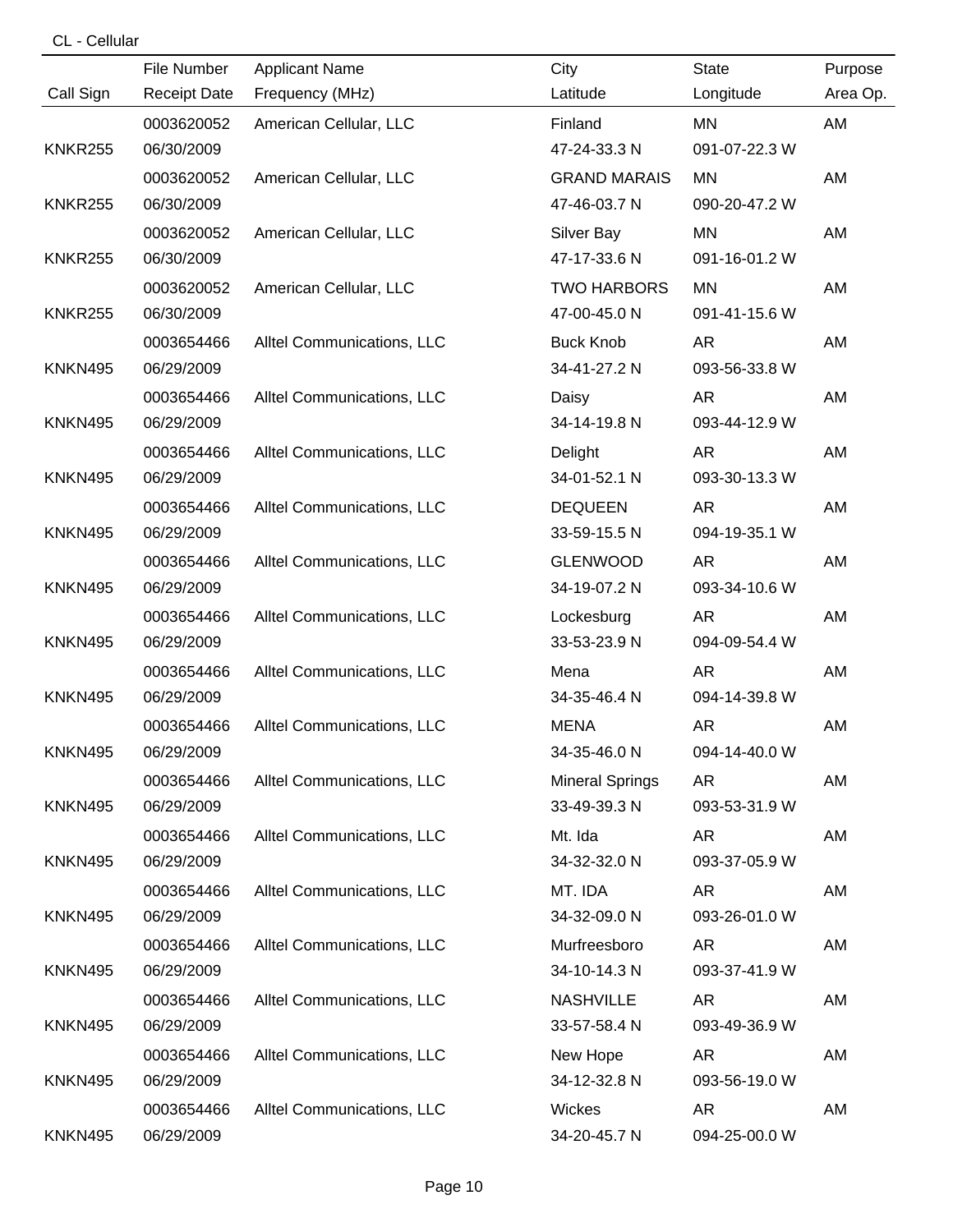CL - Cellular

| Call Sign | File Number<br>Receipt Date | Applicant Name<br>Frequency (MHz) | City<br>Latitude | State<br>Longitude | Purpose<br>Area Op. |
|---|---|---|---|---|---|
| KNKR255 | 0003620052<br>06/30/2009 | American Cellular, LLC | Finland<br>47-24-33.3 N | MN<br>091-07-22.3 W | AM |
| KNKR255 | 0003620052<br>06/30/2009 | American Cellular, LLC | GRAND MARAIS<br>47-46-03.7 N | MN<br>090-20-47.2 W | AM |
| KNKR255 | 0003620052<br>06/30/2009 | American Cellular, LLC | Silver Bay<br>47-17-33.6 N | MN<br>091-16-01.2 W | AM |
| KNKR255 | 0003620052<br>06/30/2009 | American Cellular, LLC | TWO HARBORS<br>47-00-45.0 N | MN<br>091-41-15.6 W | AM |
| KNKN495 | 0003654466<br>06/29/2009 | Alltel Communications, LLC | Buck Knob<br>34-41-27.2 N | AR<br>093-56-33.8 W | AM |
| KNKN495 | 0003654466<br>06/29/2009 | Alltel Communications, LLC | Daisy<br>34-14-19.8 N | AR<br>093-44-12.9 W | AM |
| KNKN495 | 0003654466<br>06/29/2009 | Alltel Communications, LLC | Delight<br>34-01-52.1 N | AR<br>093-30-13.3 W | AM |
| KNKN495 | 0003654466<br>06/29/2009 | Alltel Communications, LLC | DEQUEEN<br>33-59-15.5 N | AR<br>094-19-35.1 W | AM |
| KNKN495 | 0003654466<br>06/29/2009 | Alltel Communications, LLC | GLENWOOD<br>34-19-07.2 N | AR<br>093-34-10.6 W | AM |
| KNKN495 | 0003654466<br>06/29/2009 | Alltel Communications, LLC | Lockesburg<br>33-53-23.9 N | AR<br>094-09-54.4 W | AM |
| KNKN495 | 0003654466<br>06/29/2009 | Alltel Communications, LLC | Mena<br>34-35-46.4 N | AR<br>094-14-39.8 W | AM |
| KNKN495 | 0003654466<br>06/29/2009 | Alltel Communications, LLC | MENA<br>34-35-46.0 N | AR<br>094-14-40.0 W | AM |
| KNKN495 | 0003654466<br>06/29/2009 | Alltel Communications, LLC | Mineral Springs<br>33-49-39.3 N | AR<br>093-53-31.9 W | AM |
| KNKN495 | 0003654466<br>06/29/2009 | Alltel Communications, LLC | Mt. Ida<br>34-32-32.0 N | AR<br>093-37-05.9 W | AM |
| KNKN495 | 0003654466<br>06/29/2009 | Alltel Communications, LLC | MT. IDA<br>34-32-09.0 N | AR<br>093-26-01.0 W | AM |
| KNKN495 | 0003654466<br>06/29/2009 | Alltel Communications, LLC | Murfreesboro<br>34-10-14.3 N | AR<br>093-37-41.9 W | AM |
| KNKN495 | 0003654466<br>06/29/2009 | Alltel Communications, LLC | NASHVILLE<br>33-57-58.4 N | AR<br>093-49-36.9 W | AM |
| KNKN495 | 0003654466<br>06/29/2009 | Alltel Communications, LLC | New Hope<br>34-12-32.8 N | AR<br>093-56-19.0 W | AM |
| KNKN495 | 0003654466<br>06/29/2009 | Alltel Communications, LLC | Wickes<br>34-20-45.7 N | AR<br>094-25-00.0 W | AM |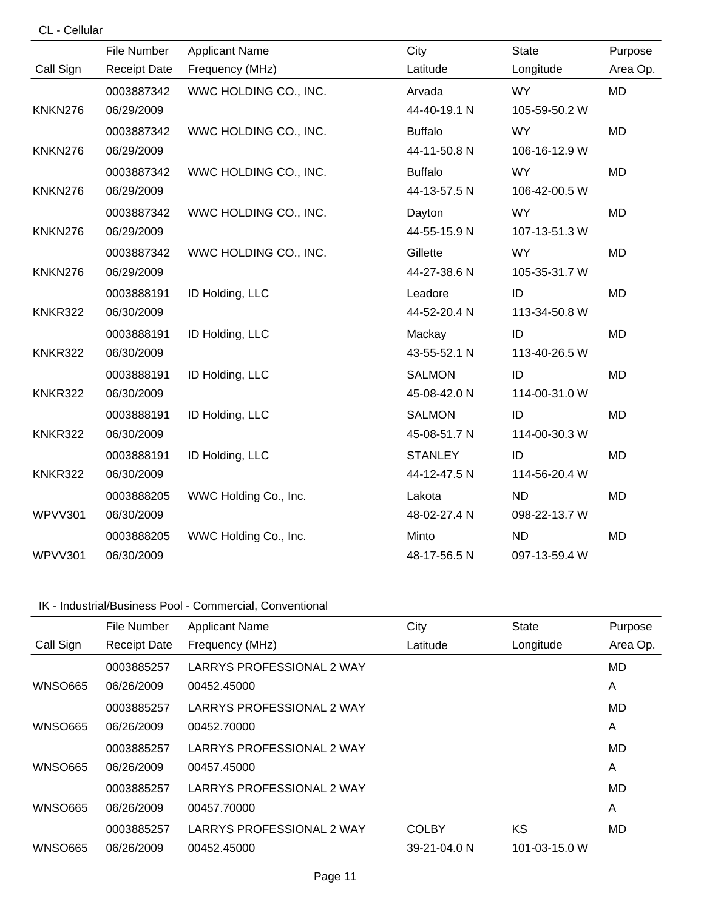CL - Cellular

| Call Sign | File Number<br>Receipt Date | Applicant Name<br>Frequency (MHz) | City<br>Latitude | State<br>Longitude | Purpose<br>Area Op. |
|---|---|---|---|---|---|
| KNKN276 | 0003887342<br>06/29/2009 | WWC HOLDING CO., INC. | Arvada<br>44-40-19.1 N | WY<br>105-59-50.2 W | MD |
| KNKN276 | 0003887342<br>06/29/2009 | WWC HOLDING CO., INC. | Buffalo<br>44-11-50.8 N | WY<br>106-16-12.9 W | MD |
| KNKN276 | 0003887342<br>06/29/2009 | WWC HOLDING CO., INC. | Buffalo<br>44-13-57.5 N | WY<br>106-42-00.5 W | MD |
| KNKN276 | 0003887342<br>06/29/2009 | WWC HOLDING CO., INC. | Dayton<br>44-55-15.9 N | WY<br>107-13-51.3 W | MD |
| KNKN276 | 0003887342<br>06/29/2009 | WWC HOLDING CO., INC. | Gillette<br>44-27-38.6 N | WY<br>105-35-31.7 W | MD |
| KNKR322 | 0003888191<br>06/30/2009 | ID Holding, LLC | Leadore<br>44-52-20.4 N | ID<br>113-34-50.8 W | MD |
| KNKR322 | 0003888191<br>06/30/2009 | ID Holding, LLC | Mackay<br>43-55-52.1 N | ID<br>113-40-26.5 W | MD |
| KNKR322 | 0003888191<br>06/30/2009 | ID Holding, LLC | SALMON<br>45-08-42.0 N | ID<br>114-00-31.0 W | MD |
| KNKR322 | 0003888191<br>06/30/2009 | ID Holding, LLC | SALMON<br>45-08-51.7 N | ID<br>114-00-30.3 W | MD |
| KNKR322 | 0003888191<br>06/30/2009 | ID Holding, LLC | STANLEY<br>44-12-47.5 N | ID<br>114-56-20.4 W | MD |
| WPVV301 | 0003888205<br>06/30/2009 | WWC Holding Co., Inc. | Lakota<br>48-02-27.4 N | ND<br>098-22-13.7 W | MD |
| WPVV301 | 0003888205<br>06/30/2009 | WWC Holding Co., Inc. | Minto<br>48-17-56.5 N | ND<br>097-13-59.4 W | MD |

IK - Industrial/Business Pool - Commercial, Conventional

| Call Sign | File Number<br>Receipt Date | Applicant Name<br>Frequency (MHz) | City<br>Latitude | State<br>Longitude | Purpose<br>Area Op. |
|---|---|---|---|---|---|
| WNSO665 | 0003885257<br>06/26/2009 | LARRYS PROFESSIONAL 2 WAY<br>00452.45000 | | | MD<br>A |
| WNSO665 | 0003885257<br>06/26/2009 | LARRYS PROFESSIONAL 2 WAY<br>00452.70000 | | | MD<br>A |
| WNSO665 | 0003885257<br>06/26/2009 | LARRYS PROFESSIONAL 2 WAY<br>00457.45000 | | | MD<br>A |
| WNSO665 | 0003885257<br>06/26/2009 | LARRYS PROFESSIONAL 2 WAY<br>00457.70000 | | | MD<br>A |
| WNSO665 | 0003885257<br>06/26/2009 | LARRYS PROFESSIONAL 2 WAY<br>00452.45000 | COLBY<br>39-21-04.0 N | KS<br>101-03-15.0 W | MD |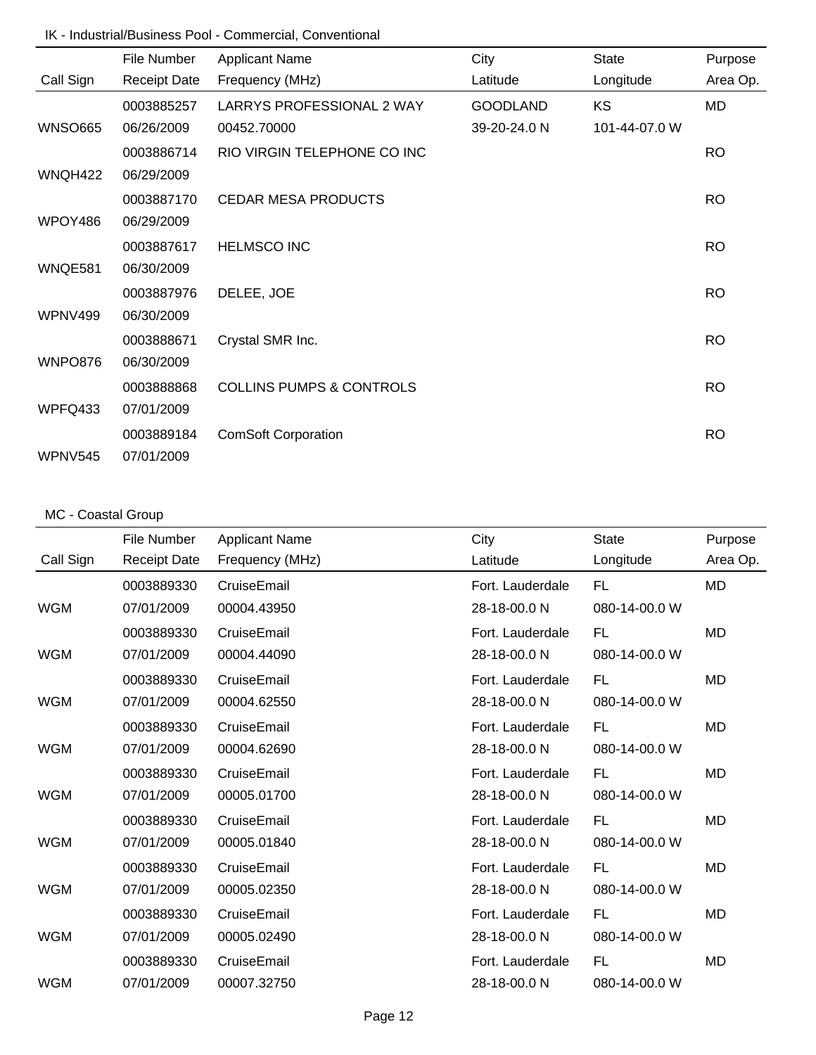IK - Industrial/Business Pool - Commercial, Conventional

| Call Sign | File Number<br>Receipt Date | Applicant Name<br>Frequency (MHz) | City<br>Latitude | State<br>Longitude | Purpose<br>Area Op. |
|---|---|---|---|---|---|
| WNSO665 | 0003885257<br>06/26/2009 | LARRYS PROFESSIONAL 2 WAY<br>00452.70000 | GOODLAND<br>39-20-24.0 N | KS<br>101-44-07.0 W | MD |
| WNQH422 | 0003886714<br>06/29/2009 | RIO VIRGIN TELEPHONE CO INC | | | RO |
| WPOY486 | 0003887170<br>06/29/2009 | CEDAR MESA PRODUCTS | | | RO |
| WNQE581 | 0003887617<br>06/30/2009 | HELMSCO INC | | | RO |
| WPNV499 | 0003887976<br>06/30/2009 | DELEE, JOE | | | RO |
| WNPO876 | 0003888671<br>06/30/2009 | Crystal SMR Inc. | | | RO |
| WPFQ433 | 0003888868<br>07/01/2009 | COLLINS PUMPS & CONTROLS | | | RO |
| WPNV545 | 0003889184<br>07/01/2009 | ComSoft Corporation | | | RO |

MC - Coastal Group

| Call Sign | File Number<br>Receipt Date | Applicant Name<br>Frequency (MHz) | City<br>Latitude | State<br>Longitude | Purpose<br>Area Op. |
|---|---|---|---|---|---|
| WGM | 0003889330<br>07/01/2009 | CruiseEmail<br>00004.43950 | Fort. Lauderdale<br>28-18-00.0 N | FL<br>080-14-00.0 W | MD |
| WGM | 0003889330<br>07/01/2009 | CruiseEmail<br>00004.44090 | Fort. Lauderdale<br>28-18-00.0 N | FL<br>080-14-00.0 W | MD |
| WGM | 0003889330<br>07/01/2009 | CruiseEmail<br>00004.62550 | Fort. Lauderdale<br>28-18-00.0 N | FL<br>080-14-00.0 W | MD |
| WGM | 0003889330<br>07/01/2009 | CruiseEmail<br>00004.62690 | Fort. Lauderdale<br>28-18-00.0 N | FL<br>080-14-00.0 W | MD |
| WGM | 0003889330<br>07/01/2009 | CruiseEmail<br>00005.01700 | Fort. Lauderdale<br>28-18-00.0 N | FL<br>080-14-00.0 W | MD |
| WGM | 0003889330<br>07/01/2009 | CruiseEmail<br>00005.01840 | Fort. Lauderdale<br>28-18-00.0 N | FL<br>080-14-00.0 W | MD |
| WGM | 0003889330<br>07/01/2009 | CruiseEmail<br>00005.02350 | Fort. Lauderdale<br>28-18-00.0 N | FL<br>080-14-00.0 W | MD |
| WGM | 0003889330<br>07/01/2009 | CruiseEmail<br>00005.02490 | Fort. Lauderdale<br>28-18-00.0 N | FL<br>080-14-00.0 W | MD |
| WGM | 0003889330<br>07/01/2009 | CruiseEmail<br>00007.32750 | Fort. Lauderdale<br>28-18-00.0 N | FL<br>080-14-00.0 W | MD |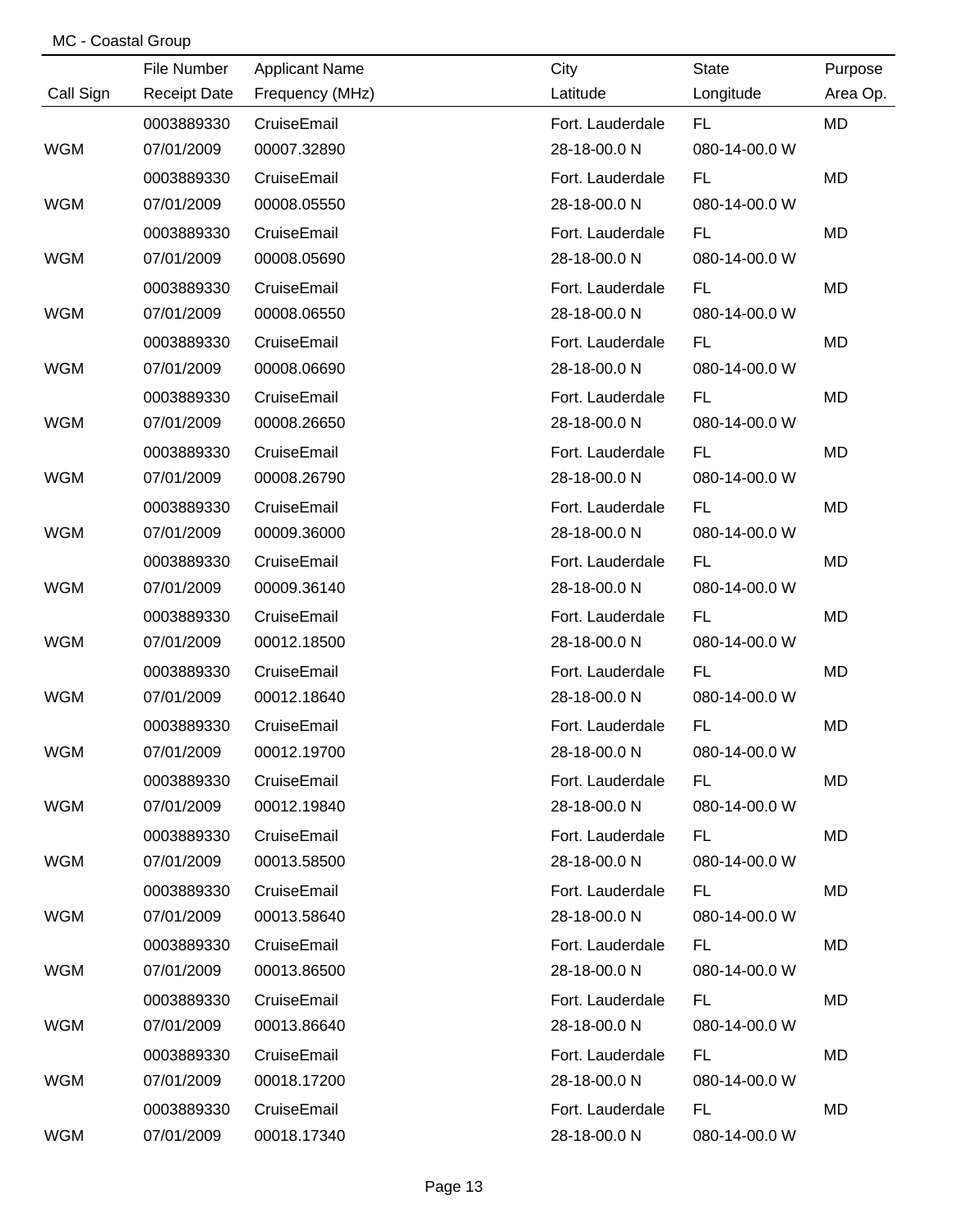MC - Coastal Group

| Call Sign | File Number / Receipt Date | Applicant Name / Frequency (MHz) | City / Latitude | State / Longitude | Purpose / Area Op. |
|---|---|---|---|---|---|
| | 0003889330 | CruiseEmail | Fort. Lauderdale | FL | MD |
| WGM | 07/01/2009 | 00007.32890 | 28-18-00.0 N | 080-14-00.0 W | |
| | 0003889330 | CruiseEmail | Fort. Lauderdale | FL | MD |
| WGM | 07/01/2009 | 00008.05550 | 28-18-00.0 N | 080-14-00.0 W | |
| | 0003889330 | CruiseEmail | Fort. Lauderdale | FL | MD |
| WGM | 07/01/2009 | 00008.05690 | 28-18-00.0 N | 080-14-00.0 W | |
| | 0003889330 | CruiseEmail | Fort. Lauderdale | FL | MD |
| WGM | 07/01/2009 | 00008.06550 | 28-18-00.0 N | 080-14-00.0 W | |
| | 0003889330 | CruiseEmail | Fort. Lauderdale | FL | MD |
| WGM | 07/01/2009 | 00008.06690 | 28-18-00.0 N | 080-14-00.0 W | |
| | 0003889330 | CruiseEmail | Fort. Lauderdale | FL | MD |
| WGM | 07/01/2009 | 00008.26650 | 28-18-00.0 N | 080-14-00.0 W | |
| | 0003889330 | CruiseEmail | Fort. Lauderdale | FL | MD |
| WGM | 07/01/2009 | 00008.26790 | 28-18-00.0 N | 080-14-00.0 W | |
| | 0003889330 | CruiseEmail | Fort. Lauderdale | FL | MD |
| WGM | 07/01/2009 | 00009.36000 | 28-18-00.0 N | 080-14-00.0 W | |
| | 0003889330 | CruiseEmail | Fort. Lauderdale | FL | MD |
| WGM | 07/01/2009 | 00009.36140 | 28-18-00.0 N | 080-14-00.0 W | |
| | 0003889330 | CruiseEmail | Fort. Lauderdale | FL | MD |
| WGM | 07/01/2009 | 00012.18500 | 28-18-00.0 N | 080-14-00.0 W | |
| | 0003889330 | CruiseEmail | Fort. Lauderdale | FL | MD |
| WGM | 07/01/2009 | 00012.18640 | 28-18-00.0 N | 080-14-00.0 W | |
| | 0003889330 | CruiseEmail | Fort. Lauderdale | FL | MD |
| WGM | 07/01/2009 | 00012.19700 | 28-18-00.0 N | 080-14-00.0 W | |
| | 0003889330 | CruiseEmail | Fort. Lauderdale | FL | MD |
| WGM | 07/01/2009 | 00012.19840 | 28-18-00.0 N | 080-14-00.0 W | |
| | 0003889330 | CruiseEmail | Fort. Lauderdale | FL | MD |
| WGM | 07/01/2009 | 00013.58500 | 28-18-00.0 N | 080-14-00.0 W | |
| | 0003889330 | CruiseEmail | Fort. Lauderdale | FL | MD |
| WGM | 07/01/2009 | 00013.58640 | 28-18-00.0 N | 080-14-00.0 W | |
| | 0003889330 | CruiseEmail | Fort. Lauderdale | FL | MD |
| WGM | 07/01/2009 | 00013.86500 | 28-18-00.0 N | 080-14-00.0 W | |
| | 0003889330 | CruiseEmail | Fort. Lauderdale | FL | MD |
| WGM | 07/01/2009 | 00013.86640 | 28-18-00.0 N | 080-14-00.0 W | |
| | 0003889330 | CruiseEmail | Fort. Lauderdale | FL | MD |
| WGM | 07/01/2009 | 00018.17200 | 28-18-00.0 N | 080-14-00.0 W | |
| | 0003889330 | CruiseEmail | Fort. Lauderdale | FL | MD |
| WGM | 07/01/2009 | 00018.17340 | 28-18-00.0 N | 080-14-00.0 W | |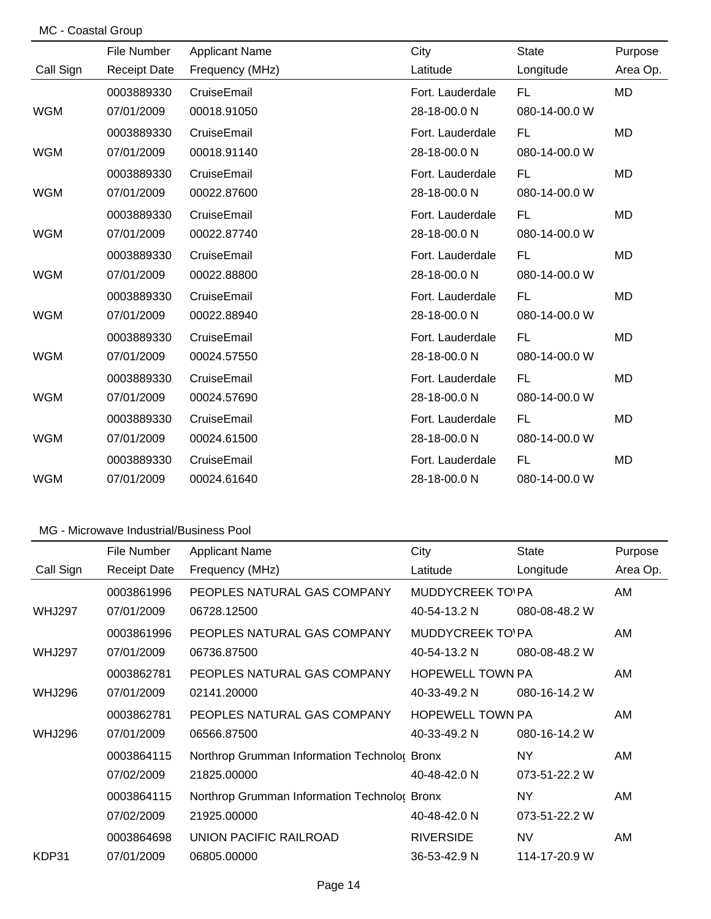MC - Coastal Group

| Call Sign | File Number / Receipt Date | Applicant Name / Frequency (MHz) | City / Latitude | State / Longitude | Purpose / Area Op. |
|---|---|---|---|---|---|
| | 0003889330 | CruiseEmail | Fort. Lauderdale | FL | MD |
| WGM | 07/01/2009 | 00018.91050 | 28-18-00.0 N | 080-14-00.0 W | |
| | 0003889330 | CruiseEmail | Fort. Lauderdale | FL | MD |
| WGM | 07/01/2009 | 00018.91140 | 28-18-00.0 N | 080-14-00.0 W | |
| | 0003889330 | CruiseEmail | Fort. Lauderdale | FL | MD |
| WGM | 07/01/2009 | 00022.87600 | 28-18-00.0 N | 080-14-00.0 W | |
| | 0003889330 | CruiseEmail | Fort. Lauderdale | FL | MD |
| WGM | 07/01/2009 | 00022.87740 | 28-18-00.0 N | 080-14-00.0 W | |
| | 0003889330 | CruiseEmail | Fort. Lauderdale | FL | MD |
| WGM | 07/01/2009 | 00022.88800 | 28-18-00.0 N | 080-14-00.0 W | |
| | 0003889330 | CruiseEmail | Fort. Lauderdale | FL | MD |
| WGM | 07/01/2009 | 00022.88940 | 28-18-00.0 N | 080-14-00.0 W | |
| | 0003889330 | CruiseEmail | Fort. Lauderdale | FL | MD |
| WGM | 07/01/2009 | 00024.57550 | 28-18-00.0 N | 080-14-00.0 W | |
| | 0003889330 | CruiseEmail | Fort. Lauderdale | FL | MD |
| WGM | 07/01/2009 | 00024.57690 | 28-18-00.0 N | 080-14-00.0 W | |
| | 0003889330 | CruiseEmail | Fort. Lauderdale | FL | MD |
| WGM | 07/01/2009 | 00024.61500 | 28-18-00.0 N | 080-14-00.0 W | |
| | 0003889330 | CruiseEmail | Fort. Lauderdale | FL | MD |
| WGM | 07/01/2009 | 00024.61640 | 28-18-00.0 N | 080-14-00.0 W | |

MG - Microwave Industrial/Business Pool

| Call Sign | File Number / Receipt Date | Applicant Name / Frequency (MHz) | City / Latitude | State / Longitude | Purpose / Area Op. |
|---|---|---|---|---|---|
| | 0003861996 | PEOPLES NATURAL GAS COMPANY | MUDDYCREEK TO\ | PA | AM |
| WHJ297 | 07/01/2009 | 06728.12500 | 40-54-13.2 N | 080-08-48.2 W | |
| | 0003861996 | PEOPLES NATURAL GAS COMPANY | MUDDYCREEK TO\ | PA | AM |
| WHJ297 | 07/01/2009 | 06736.87500 | 40-54-13.2 N | 080-08-48.2 W | |
| | 0003862781 | PEOPLES NATURAL GAS COMPANY | HOPEWELL TOWN | PA | AM |
| WHJ296 | 07/01/2009 | 02141.20000 | 40-33-49.2 N | 080-16-14.2 W | |
| | 0003862781 | PEOPLES NATURAL GAS COMPANY | HOPEWELL TOWN | PA | AM |
| WHJ296 | 07/01/2009 | 06566.87500 | 40-33-49.2 N | 080-16-14.2 W | |
| | 0003864115 | Northrop Grumman Information Technolo( | Bronx | NY | AM |
| | 07/02/2009 | 21825.00000 | 40-48-42.0 N | 073-51-22.2 W | |
| | 0003864115 | Northrop Grumman Information Technolo( | Bronx | NY | AM |
| | 07/02/2009 | 21925.00000 | 40-48-42.0 N | 073-51-22.2 W | |
| | 0003864698 | UNION PACIFIC RAILROAD | RIVERSIDE | NV | AM |
| KDP31 | 07/01/2009 | 06805.00000 | 36-53-42.9 N | 114-17-20.9 W | |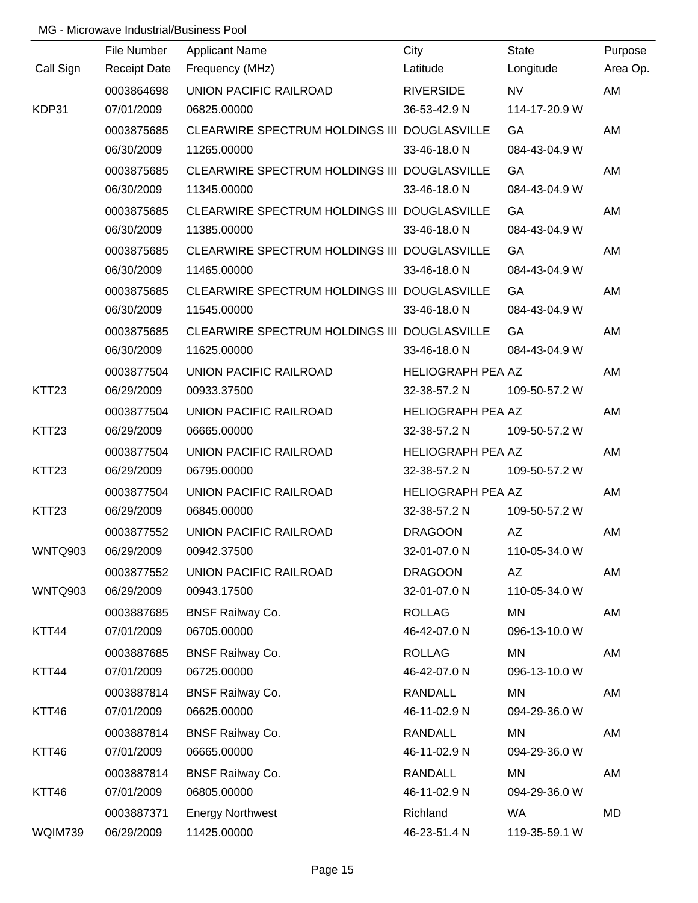MG - Microwave Industrial/Business Pool

| Call Sign | File Number / Receipt Date | Applicant Name / Frequency (MHz) | City / Latitude | State / Longitude | Purpose / Area Op. |
|---|---|---|---|---|---|
| | 0003864698 | UNION PACIFIC RAILROAD | RIVERSIDE | NV | AM |
| KDP31 | 07/01/2009 | 06825.00000 | 36-53-42.9 N | 114-17-20.9 W | |
| | 0003875685 | CLEARWIRE SPECTRUM HOLDINGS III | DOUGLASVILLE | GA | AM |
| | 06/30/2009 | 11265.00000 | 33-46-18.0 N | 084-43-04.9 W | |
| | 0003875685 | CLEARWIRE SPECTRUM HOLDINGS III | DOUGLASVILLE | GA | AM |
| | 06/30/2009 | 11345.00000 | 33-46-18.0 N | 084-43-04.9 W | |
| | 0003875685 | CLEARWIRE SPECTRUM HOLDINGS III | DOUGLASVILLE | GA | AM |
| | 06/30/2009 | 11385.00000 | 33-46-18.0 N | 084-43-04.9 W | |
| | 0003875685 | CLEARWIRE SPECTRUM HOLDINGS III | DOUGLASVILLE | GA | AM |
| | 06/30/2009 | 11465.00000 | 33-46-18.0 N | 084-43-04.9 W | |
| | 0003875685 | CLEARWIRE SPECTRUM HOLDINGS III | DOUGLASVILLE | GA | AM |
| | 06/30/2009 | 11545.00000 | 33-46-18.0 N | 084-43-04.9 W | |
| | 0003875685 | CLEARWIRE SPECTRUM HOLDINGS III | DOUGLASVILLE | GA | AM |
| | 06/30/2009 | 11625.00000 | 33-46-18.0 N | 084-43-04.9 W | |
| | 0003877504 | UNION PACIFIC RAILROAD | HELIOGRAPH PEA | AZ | AM |
| KTT23 | 06/29/2009 | 00933.37500 | 32-38-57.2 N | 109-50-57.2 W | |
| | 0003877504 | UNION PACIFIC RAILROAD | HELIOGRAPH PEA | AZ | AM |
| KTT23 | 06/29/2009 | 06665.00000 | 32-38-57.2 N | 109-50-57.2 W | |
| | 0003877504 | UNION PACIFIC RAILROAD | HELIOGRAPH PEA | AZ | AM |
| KTT23 | 06/29/2009 | 06795.00000 | 32-38-57.2 N | 109-50-57.2 W | |
| | 0003877504 | UNION PACIFIC RAILROAD | HELIOGRAPH PEA | AZ | AM |
| KTT23 | 06/29/2009 | 06845.00000 | 32-38-57.2 N | 109-50-57.2 W | |
| | 0003877552 | UNION PACIFIC RAILROAD | DRAGOON | AZ | AM |
| WNTQ903 | 06/29/2009 | 00942.37500 | 32-01-07.0 N | 110-05-34.0 W | |
| | 0003877552 | UNION PACIFIC RAILROAD | DRAGOON | AZ | AM |
| WNTQ903 | 06/29/2009 | 00943.17500 | 32-01-07.0 N | 110-05-34.0 W | |
| | 0003887685 | BNSF Railway Co. | ROLLAG | MN | AM |
| KTT44 | 07/01/2009 | 06705.00000 | 46-42-07.0 N | 096-13-10.0 W | |
| | 0003887685 | BNSF Railway Co. | ROLLAG | MN | AM |
| KTT44 | 07/01/2009 | 06725.00000 | 46-42-07.0 N | 096-13-10.0 W | |
| | 0003887814 | BNSF Railway Co. | RANDALL | MN | AM |
| KTT46 | 07/01/2009 | 06625.00000 | 46-11-02.9 N | 094-29-36.0 W | |
| | 0003887814 | BNSF Railway Co. | RANDALL | MN | AM |
| KTT46 | 07/01/2009 | 06665.00000 | 46-11-02.9 N | 094-29-36.0 W | |
| | 0003887814 | BNSF Railway Co. | RANDALL | MN | AM |
| KTT46 | 07/01/2009 | 06805.00000 | 46-11-02.9 N | 094-29-36.0 W | |
| | 0003887371 | Energy Northwest | Richland | WA | MD |
| WQIM739 | 06/29/2009 | 11425.00000 | 46-23-51.4 N | 119-35-59.1 W | |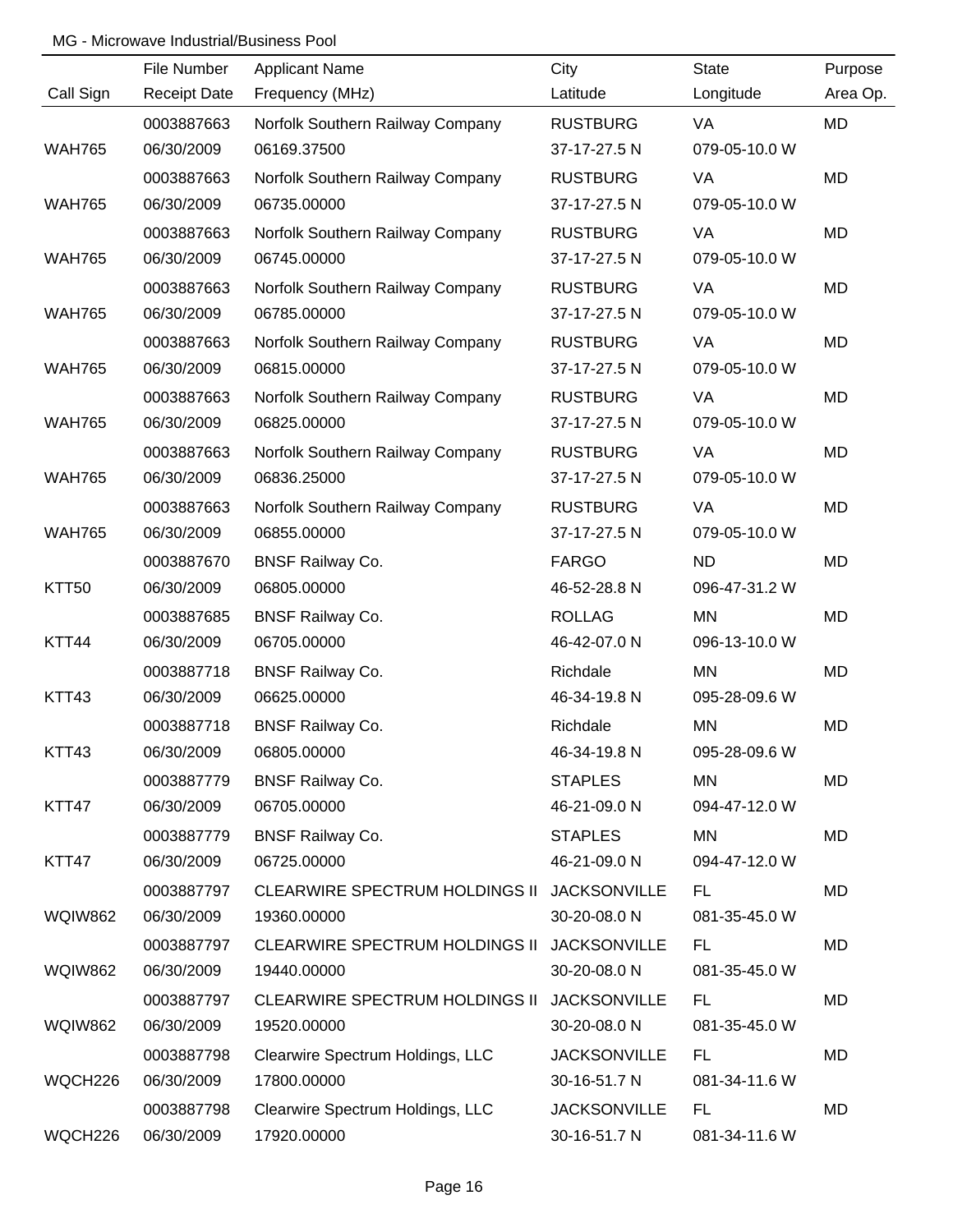MG - Microwave Industrial/Business Pool

| Call Sign | File Number<br>Receipt Date | Applicant Name<br>Frequency (MHz) | City<br>Latitude | State<br>Longitude | Purpose<br>Area Op. |
|---|---|---|---|---|---|
| WAH765 | 0003887663<br>06/30/2009 | Norfolk Southern Railway Company<br>06169.37500 | RUSTBURG<br>37-17-27.5 N | VA<br>079-05-10.0 W | MD |
| WAH765 | 0003887663<br>06/30/2009 | Norfolk Southern Railway Company<br>06735.00000 | RUSTBURG<br>37-17-27.5 N | VA<br>079-05-10.0 W | MD |
| WAH765 | 0003887663<br>06/30/2009 | Norfolk Southern Railway Company<br>06745.00000 | RUSTBURG<br>37-17-27.5 N | VA<br>079-05-10.0 W | MD |
| WAH765 | 0003887663<br>06/30/2009 | Norfolk Southern Railway Company<br>06785.00000 | RUSTBURG<br>37-17-27.5 N | VA<br>079-05-10.0 W | MD |
| WAH765 | 0003887663<br>06/30/2009 | Norfolk Southern Railway Company<br>06815.00000 | RUSTBURG<br>37-17-27.5 N | VA<br>079-05-10.0 W | MD |
| WAH765 | 0003887663<br>06/30/2009 | Norfolk Southern Railway Company<br>06825.00000 | RUSTBURG<br>37-17-27.5 N | VA<br>079-05-10.0 W | MD |
| WAH765 | 0003887663<br>06/30/2009 | Norfolk Southern Railway Company<br>06836.25000 | RUSTBURG<br>37-17-27.5 N | VA<br>079-05-10.0 W | MD |
| WAH765 | 0003887663<br>06/30/2009 | Norfolk Southern Railway Company<br>06855.00000 | RUSTBURG<br>37-17-27.5 N | VA<br>079-05-10.0 W | MD |
| KTT50 | 0003887670<br>06/30/2009 | BNSF Railway Co.<br>06805.00000 | FARGO<br>46-52-28.8 N | ND<br>096-47-31.2 W | MD |
| KTT44 | 0003887685<br>06/30/2009 | BNSF Railway Co.<br>06705.00000 | ROLLAG<br>46-42-07.0 N | MN<br>096-13-10.0 W | MD |
| KTT43 | 0003887718<br>06/30/2009 | BNSF Railway Co.<br>06625.00000 | Richdale<br>46-34-19.8 N | MN<br>095-28-09.6 W | MD |
| KTT43 | 0003887718<br>06/30/2009 | BNSF Railway Co.<br>06805.00000 | Richdale<br>46-34-19.8 N | MN<br>095-28-09.6 W | MD |
| KTT47 | 0003887779<br>06/30/2009 | BNSF Railway Co.<br>06705.00000 | STAPLES<br>46-21-09.0 N | MN<br>094-47-12.0 W | MD |
| KTT47 | 0003887779<br>06/30/2009 | BNSF Railway Co.<br>06725.00000 | STAPLES<br>46-21-09.0 N | MN<br>094-47-12.0 W | MD |
| WQIW862 | 0003887797<br>06/30/2009 | CLEARWIRE SPECTRUM HOLDINGS II<br>19360.00000 | JACKSONVILLE<br>30-20-08.0 N | FL<br>081-35-45.0 W | MD |
| WQIW862 | 0003887797<br>06/30/2009 | CLEARWIRE SPECTRUM HOLDINGS II<br>19440.00000 | JACKSONVILLE<br>30-20-08.0 N | FL<br>081-35-45.0 W | MD |
| WQIW862 | 0003887797<br>06/30/2009 | CLEARWIRE SPECTRUM HOLDINGS II<br>19520.00000 | JACKSONVILLE<br>30-20-08.0 N | FL<br>081-35-45.0 W | MD |
| WQCH226 | 0003887798<br>06/30/2009 | Clearwire Spectrum Holdings, LLC<br>17800.00000 | JACKSONVILLE<br>30-16-51.7 N | FL<br>081-34-11.6 W | MD |
| WQCH226 | 0003887798<br>06/30/2009 | Clearwire Spectrum Holdings, LLC<br>17920.00000 | JACKSONVILLE<br>30-16-51.7 N | FL<br>081-34-11.6 W | MD |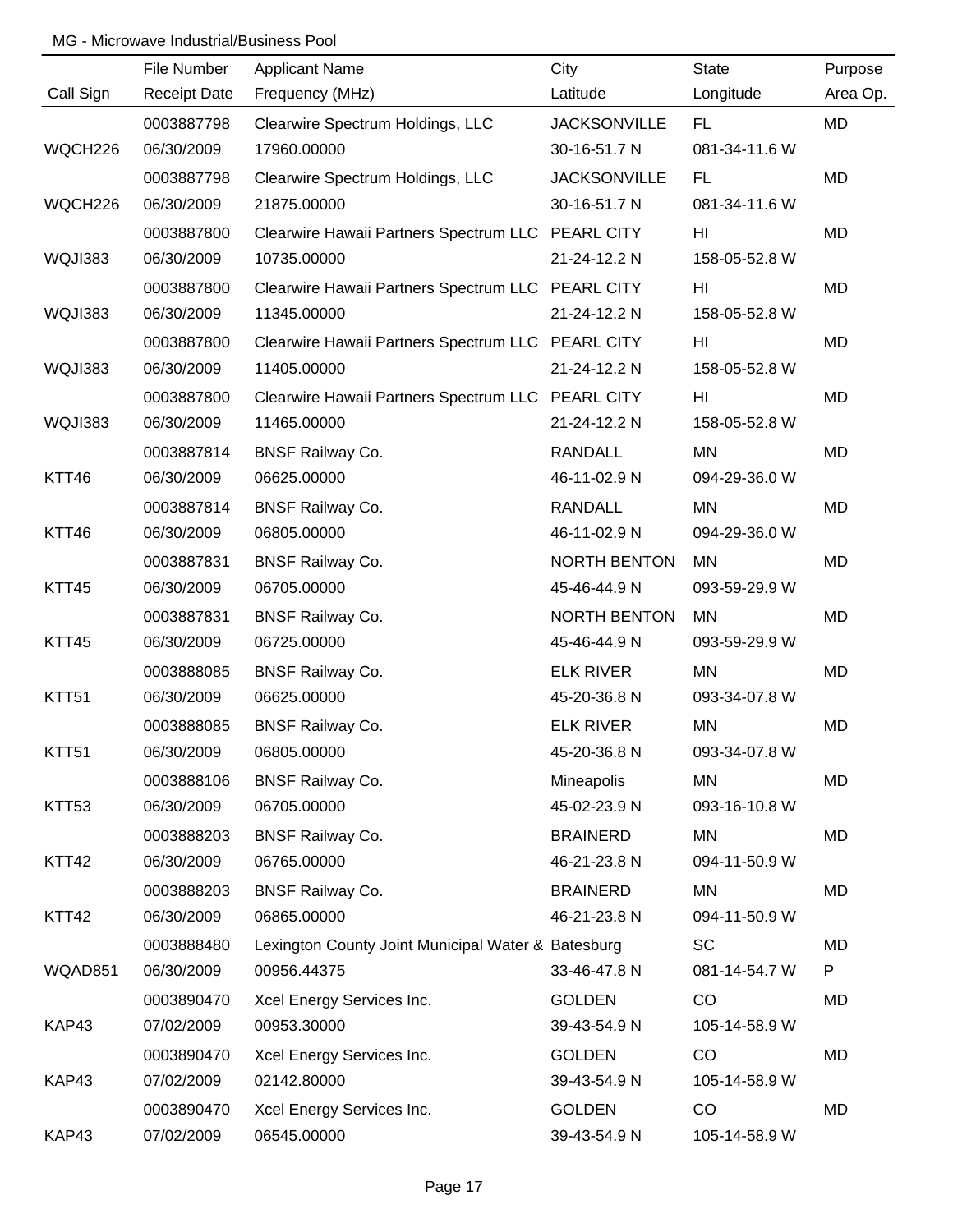MG - Microwave Industrial/Business Pool

| Call Sign | File Number<br>Receipt Date | Applicant Name<br>Frequency (MHz) | City<br>Latitude | State<br>Longitude | Purpose<br>Area Op. |
|---|---|---|---|---|---|
| WQCH226 | 0003887798<br>06/30/2009 | Clearwire Spectrum Holdings, LLC<br>17960.00000 | JACKSONVILLE<br>30-16-51.7 N | FL<br>081-34-11.6 W | MD |
| WQCH226 | 0003887798<br>06/30/2009 | Clearwire Spectrum Holdings, LLC<br>21875.00000 | JACKSONVILLE<br>30-16-51.7 N | FL<br>081-34-11.6 W | MD |
| WQJI383 | 0003887800<br>06/30/2009 | Clearwire Hawaii Partners Spectrum LLC<br>10735.00000 | PEARL CITY<br>21-24-12.2 N | HI<br>158-05-52.8 W | MD |
| WQJI383 | 0003887800<br>06/30/2009 | Clearwire Hawaii Partners Spectrum LLC<br>11345.00000 | PEARL CITY<br>21-24-12.2 N | HI<br>158-05-52.8 W | MD |
| WQJI383 | 0003887800<br>06/30/2009 | Clearwire Hawaii Partners Spectrum LLC<br>11405.00000 | PEARL CITY<br>21-24-12.2 N | HI<br>158-05-52.8 W | MD |
| WQJI383 | 0003887800<br>06/30/2009 | Clearwire Hawaii Partners Spectrum LLC<br>11465.00000 | PEARL CITY<br>21-24-12.2 N | HI<br>158-05-52.8 W | MD |
| KTT46 | 0003887814<br>06/30/2009 | BNSF Railway Co.<br>06625.00000 | RANDALL<br>46-11-02.9 N | MN<br>094-29-36.0 W | MD |
| KTT46 | 0003887814<br>06/30/2009 | BNSF Railway Co.<br>06805.00000 | RANDALL<br>46-11-02.9 N | MN<br>094-29-36.0 W | MD |
| KTT45 | 0003887831<br>06/30/2009 | BNSF Railway Co.<br>06705.00000 | NORTH BENTON<br>45-46-44.9 N | MN<br>093-59-29.9 W | MD |
| KTT45 | 0003887831<br>06/30/2009 | BNSF Railway Co.<br>06725.00000 | NORTH BENTON<br>45-46-44.9 N | MN<br>093-59-29.9 W | MD |
| KTT51 | 0003888085<br>06/30/2009 | BNSF Railway Co.<br>06625.00000 | ELK RIVER<br>45-20-36.8 N | MN<br>093-34-07.8 W | MD |
| KTT51 | 0003888085<br>06/30/2009 | BNSF Railway Co.<br>06805.00000 | ELK RIVER<br>45-20-36.8 N | MN<br>093-34-07.8 W | MD |
| KTT53 | 0003888106<br>06/30/2009 | BNSF Railway Co.<br>06705.00000 | Mineapolis<br>45-02-23.9 N | MN<br>093-16-10.8 W | MD |
| KTT42 | 0003888203<br>06/30/2009 | BNSF Railway Co.<br>06765.00000 | BRAINERD<br>46-21-23.8 N | MN<br>094-11-50.9 W | MD |
| KTT42 | 0003888203<br>06/30/2009 | BNSF Railway Co.<br>06865.00000 | BRAINERD<br>46-21-23.8 N | MN<br>094-11-50.9 W | MD |
| WQAD851 | 0003888480<br>06/30/2009 | Lexington County Joint Municipal Water &<br>00956.44375 | Batesburg<br>33-46-47.8 N | SC<br>081-14-54.7 W | MD<br>P |
| KAP43 | 0003890470<br>07/02/2009 | Xcel Energy Services Inc.<br>00953.30000 | GOLDEN<br>39-43-54.9 N | CO<br>105-14-58.9 W | MD |
| KAP43 | 0003890470<br>07/02/2009 | Xcel Energy Services Inc.<br>02142.80000 | GOLDEN<br>39-43-54.9 N | CO<br>105-14-58.9 W | MD |
| KAP43 | 0003890470<br>07/02/2009 | Xcel Energy Services Inc.<br>06545.00000 | GOLDEN<br>39-43-54.9 N | CO<br>105-14-58.9 W | MD |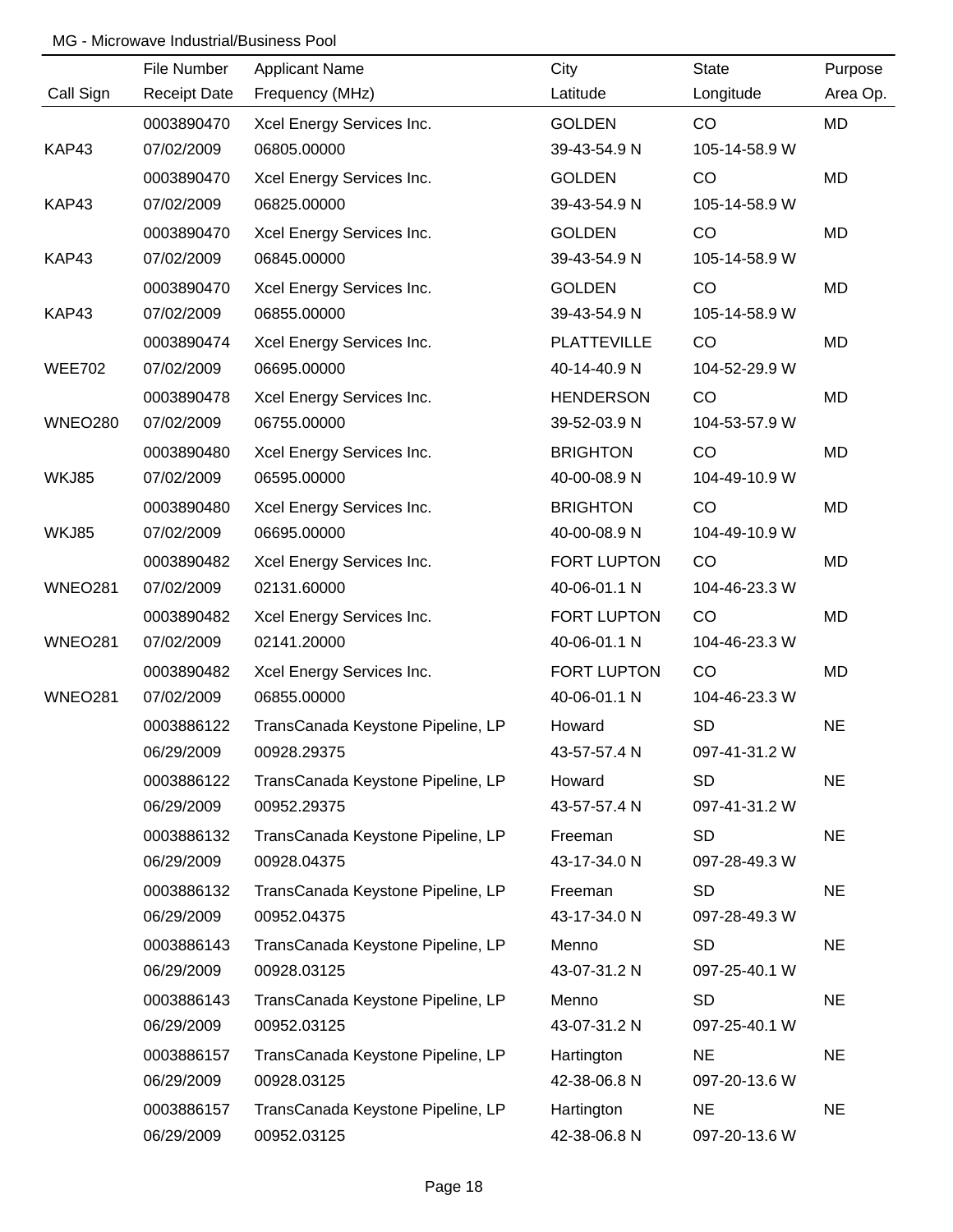MG - Microwave Industrial/Business Pool

| Call Sign | File Number<br>Receipt Date | Applicant Name<br>Frequency (MHz) | City<br>Latitude | State<br>Longitude | Purpose<br>Area Op. |
|---|---|---|---|---|---|
| KAP43 | 0003890470<br>07/02/2009 | Xcel Energy Services Inc.<br>06805.00000 | GOLDEN<br>39-43-54.9 N | CO<br>105-14-58.9 W | MD |
| KAP43 | 0003890470<br>07/02/2009 | Xcel Energy Services Inc.<br>06825.00000 | GOLDEN<br>39-43-54.9 N | CO<br>105-14-58.9 W | MD |
| KAP43 | 0003890470<br>07/02/2009 | Xcel Energy Services Inc.<br>06845.00000 | GOLDEN<br>39-43-54.9 N | CO<br>105-14-58.9 W | MD |
| KAP43 | 0003890470<br>07/02/2009 | Xcel Energy Services Inc.<br>06855.00000 | GOLDEN<br>39-43-54.9 N | CO<br>105-14-58.9 W | MD |
| WEE702 | 0003890474<br>07/02/2009 | Xcel Energy Services Inc.<br>06695.00000 | PLATTEVILLE<br>40-14-40.9 N | CO<br>104-52-29.9 W | MD |
| WNEO280 | 0003890478<br>07/02/2009 | Xcel Energy Services Inc.<br>06755.00000 | HENDERSON<br>39-52-03.9 N | CO<br>104-53-57.9 W | MD |
| WKJ85 | 0003890480<br>07/02/2009 | Xcel Energy Services Inc.<br>06595.00000 | BRIGHTON<br>40-00-08.9 N | CO<br>104-49-10.9 W | MD |
| WKJ85 | 0003890480<br>07/02/2009 | Xcel Energy Services Inc.<br>06695.00000 | BRIGHTON<br>40-00-08.9 N | CO<br>104-49-10.9 W | MD |
| WNEO281 | 0003890482<br>07/02/2009 | Xcel Energy Services Inc.<br>02131.60000 | FORT LUPTON<br>40-06-01.1 N | CO<br>104-46-23.3 W | MD |
| WNEO281 | 0003890482<br>07/02/2009 | Xcel Energy Services Inc.<br>02141.20000 | FORT LUPTON<br>40-06-01.1 N | CO<br>104-46-23.3 W | MD |
| WNEO281 | 0003890482<br>07/02/2009 | Xcel Energy Services Inc.<br>06855.00000 | FORT LUPTON<br>40-06-01.1 N | CO<br>104-46-23.3 W | MD |
| | 0003886122<br>06/29/2009 | TransCanada Keystone Pipeline, LP<br>00928.29375 | Howard<br>43-57-57.4 N | SD<br>097-41-31.2 W | NE |
| | 0003886122<br>06/29/2009 | TransCanada Keystone Pipeline, LP<br>00952.29375 | Howard<br>43-57-57.4 N | SD<br>097-41-31.2 W | NE |
| | 0003886132<br>06/29/2009 | TransCanada Keystone Pipeline, LP<br>00928.04375 | Freeman<br>43-17-34.0 N | SD<br>097-28-49.3 W | NE |
| | 0003886132<br>06/29/2009 | TransCanada Keystone Pipeline, LP<br>00952.04375 | Freeman<br>43-17-34.0 N | SD<br>097-28-49.3 W | NE |
| | 0003886143<br>06/29/2009 | TransCanada Keystone Pipeline, LP<br>00928.03125 | Menno<br>43-07-31.2 N | SD<br>097-25-40.1 W | NE |
| | 0003886143<br>06/29/2009 | TransCanada Keystone Pipeline, LP<br>00952.03125 | Menno<br>43-07-31.2 N | SD<br>097-25-40.1 W | NE |
| | 0003886157<br>06/29/2009 | TransCanada Keystone Pipeline, LP<br>00928.03125 | Hartington<br>42-38-06.8 N | NE<br>097-20-13.6 W | NE |
| | 0003886157<br>06/29/2009 | TransCanada Keystone Pipeline, LP<br>00952.03125 | Hartington<br>42-38-06.8 N | NE<br>097-20-13.6 W | NE |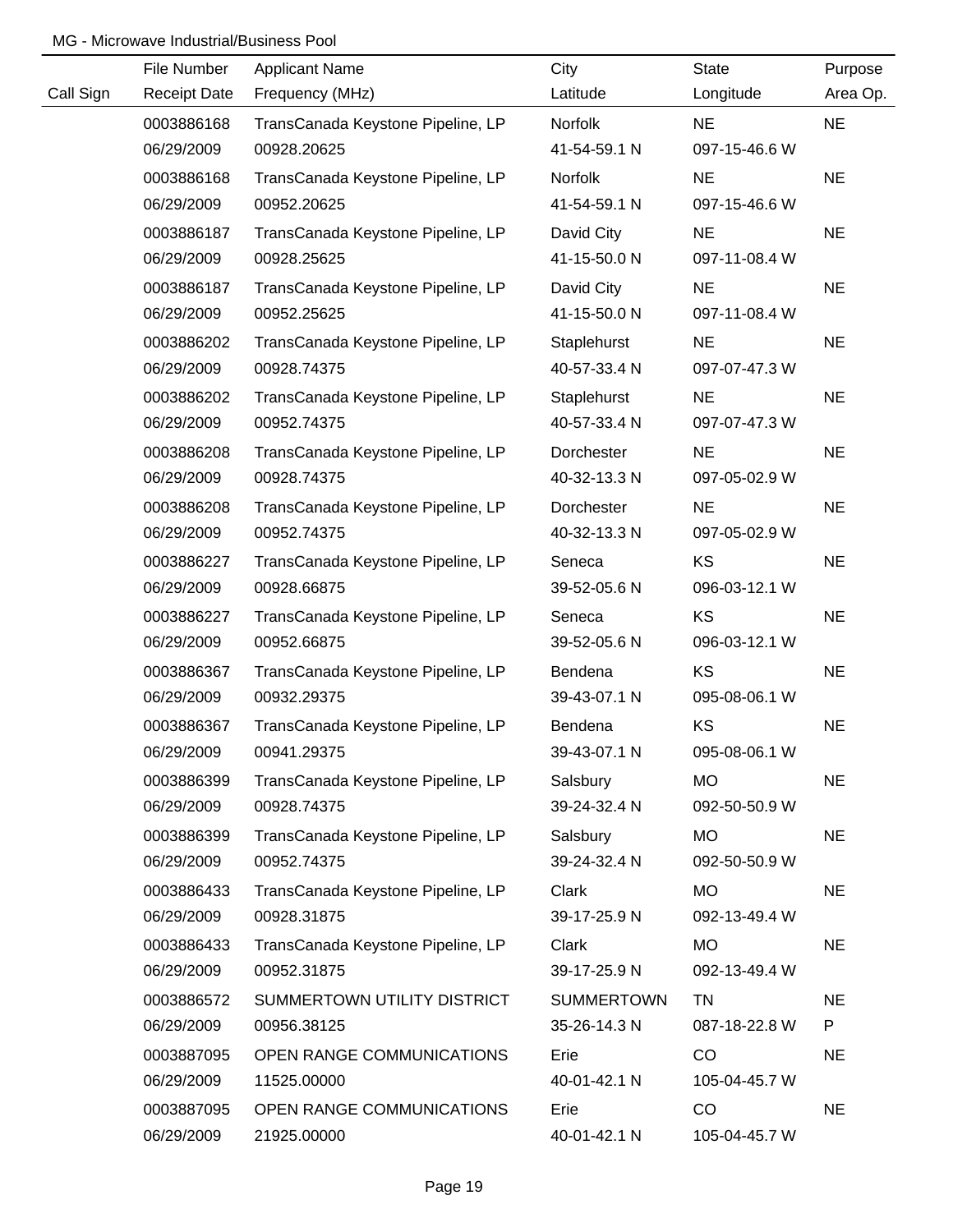MG - Microwave Industrial/Business Pool

| Call Sign | File Number<br>Receipt Date | Applicant Name<br>Frequency (MHz) | City<br>Latitude | State<br>Longitude | Purpose<br>Area Op. |
|---|---|---|---|---|---|
| | 0003886168<br>06/29/2009 | TransCanada Keystone Pipeline, LP<br>00928.20625 | Norfolk<br>41-54-59.1 N | NE<br>097-15-46.6 W | NE |
| | 0003886168<br>06/29/2009 | TransCanada Keystone Pipeline, LP<br>00952.20625 | Norfolk<br>41-54-59.1 N | NE<br>097-15-46.6 W | NE |
| | 0003886187<br>06/29/2009 | TransCanada Keystone Pipeline, LP<br>00928.25625 | David City<br>41-15-50.0 N | NE<br>097-11-08.4 W | NE |
| | 0003886187<br>06/29/2009 | TransCanada Keystone Pipeline, LP<br>00952.25625 | David City<br>41-15-50.0 N | NE<br>097-11-08.4 W | NE |
| | 0003886202<br>06/29/2009 | TransCanada Keystone Pipeline, LP<br>00928.74375 | Staplehurst<br>40-57-33.4 N | NE<br>097-07-47.3 W | NE |
| | 0003886202<br>06/29/2009 | TransCanada Keystone Pipeline, LP<br>00952.74375 | Staplehurst<br>40-57-33.4 N | NE<br>097-07-47.3 W | NE |
| | 0003886208<br>06/29/2009 | TransCanada Keystone Pipeline, LP<br>00928.74375 | Dorchester<br>40-32-13.3 N | NE<br>097-05-02.9 W | NE |
| | 0003886208<br>06/29/2009 | TransCanada Keystone Pipeline, LP<br>00952.74375 | Dorchester<br>40-32-13.3 N | NE<br>097-05-02.9 W | NE |
| | 0003886227<br>06/29/2009 | TransCanada Keystone Pipeline, LP<br>00928.66875 | Seneca<br>39-52-05.6 N | KS<br>096-03-12.1 W | NE |
| | 0003886227<br>06/29/2009 | TransCanada Keystone Pipeline, LP<br>00952.66875 | Seneca<br>39-52-05.6 N | KS<br>096-03-12.1 W | NE |
| | 0003886367<br>06/29/2009 | TransCanada Keystone Pipeline, LP<br>00932.29375 | Bendena<br>39-43-07.1 N | KS<br>095-08-06.1 W | NE |
| | 0003886367<br>06/29/2009 | TransCanada Keystone Pipeline, LP<br>00941.29375 | Bendena<br>39-43-07.1 N | KS<br>095-08-06.1 W | NE |
| | 0003886399<br>06/29/2009 | TransCanada Keystone Pipeline, LP<br>00928.74375 | Salsbury<br>39-24-32.4 N | MO<br>092-50-50.9 W | NE |
| | 0003886399<br>06/29/2009 | TransCanada Keystone Pipeline, LP<br>00952.74375 | Salsbury<br>39-24-32.4 N | MO<br>092-50-50.9 W | NE |
| | 0003886433<br>06/29/2009 | TransCanada Keystone Pipeline, LP<br>00928.31875 | Clark<br>39-17-25.9 N | MO<br>092-13-49.4 W | NE |
| | 0003886433<br>06/29/2009 | TransCanada Keystone Pipeline, LP<br>00952.31875 | Clark<br>39-17-25.9 N | MO<br>092-13-49.4 W | NE |
| | 0003886572<br>06/29/2009 | SUMMERTOWN UTILITY DISTRICT<br>00956.38125 | SUMMERTOWN<br>35-26-14.3 N | TN<br>087-18-22.8 W | NE<br>P |
| | 0003887095<br>06/29/2009 | OPEN RANGE COMMUNICATIONS<br>11525.00000 | Erie<br>40-01-42.1 N | CO<br>105-04-45.7 W | NE |
| | 0003887095<br>06/29/2009 | OPEN RANGE COMMUNICATIONS<br>21925.00000 | Erie<br>40-01-42.1 N | CO<br>105-04-45.7 W | NE |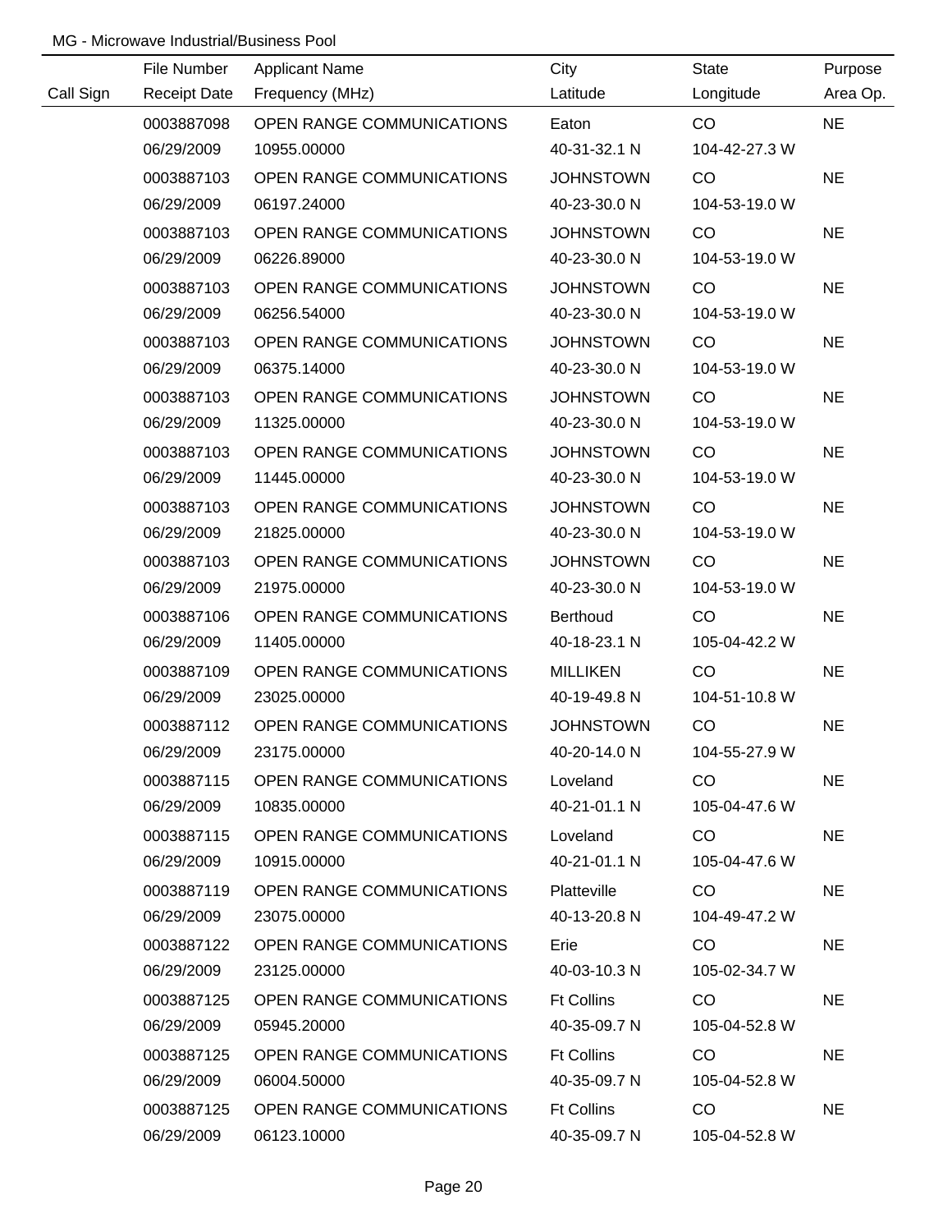MG - Microwave Industrial/Business Pool

| Call Sign | File Number<br>Receipt Date | Applicant Name<br>Frequency (MHz) | City<br>Latitude | State<br>Longitude | Purpose<br>Area Op. |
|---|---|---|---|---|---|
| | 0003887098<br>06/29/2009 | OPEN RANGE COMMUNICATIONS<br>10955.00000 | Eaton<br>40-31-32.1 N | CO<br>104-42-27.3 W | NE |
| | 0003887103<br>06/29/2009 | OPEN RANGE COMMUNICATIONS<br>06197.24000 | JOHNSTOWN<br>40-23-30.0 N | CO<br>104-53-19.0 W | NE |
| | 0003887103<br>06/29/2009 | OPEN RANGE COMMUNICATIONS<br>06226.89000 | JOHNSTOWN<br>40-23-30.0 N | CO<br>104-53-19.0 W | NE |
| | 0003887103<br>06/29/2009 | OPEN RANGE COMMUNICATIONS<br>06256.54000 | JOHNSTOWN<br>40-23-30.0 N | CO<br>104-53-19.0 W | NE |
| | 0003887103<br>06/29/2009 | OPEN RANGE COMMUNICATIONS<br>06375.14000 | JOHNSTOWN<br>40-23-30.0 N | CO<br>104-53-19.0 W | NE |
| | 0003887103<br>06/29/2009 | OPEN RANGE COMMUNICATIONS<br>11325.00000 | JOHNSTOWN<br>40-23-30.0 N | CO<br>104-53-19.0 W | NE |
| | 0003887103<br>06/29/2009 | OPEN RANGE COMMUNICATIONS<br>11445.00000 | JOHNSTOWN<br>40-23-30.0 N | CO<br>104-53-19.0 W | NE |
| | 0003887103<br>06/29/2009 | OPEN RANGE COMMUNICATIONS<br>21825.00000 | JOHNSTOWN<br>40-23-30.0 N | CO<br>104-53-19.0 W | NE |
| | 0003887103<br>06/29/2009 | OPEN RANGE COMMUNICATIONS<br>21975.00000 | JOHNSTOWN<br>40-23-30.0 N | CO<br>104-53-19.0 W | NE |
| | 0003887106<br>06/29/2009 | OPEN RANGE COMMUNICATIONS<br>11405.00000 | Berthoud<br>40-18-23.1 N | CO<br>105-04-42.2 W | NE |
| | 0003887109<br>06/29/2009 | OPEN RANGE COMMUNICATIONS<br>23025.00000 | MILLIKEN<br>40-19-49.8 N | CO<br>104-51-10.8 W | NE |
| | 0003887112<br>06/29/2009 | OPEN RANGE COMMUNICATIONS<br>23175.00000 | JOHNSTOWN<br>40-20-14.0 N | CO<br>104-55-27.9 W | NE |
| | 0003887115<br>06/29/2009 | OPEN RANGE COMMUNICATIONS<br>10835.00000 | Loveland<br>40-21-01.1 N | CO<br>105-04-47.6 W | NE |
| | 0003887115<br>06/29/2009 | OPEN RANGE COMMUNICATIONS<br>10915.00000 | Loveland<br>40-21-01.1 N | CO<br>105-04-47.6 W | NE |
| | 0003887119<br>06/29/2009 | OPEN RANGE COMMUNICATIONS<br>23075.00000 | Platteville<br>40-13-20.8 N | CO<br>104-49-47.2 W | NE |
| | 0003887122<br>06/29/2009 | OPEN RANGE COMMUNICATIONS<br>23125.00000 | Erie<br>40-03-10.3 N | CO<br>105-02-34.7 W | NE |
| | 0003887125<br>06/29/2009 | OPEN RANGE COMMUNICATIONS<br>05945.20000 | Ft Collins<br>40-35-09.7 N | CO<br>105-04-52.8 W | NE |
| | 0003887125<br>06/29/2009 | OPEN RANGE COMMUNICATIONS<br>06004.50000 | Ft Collins<br>40-35-09.7 N | CO<br>105-04-52.8 W | NE |
| | 0003887125<br>06/29/2009 | OPEN RANGE COMMUNICATIONS<br>06123.10000 | Ft Collins<br>40-35-09.7 N | CO<br>105-04-52.8 W | NE |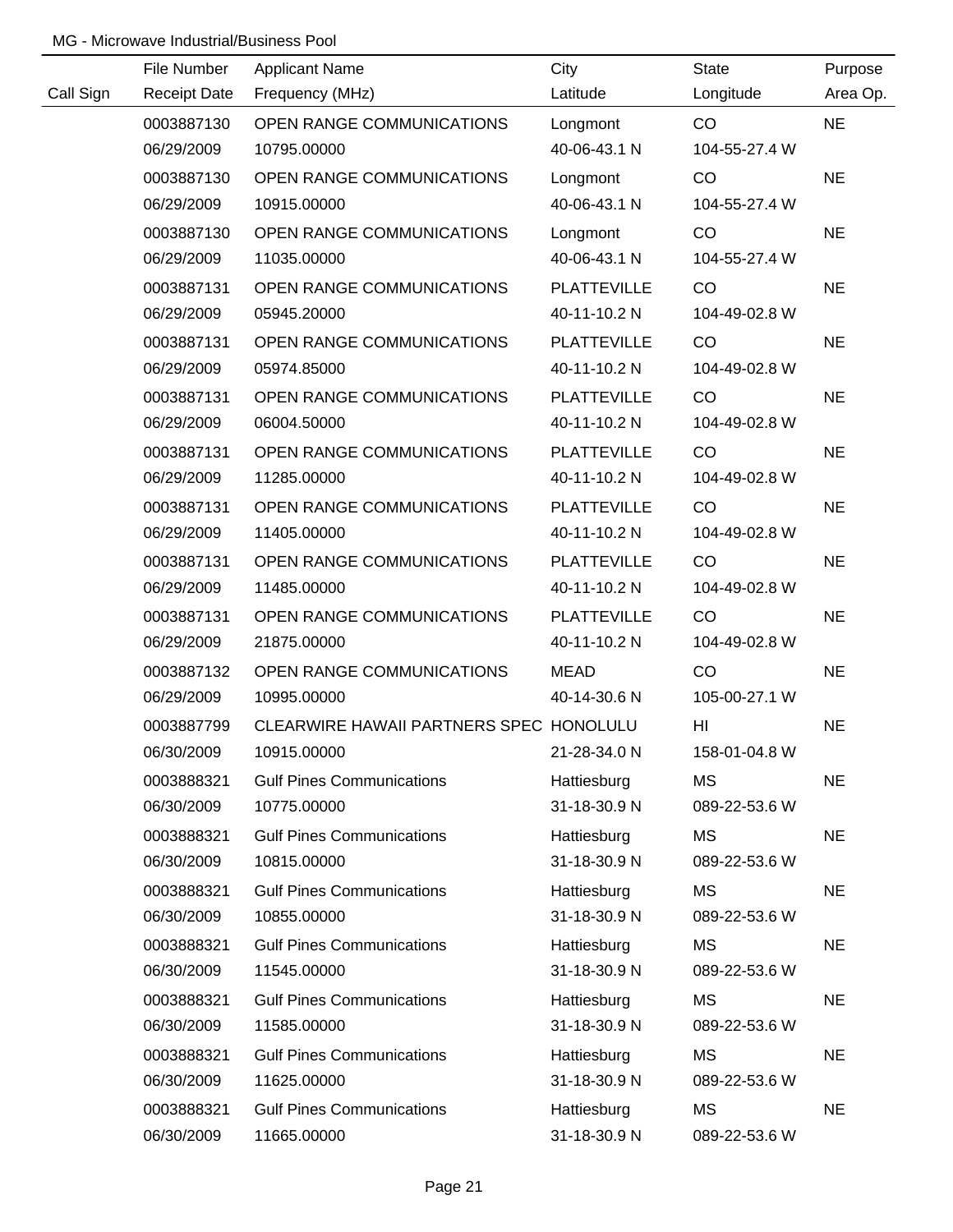MG - Microwave Industrial/Business Pool

| Call Sign | File Number<br>Receipt Date | Applicant Name<br>Frequency (MHz) | City<br>Latitude | State<br>Longitude | Purpose<br>Area Op. |
|---|---|---|---|---|---|
| | 0003887130<br>06/29/2009 | OPEN RANGE COMMUNICATIONS<br>10795.00000 | Longmont<br>40-06-43.1 N | CO<br>104-55-27.4 W | NE |
| | 0003887130<br>06/29/2009 | OPEN RANGE COMMUNICATIONS<br>10915.00000 | Longmont<br>40-06-43.1 N | CO<br>104-55-27.4 W | NE |
| | 0003887130<br>06/29/2009 | OPEN RANGE COMMUNICATIONS<br>11035.00000 | Longmont<br>40-06-43.1 N | CO<br>104-55-27.4 W | NE |
| | 0003887131<br>06/29/2009 | OPEN RANGE COMMUNICATIONS<br>05945.20000 | PLATTEVILLE<br>40-11-10.2 N | CO<br>104-49-02.8 W | NE |
| | 0003887131<br>06/29/2009 | OPEN RANGE COMMUNICATIONS<br>05974.85000 | PLATTEVILLE<br>40-11-10.2 N | CO<br>104-49-02.8 W | NE |
| | 0003887131<br>06/29/2009 | OPEN RANGE COMMUNICATIONS<br>06004.50000 | PLATTEVILLE<br>40-11-10.2 N | CO<br>104-49-02.8 W | NE |
| | 0003887131<br>06/29/2009 | OPEN RANGE COMMUNICATIONS<br>11285.00000 | PLATTEVILLE<br>40-11-10.2 N | CO<br>104-49-02.8 W | NE |
| | 0003887131<br>06/29/2009 | OPEN RANGE COMMUNICATIONS<br>11405.00000 | PLATTEVILLE<br>40-11-10.2 N | CO<br>104-49-02.8 W | NE |
| | 0003887131<br>06/29/2009 | OPEN RANGE COMMUNICATIONS<br>11485.00000 | PLATTEVILLE<br>40-11-10.2 N | CO<br>104-49-02.8 W | NE |
| | 0003887131<br>06/29/2009 | OPEN RANGE COMMUNICATIONS<br>21875.00000 | PLATTEVILLE<br>40-11-10.2 N | CO<br>104-49-02.8 W | NE |
| | 0003887132<br>06/29/2009 | OPEN RANGE COMMUNICATIONS<br>10995.00000 | MEAD<br>40-14-30.6 N | CO<br>105-00-27.1 W | NE |
| | 0003887799<br>06/30/2009 | CLEARWIRE HAWAII PARTNERS SPEC<br>10915.00000 | HONOLULU<br>21-28-34.0 N | HI<br>158-01-04.8 W | NE |
| | 0003888321<br>06/30/2009 | Gulf Pines Communications<br>10775.00000 | Hattiesburg<br>31-18-30.9 N | MS<br>089-22-53.6 W | NE |
| | 0003888321<br>06/30/2009 | Gulf Pines Communications<br>10815.00000 | Hattiesburg<br>31-18-30.9 N | MS<br>089-22-53.6 W | NE |
| | 0003888321<br>06/30/2009 | Gulf Pines Communications<br>10855.00000 | Hattiesburg<br>31-18-30.9 N | MS<br>089-22-53.6 W | NE |
| | 0003888321<br>06/30/2009 | Gulf Pines Communications<br>11545.00000 | Hattiesburg<br>31-18-30.9 N | MS<br>089-22-53.6 W | NE |
| | 0003888321<br>06/30/2009 | Gulf Pines Communications<br>11585.00000 | Hattiesburg<br>31-18-30.9 N | MS<br>089-22-53.6 W | NE |
| | 0003888321<br>06/30/2009 | Gulf Pines Communications<br>11625.00000 | Hattiesburg<br>31-18-30.9 N | MS<br>089-22-53.6 W | NE |
| | 0003888321<br>06/30/2009 | Gulf Pines Communications<br>11665.00000 | Hattiesburg<br>31-18-30.9 N | MS<br>089-22-53.6 W | NE |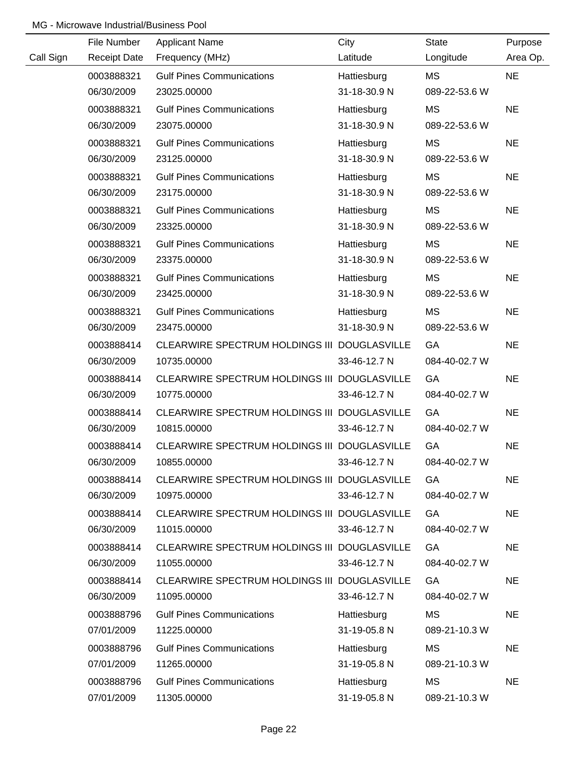MG - Microwave Industrial/Business Pool

| Call Sign | File Number<br>Receipt Date | Applicant Name<br>Frequency (MHz) | City<br>Latitude | State<br>Longitude | Purpose<br>Area Op. |
|---|---|---|---|---|---|
| | 0003888321<br>06/30/2009 | Gulf Pines Communications<br>23025.00000 | Hattiesburg<br>31-18-30.9 N | MS<br>089-22-53.6 W | NE |
| | 0003888321<br>06/30/2009 | Gulf Pines Communications<br>23075.00000 | Hattiesburg<br>31-18-30.9 N | MS<br>089-22-53.6 W | NE |
| | 0003888321<br>06/30/2009 | Gulf Pines Communications<br>23125.00000 | Hattiesburg<br>31-18-30.9 N | MS<br>089-22-53.6 W | NE |
| | 0003888321<br>06/30/2009 | Gulf Pines Communications<br>23175.00000 | Hattiesburg<br>31-18-30.9 N | MS<br>089-22-53.6 W | NE |
| | 0003888321<br>06/30/2009 | Gulf Pines Communications<br>23325.00000 | Hattiesburg<br>31-18-30.9 N | MS<br>089-22-53.6 W | NE |
| | 0003888321<br>06/30/2009 | Gulf Pines Communications<br>23375.00000 | Hattiesburg<br>31-18-30.9 N | MS<br>089-22-53.6 W | NE |
| | 0003888321<br>06/30/2009 | Gulf Pines Communications<br>23425.00000 | Hattiesburg<br>31-18-30.9 N | MS<br>089-22-53.6 W | NE |
| | 0003888321<br>06/30/2009 | Gulf Pines Communications<br>23475.00000 | Hattiesburg<br>31-18-30.9 N | MS<br>089-22-53.6 W | NE |
| | 0003888414<br>06/30/2009 | CLEARWIRE SPECTRUM HOLDINGS III<br>10735.00000 | DOUGLASVILLE<br>33-46-12.7 N | GA<br>084-40-02.7 W | NE |
| | 0003888414<br>06/30/2009 | CLEARWIRE SPECTRUM HOLDINGS III<br>10775.00000 | DOUGLASVILLE<br>33-46-12.7 N | GA<br>084-40-02.7 W | NE |
| | 0003888414<br>06/30/2009 | CLEARWIRE SPECTRUM HOLDINGS III<br>10815.00000 | DOUGLASVILLE<br>33-46-12.7 N | GA<br>084-40-02.7 W | NE |
| | 0003888414<br>06/30/2009 | CLEARWIRE SPECTRUM HOLDINGS III<br>10855.00000 | DOUGLASVILLE<br>33-46-12.7 N | GA<br>084-40-02.7 W | NE |
| | 0003888414<br>06/30/2009 | CLEARWIRE SPECTRUM HOLDINGS III<br>10975.00000 | DOUGLASVILLE<br>33-46-12.7 N | GA<br>084-40-02.7 W | NE |
| | 0003888414<br>06/30/2009 | CLEARWIRE SPECTRUM HOLDINGS III<br>11015.00000 | DOUGLASVILLE<br>33-46-12.7 N | GA<br>084-40-02.7 W | NE |
| | 0003888414<br>06/30/2009 | CLEARWIRE SPECTRUM HOLDINGS III<br>11055.00000 | DOUGLASVILLE<br>33-46-12.7 N | GA<br>084-40-02.7 W | NE |
| | 0003888414<br>06/30/2009 | CLEARWIRE SPECTRUM HOLDINGS III<br>11095.00000 | DOUGLASVILLE<br>33-46-12.7 N | GA<br>084-40-02.7 W | NE |
| | 0003888796<br>07/01/2009 | Gulf Pines Communications<br>11225.00000 | Hattiesburg<br>31-19-05.8 N | MS<br>089-21-10.3 W | NE |
| | 0003888796<br>07/01/2009 | Gulf Pines Communications<br>11265.00000 | Hattiesburg<br>31-19-05.8 N | MS<br>089-21-10.3 W | NE |
| | 0003888796<br>07/01/2009 | Gulf Pines Communications<br>11305.00000 | Hattiesburg<br>31-19-05.8 N | MS<br>089-21-10.3 W | NE |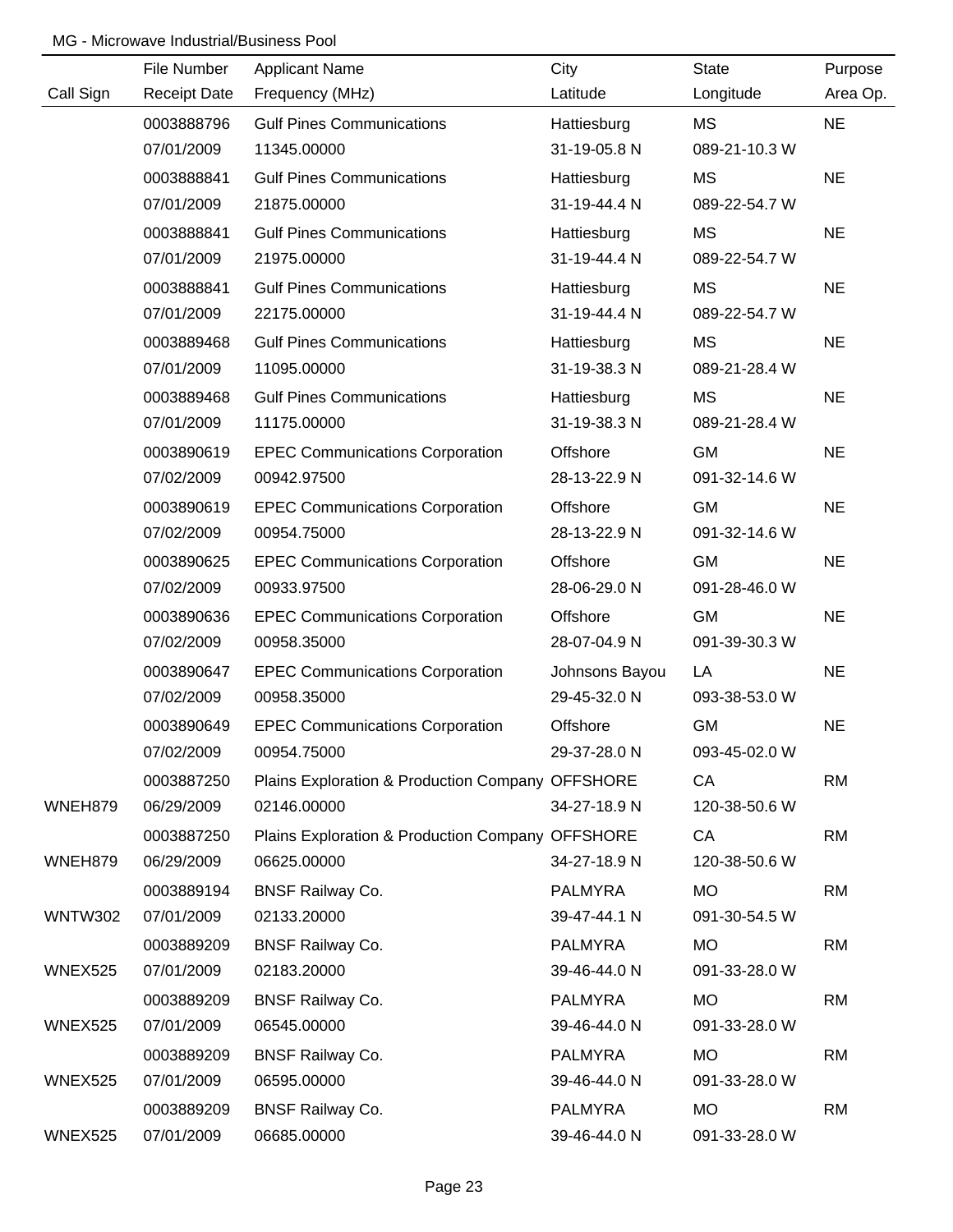MG - Microwave Industrial/Business Pool

| Call Sign | File Number / Receipt Date | Applicant Name / Frequency (MHz) | City / Latitude | State / Longitude | Purpose / Area Op. |
|---|---|---|---|---|---|
| | 0003888796 | Gulf Pines Communications | Hattiesburg | MS | NE |
| | 07/01/2009 | 11345.00000 | 31-19-05.8 N | 089-21-10.3 W | |
| | 0003888841 | Gulf Pines Communications | Hattiesburg | MS | NE |
| | 07/01/2009 | 21875.00000 | 31-19-44.4 N | 089-22-54.7 W | |
| | 0003888841 | Gulf Pines Communications | Hattiesburg | MS | NE |
| | 07/01/2009 | 21975.00000 | 31-19-44.4 N | 089-22-54.7 W | |
| | 0003888841 | Gulf Pines Communications | Hattiesburg | MS | NE |
| | 07/01/2009 | 22175.00000 | 31-19-44.4 N | 089-22-54.7 W | |
| | 0003889468 | Gulf Pines Communications | Hattiesburg | MS | NE |
| | 07/01/2009 | 11095.00000 | 31-19-38.3 N | 089-21-28.4 W | |
| | 0003889468 | Gulf Pines Communications | Hattiesburg | MS | NE |
| | 07/01/2009 | 11175.00000 | 31-19-38.3 N | 089-21-28.4 W | |
| | 0003890619 | EPEC Communications Corporation | Offshore | GM | NE |
| | 07/02/2009 | 00942.97500 | 28-13-22.9 N | 091-32-14.6 W | |
| | 0003890619 | EPEC Communications Corporation | Offshore | GM | NE |
| | 07/02/2009 | 00954.75000 | 28-13-22.9 N | 091-32-14.6 W | |
| | 0003890625 | EPEC Communications Corporation | Offshore | GM | NE |
| | 07/02/2009 | 00933.97500 | 28-06-29.0 N | 091-28-46.0 W | |
| | 0003890636 | EPEC Communications Corporation | Offshore | GM | NE |
| | 07/02/2009 | 00958.35000 | 28-07-04.9 N | 091-39-30.3 W | |
| | 0003890647 | EPEC Communications Corporation | Johnsons Bayou | LA | NE |
| | 07/02/2009 | 00958.35000 | 29-45-32.0 N | 093-38-53.0 W | |
| | 0003890649 | EPEC Communications Corporation | Offshore | GM | NE |
| | 07/02/2009 | 00954.75000 | 29-37-28.0 N | 093-45-02.0 W | |
| | 0003887250 | Plains Exploration & Production Company | OFFSHORE | CA | RM |
| WNEH879 | 06/29/2009 | 02146.00000 | 34-27-18.9 N | 120-38-50.6 W | |
| | 0003887250 | Plains Exploration & Production Company | OFFSHORE | CA | RM |
| WNEH879 | 06/29/2009 | 06625.00000 | 34-27-18.9 N | 120-38-50.6 W | |
| | 0003889194 | BNSF Railway Co. | PALMYRA | MO | RM |
| WNTW302 | 07/01/2009 | 02133.20000 | 39-47-44.1 N | 091-30-54.5 W | |
| | 0003889209 | BNSF Railway Co. | PALMYRA | MO | RM |
| WNEX525 | 07/01/2009 | 02183.20000 | 39-46-44.0 N | 091-33-28.0 W | |
| | 0003889209 | BNSF Railway Co. | PALMYRA | MO | RM |
| WNEX525 | 07/01/2009 | 06545.00000 | 39-46-44.0 N | 091-33-28.0 W | |
| | 0003889209 | BNSF Railway Co. | PALMYRA | MO | RM |
| WNEX525 | 07/01/2009 | 06595.00000 | 39-46-44.0 N | 091-33-28.0 W | |
| | 0003889209 | BNSF Railway Co. | PALMYRA | MO | RM |
| WNEX525 | 07/01/2009 | 06685.00000 | 39-46-44.0 N | 091-33-28.0 W | |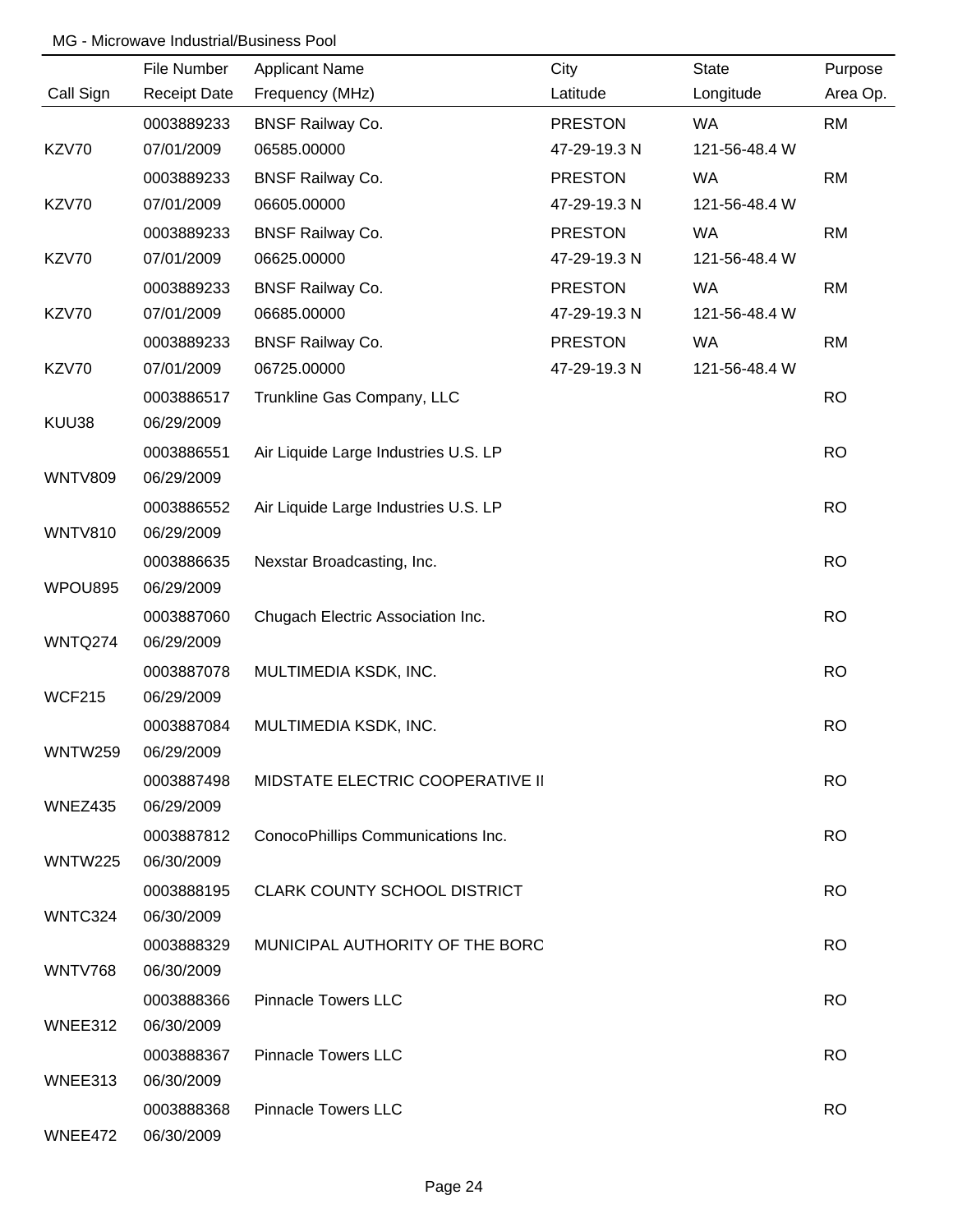MG - Microwave Industrial/Business Pool

| Call Sign | File Number<br>Receipt Date | Applicant Name<br>Frequency (MHz) | City<br>Latitude | State<br>Longitude | Purpose<br>Area Op. |
|---|---|---|---|---|---|
| KZV70 | 0003889233<br>07/01/2009 | BNSF Railway Co.<br>06585.00000 | PRESTON<br>47-29-19.3 N | WA<br>121-56-48.4 W | RM |
| KZV70 | 0003889233<br>07/01/2009 | BNSF Railway Co.<br>06605.00000 | PRESTON<br>47-29-19.3 N | WA<br>121-56-48.4 W | RM |
| KZV70 | 0003889233<br>07/01/2009 | BNSF Railway Co.<br>06625.00000 | PRESTON<br>47-29-19.3 N | WA<br>121-56-48.4 W | RM |
| KZV70 | 0003889233<br>07/01/2009 | BNSF Railway Co.<br>06685.00000 | PRESTON<br>47-29-19.3 N | WA<br>121-56-48.4 W | RM |
| KZV70 | 0003889233<br>07/01/2009 | BNSF Railway Co.<br>06725.00000 | PRESTON<br>47-29-19.3 N | WA<br>121-56-48.4 W | RM |
| KUU38 | 0003886517<br>06/29/2009 | Trunkline Gas Company, LLC | | | RO |
| WNTV809 | 0003886551<br>06/29/2009 | Air Liquide Large Industries U.S. LP | | | RO |
| WNTV810 | 0003886552<br>06/29/2009 | Air Liquide Large Industries U.S. LP | | | RO |
| WPOU895 | 0003886635<br>06/29/2009 | Nexstar Broadcasting, Inc. | | | RO |
| WNTQ274 | 0003887060<br>06/29/2009 | Chugach Electric Association Inc. | | | RO |
| WCF215 | 0003887078<br>06/29/2009 | MULTIMEDIA KSDK, INC. | | | RO |
| WNTW259 | 0003887084<br>06/29/2009 | MULTIMEDIA KSDK, INC. | | | RO |
| WNEZ435 | 0003887498<br>06/29/2009 | MIDSTATE ELECTRIC COOPERATIVE II | | | RO |
| WNTW225 | 0003887812<br>06/30/2009 | ConocoPhillips Communications Inc. | | | RO |
| WNTC324 | 0003888195<br>06/30/2009 | CLARK COUNTY SCHOOL DISTRICT | | | RO |
| WNTV768 | 0003888329<br>06/30/2009 | MUNICIPAL AUTHORITY OF THE BORC | | | RO |
| WNEE312 | 0003888366<br>06/30/2009 | Pinnacle Towers LLC | | | RO |
| WNEE313 | 0003888367<br>06/30/2009 | Pinnacle Towers LLC | | | RO |
| WNEE472 | 0003888368<br>06/30/2009 | Pinnacle Towers LLC | | | RO |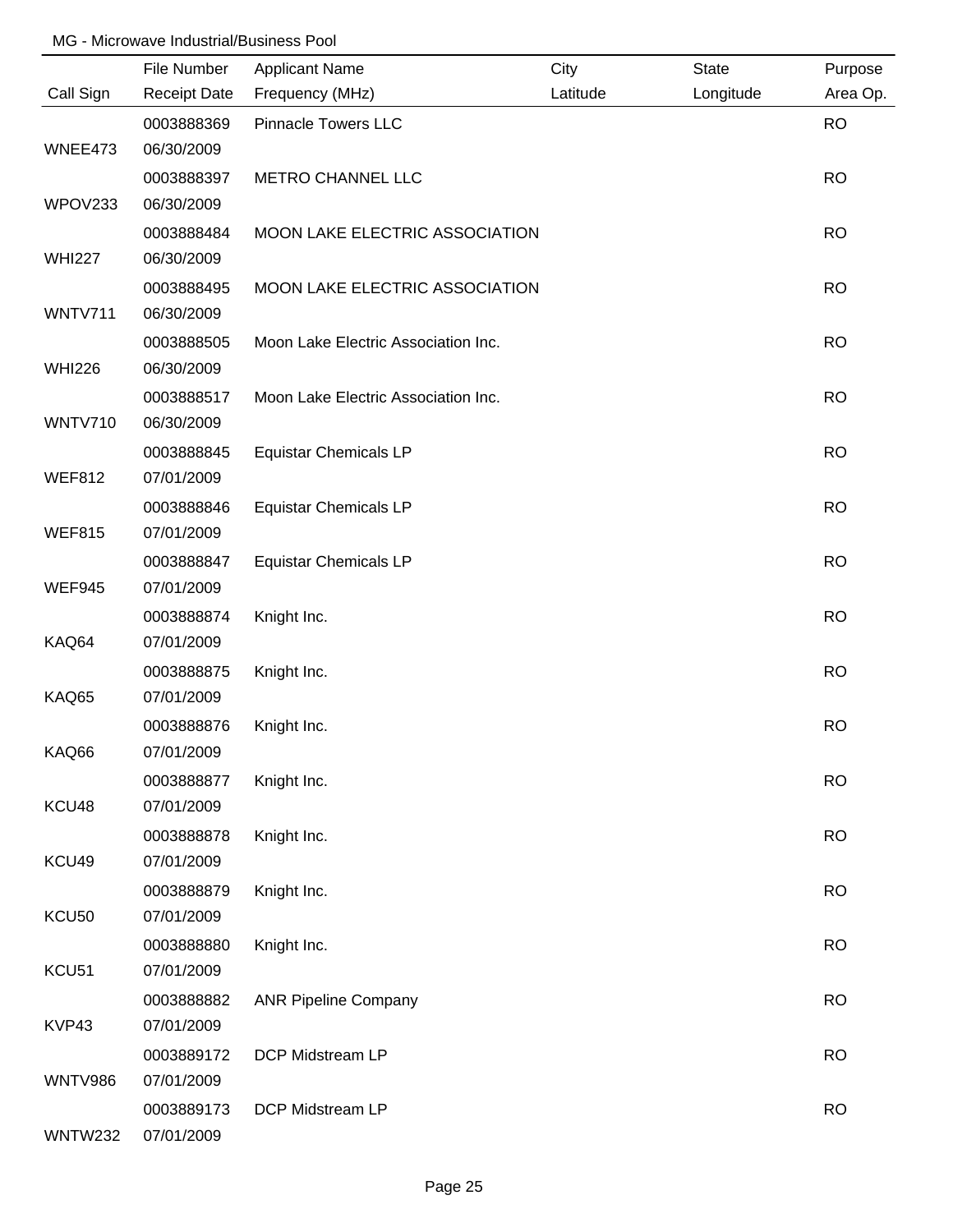MG - Microwave Industrial/Business Pool

| Call Sign | File Number<br>Receipt Date | Applicant Name<br>Frequency (MHz) | City<br>Latitude | State<br>Longitude | Purpose<br>Area Op. |
|---|---|---|---|---|---|
| WNEE473 | 0003888369<br>06/30/2009 | Pinnacle Towers LLC | | | RO |
| WPOV233 | 0003888397<br>06/30/2009 | METRO CHANNEL LLC | | | RO |
| WHI227 | 0003888484<br>06/30/2009 | MOON LAKE ELECTRIC ASSOCIATION | | | RO |
| WNTV711 | 0003888495<br>06/30/2009 | MOON LAKE ELECTRIC ASSOCIATION | | | RO |
| WHI226 | 0003888505<br>06/30/2009 | Moon Lake Electric Association Inc. | | | RO |
| WNTV710 | 0003888517<br>06/30/2009 | Moon Lake Electric Association Inc. | | | RO |
| WEF812 | 0003888845<br>07/01/2009 | Equistar Chemicals LP | | | RO |
| WEF815 | 0003888846<br>07/01/2009 | Equistar Chemicals LP | | | RO |
| WEF945 | 0003888847<br>07/01/2009 | Equistar Chemicals LP | | | RO |
| KAQ64 | 0003888874<br>07/01/2009 | Knight Inc. | | | RO |
| KAQ65 | 0003888875<br>07/01/2009 | Knight Inc. | | | RO |
| KAQ66 | 0003888876<br>07/01/2009 | Knight Inc. | | | RO |
| KCU48 | 0003888877<br>07/01/2009 | Knight Inc. | | | RO |
| KCU49 | 0003888878<br>07/01/2009 | Knight Inc. | | | RO |
| KCU50 | 0003888879<br>07/01/2009 | Knight Inc. | | | RO |
| KCU51 | 0003888880<br>07/01/2009 | Knight Inc. | | | RO |
| KVP43 | 0003888882<br>07/01/2009 | ANR Pipeline Company | | | RO |
| WNTV986 | 0003889172<br>07/01/2009 | DCP Midstream LP | | | RO |
| WNTW232 | 0003889173<br>07/01/2009 | DCP Midstream LP | | | RO |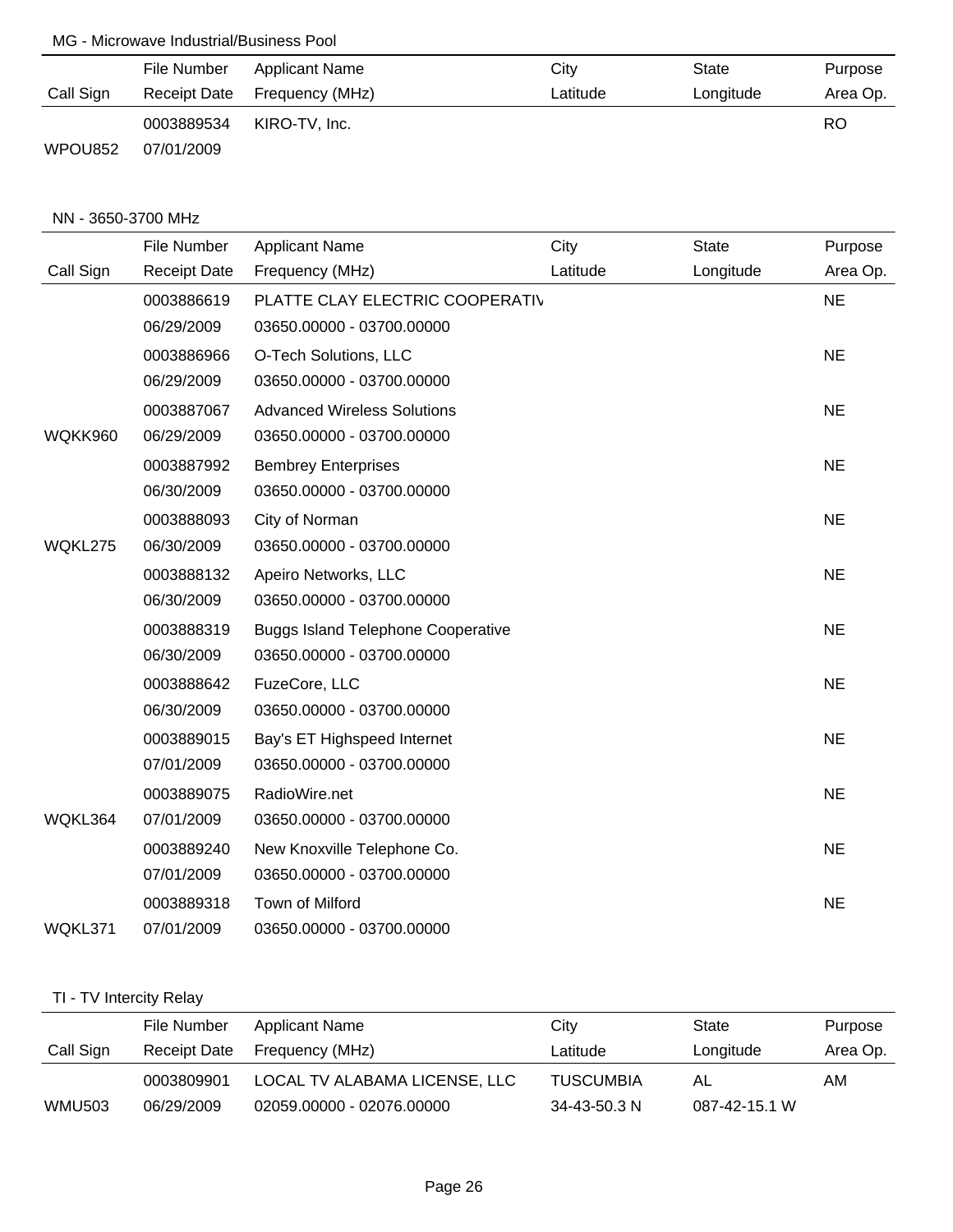MG - Microwave Industrial/Business Pool

| Call Sign | File Number / Receipt Date | Applicant Name / Frequency (MHz) | City / Latitude | State / Longitude | Purpose / Area Op. |
|---|---|---|---|---|---|
| WPOU852 | 0003889534<br>07/01/2009 | KIRO-TV, Inc. | | | RO |

NN - 3650-3700 MHz

| Call Sign | File Number / Receipt Date | Applicant Name / Frequency (MHz) | City / Latitude | State / Longitude | Purpose / Area Op. |
|---|---|---|---|---|---|
| | 0003886619<br>06/29/2009 | PLATTE CLAY ELECTRIC COOPERATIV<br>03650.00000 - 03700.00000 | | | NE |
| | 0003886966<br>06/29/2009 | O-Tech Solutions, LLC<br>03650.00000 - 03700.00000 | | | NE |
| WQKK960 | 0003887067<br>06/29/2009 | Advanced Wireless Solutions<br>03650.00000 - 03700.00000 | | | NE |
| | 0003887992<br>06/30/2009 | Bembrey Enterprises<br>03650.00000 - 03700.00000 | | | NE |
| WQKL275 | 0003888093<br>06/30/2009 | City of Norman<br>03650.00000 - 03700.00000 | | | NE |
| | 0003888132<br>06/30/2009 | Apeiro Networks, LLC<br>03650.00000 - 03700.00000 | | | NE |
| | 0003888319<br>06/30/2009 | Buggs Island Telephone Cooperative<br>03650.00000 - 03700.00000 | | | NE |
| | 0003888642<br>06/30/2009 | FuzeCore, LLC<br>03650.00000 - 03700.00000 | | | NE |
| | 0003889015<br>07/01/2009 | Bay's ET Highspeed Internet<br>03650.00000 - 03700.00000 | | | NE |
| WQKL364 | 0003889075<br>07/01/2009 | RadioWire.net<br>03650.00000 - 03700.00000 | | | NE |
| | 0003889240<br>07/01/2009 | New Knoxville Telephone Co.<br>03650.00000 - 03700.00000 | | | NE |
| WQKL371 | 0003889318<br>07/01/2009 | Town of Milford<br>03650.00000 - 03700.00000 | | | NE |

TI - TV Intercity Relay

| Call Sign | File Number / Receipt Date | Applicant Name / Frequency (MHz) | City / Latitude | State / Longitude | Purpose / Area Op. |
|---|---|---|---|---|---|
| WMU503 | 0003809901<br>06/29/2009 | LOCAL TV ALABAMA LICENSE, LLC<br>02059.00000 - 02076.00000 | TUSCUMBIA<br>34-43-50.3 N | AL<br>087-42-15.1 W | AM |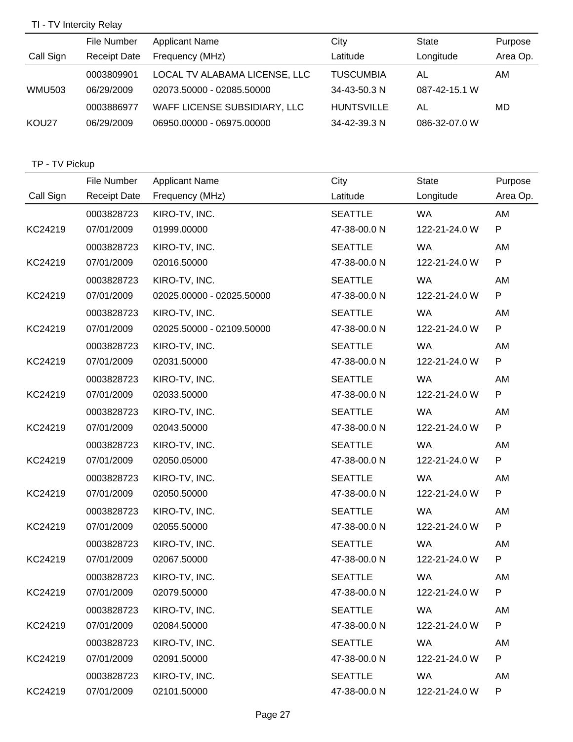## TI - TV Intercity Relay

| Call Sign | File Number<br>Receipt Date | Applicant Name<br>Frequency (MHz) | City<br>Latitude | State<br>Longitude | Purpose<br>Area Op. |
|---|---|---|---|---|---|
| WMU503 | 0003809901<br>06/29/2009 | LOCAL TV ALABAMA LICENSE, LLC<br>02073.50000 - 02085.50000 | TUSCUMBIA<br>34-43-50.3 N | AL<br>087-42-15.1 W | AM |
| KOU27 | 0003886977<br>06/29/2009 | WAFF LICENSE SUBSIDIARY, LLC<br>06950.00000 - 06975.00000 | HUNTSVILLE<br>34-42-39.3 N | AL<br>086-32-07.0 W | MD |

## TP - TV Pickup

| Call Sign | File Number<br>Receipt Date | Applicant Name<br>Frequency (MHz) | City<br>Latitude | State<br>Longitude | Purpose<br>Area Op. |
|---|---|---|---|---|---|
| KC24219 | 0003828723<br>07/01/2009 | KIRO-TV, INC.<br>01999.00000 | SEATTLE<br>47-38-00.0 N | WA<br>122-21-24.0 W | AM<br>P |
| KC24219 | 0003828723<br>07/01/2009 | KIRO-TV, INC.<br>02016.50000 | SEATTLE<br>47-38-00.0 N | WA<br>122-21-24.0 W | AM<br>P |
| KC24219 | 0003828723<br>07/01/2009 | KIRO-TV, INC.<br>02025.00000 - 02025.50000 | SEATTLE<br>47-38-00.0 N | WA<br>122-21-24.0 W | AM<br>P |
| KC24219 | 0003828723<br>07/01/2009 | KIRO-TV, INC.<br>02025.50000 - 02109.50000 | SEATTLE<br>47-38-00.0 N | WA<br>122-21-24.0 W | AM<br>P |
| KC24219 | 0003828723<br>07/01/2009 | KIRO-TV, INC.<br>02031.50000 | SEATTLE<br>47-38-00.0 N | WA<br>122-21-24.0 W | AM<br>P |
| KC24219 | 0003828723<br>07/01/2009 | KIRO-TV, INC.<br>02033.50000 | SEATTLE<br>47-38-00.0 N | WA<br>122-21-24.0 W | AM<br>P |
| KC24219 | 0003828723<br>07/01/2009 | KIRO-TV, INC.<br>02043.50000 | SEATTLE<br>47-38-00.0 N | WA<br>122-21-24.0 W | AM<br>P |
| KC24219 | 0003828723<br>07/01/2009 | KIRO-TV, INC.<br>02050.05000 | SEATTLE<br>47-38-00.0 N | WA<br>122-21-24.0 W | AM<br>P |
| KC24219 | 0003828723<br>07/01/2009 | KIRO-TV, INC.<br>02050.50000 | SEATTLE<br>47-38-00.0 N | WA<br>122-21-24.0 W | AM<br>P |
| KC24219 | 0003828723<br>07/01/2009 | KIRO-TV, INC.<br>02055.50000 | SEATTLE<br>47-38-00.0 N | WA<br>122-21-24.0 W | AM<br>P |
| KC24219 | 0003828723<br>07/01/2009 | KIRO-TV, INC.<br>02067.50000 | SEATTLE<br>47-38-00.0 N | WA<br>122-21-24.0 W | AM<br>P |
| KC24219 | 0003828723<br>07/01/2009 | KIRO-TV, INC.<br>02079.50000 | SEATTLE<br>47-38-00.0 N | WA<br>122-21-24.0 W | AM<br>P |
| KC24219 | 0003828723<br>07/01/2009 | KIRO-TV, INC.<br>02084.50000 | SEATTLE<br>47-38-00.0 N | WA<br>122-21-24.0 W | AM<br>P |
| KC24219 | 0003828723<br>07/01/2009 | KIRO-TV, INC.<br>02091.50000 | SEATTLE<br>47-38-00.0 N | WA<br>122-21-24.0 W | AM<br>P |
| KC24219 | 0003828723<br>07/01/2009 | KIRO-TV, INC.<br>02101.50000 | SEATTLE<br>47-38-00.0 N | WA<br>122-21-24.0 W | AM<br>P |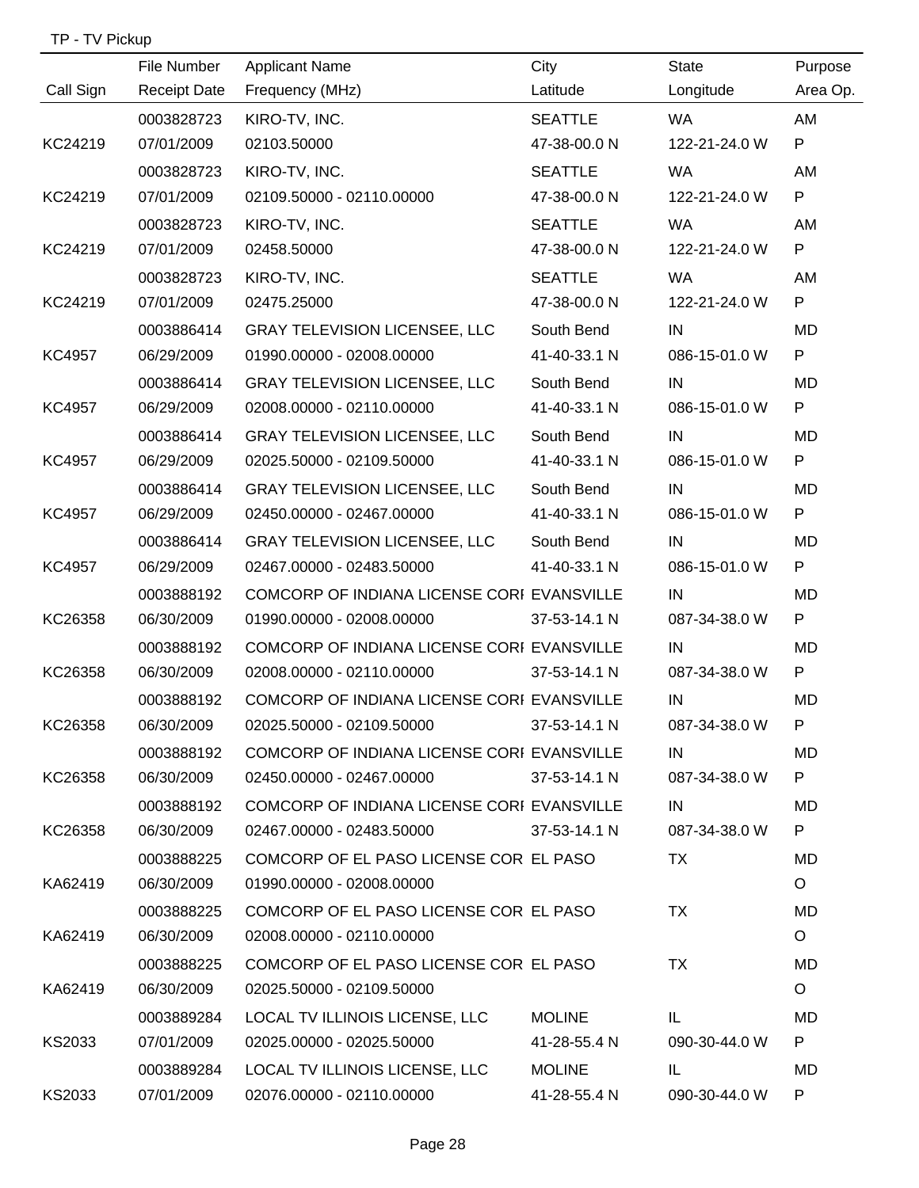TP - TV Pickup

| Call Sign | File Number / Receipt Date | Applicant Name / Frequency (MHz) | City / Latitude | State / Longitude | Purpose / Area Op. |
|---|---|---|---|---|---|
| | 0003828723 | KIRO-TV, INC. | SEATTLE | WA | AM |
| KC24219 | 07/01/2009 | 02103.50000 | 47-38-00.0 N | 122-21-24.0 W | P |
| | 0003828723 | KIRO-TV, INC. | SEATTLE | WA | AM |
| KC24219 | 07/01/2009 | 02109.50000 - 02110.00000 | 47-38-00.0 N | 122-21-24.0 W | P |
| | 0003828723 | KIRO-TV, INC. | SEATTLE | WA | AM |
| KC24219 | 07/01/2009 | 02458.50000 | 47-38-00.0 N | 122-21-24.0 W | P |
| | 0003828723 | KIRO-TV, INC. | SEATTLE | WA | AM |
| KC24219 | 07/01/2009 | 02475.25000 | 47-38-00.0 N | 122-21-24.0 W | P |
| | 0003886414 | GRAY TELEVISION LICENSEE, LLC | South Bend | IN | MD |
| KC4957 | 06/29/2009 | 01990.00000 - 02008.00000 | 41-40-33.1 N | 086-15-01.0 W | P |
| | 0003886414 | GRAY TELEVISION LICENSEE, LLC | South Bend | IN | MD |
| KC4957 | 06/29/2009 | 02008.00000 - 02110.00000 | 41-40-33.1 N | 086-15-01.0 W | P |
| | 0003886414 | GRAY TELEVISION LICENSEE, LLC | South Bend | IN | MD |
| KC4957 | 06/29/2009 | 02025.50000 - 02109.50000 | 41-40-33.1 N | 086-15-01.0 W | P |
| | 0003886414 | GRAY TELEVISION LICENSEE, LLC | South Bend | IN | MD |
| KC4957 | 06/29/2009 | 02450.00000 - 02467.00000 | 41-40-33.1 N | 086-15-01.0 W | P |
| | 0003886414 | GRAY TELEVISION LICENSEE, LLC | South Bend | IN | MD |
| KC4957 | 06/29/2009 | 02467.00000 - 02483.50000 | 41-40-33.1 N | 086-15-01.0 W | P |
| | 0003888192 | COMCORP OF INDIANA LICENSE CORI | EVANSVILLE | IN | MD |
| KC26358 | 06/30/2009 | 01990.00000 - 02008.00000 | 37-53-14.1 N | 087-34-38.0 W | P |
| | 0003888192 | COMCORP OF INDIANA LICENSE CORI | EVANSVILLE | IN | MD |
| KC26358 | 06/30/2009 | 02008.00000 - 02110.00000 | 37-53-14.1 N | 087-34-38.0 W | P |
| | 0003888192 | COMCORP OF INDIANA LICENSE CORI | EVANSVILLE | IN | MD |
| KC26358 | 06/30/2009 | 02025.50000 - 02109.50000 | 37-53-14.1 N | 087-34-38.0 W | P |
| | 0003888192 | COMCORP OF INDIANA LICENSE CORI | EVANSVILLE | IN | MD |
| KC26358 | 06/30/2009 | 02450.00000 - 02467.00000 | 37-53-14.1 N | 087-34-38.0 W | P |
| | 0003888192 | COMCORP OF INDIANA LICENSE CORI | EVANSVILLE | IN | MD |
| KC26358 | 06/30/2009 | 02467.00000 - 02483.50000 | 37-53-14.1 N | 087-34-38.0 W | P |
| | 0003888225 | COMCORP OF EL PASO LICENSE COR | EL PASO | TX | MD |
| KA62419 | 06/30/2009 | 01990.00000 - 02008.00000 | | | O |
| | 0003888225 | COMCORP OF EL PASO LICENSE COR | EL PASO | TX | MD |
| KA62419 | 06/30/2009 | 02008.00000 - 02110.00000 | | | O |
| | 0003888225 | COMCORP OF EL PASO LICENSE COR | EL PASO | TX | MD |
| KA62419 | 06/30/2009 | 02025.50000 - 02109.50000 | | | O |
| | 0003889284 | LOCAL TV ILLINOIS LICENSE, LLC | MOLINE | IL | MD |
| KS2033 | 07/01/2009 | 02025.00000 - 02025.50000 | 41-28-55.4 N | 090-30-44.0 W | P |
| | 0003889284 | LOCAL TV ILLINOIS LICENSE, LLC | MOLINE | IL | MD |
| KS2033 | 07/01/2009 | 02076.00000 - 02110.00000 | 41-28-55.4 N | 090-30-44.0 W | P |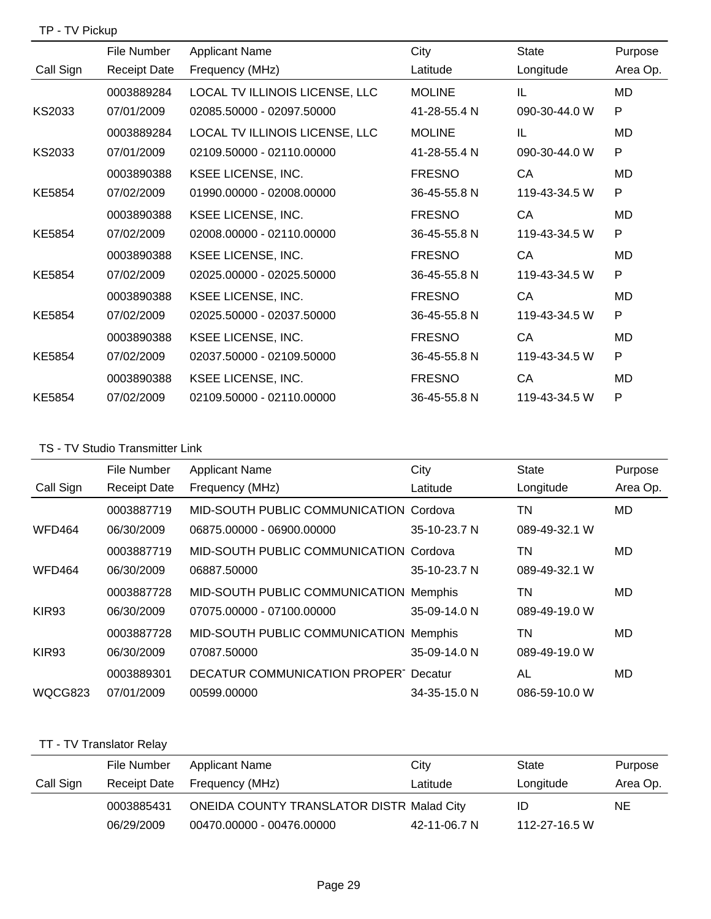TP - TV Pickup

| Call Sign | File Number<br>Receipt Date | Applicant Name<br>Frequency (MHz) | City<br>Latitude | State<br>Longitude | Purpose<br>Area Op. |
|---|---|---|---|---|---|
| KS2033 | 0003889284<br>07/01/2009 | LOCAL TV ILLINOIS LICENSE, LLC<br>02085.50000 - 02097.50000 | MOLINE<br>41-28-55.4 N | IL<br>090-30-44.0 W | MD<br>P |
| KS2033 | 0003889284<br>07/01/2009 | LOCAL TV ILLINOIS LICENSE, LLC<br>02109.50000 - 02110.00000 | MOLINE<br>41-28-55.4 N | IL<br>090-30-44.0 W | MD<br>P |
| KE5854 | 0003890388<br>07/02/2009 | KSEE LICENSE, INC.<br>01990.00000 - 02008.00000 | FRESNO<br>36-45-55.8 N | CA<br>119-43-34.5 W | MD<br>P |
| KE5854 | 0003890388<br>07/02/2009 | KSEE LICENSE, INC.<br>02008.00000 - 02110.00000 | FRESNO<br>36-45-55.8 N | CA<br>119-43-34.5 W | MD<br>P |
| KE5854 | 0003890388<br>07/02/2009 | KSEE LICENSE, INC.<br>02025.00000 - 02025.50000 | FRESNO<br>36-45-55.8 N | CA<br>119-43-34.5 W | MD<br>P |
| KE5854 | 0003890388<br>07/02/2009 | KSEE LICENSE, INC.<br>02025.50000 - 02037.50000 | FRESNO<br>36-45-55.8 N | CA<br>119-43-34.5 W | MD<br>P |
| KE5854 | 0003890388<br>07/02/2009 | KSEE LICENSE, INC.<br>02037.50000 - 02109.50000 | FRESNO<br>36-45-55.8 N | CA<br>119-43-34.5 W | MD<br>P |
| KE5854 | 0003890388<br>07/02/2009 | KSEE LICENSE, INC.<br>02109.50000 - 02110.00000 | FRESNO<br>36-45-55.8 N | CA<br>119-43-34.5 W | MD<br>P |

TS - TV Studio Transmitter Link

| Call Sign | File Number<br>Receipt Date | Applicant Name<br>Frequency (MHz) | City<br>Latitude | State<br>Longitude | Purpose<br>Area Op. |
|---|---|---|---|---|---|
| WFD464 | 0003887719<br>06/30/2009 | MID-SOUTH PUBLIC COMMUNICATION<br>06875.00000 - 06900.00000 | Cordova<br>35-10-23.7 N | TN<br>089-49-32.1 W | MD |
| WFD464 | 0003887719<br>06/30/2009 | MID-SOUTH PUBLIC COMMUNICATION<br>06887.50000 | Cordova<br>35-10-23.7 N | TN<br>089-49-32.1 W | MD |
| KIR93 | 0003887728<br>06/30/2009 | MID-SOUTH PUBLIC COMMUNICATION<br>07075.00000 - 07100.00000 | Memphis<br>35-09-14.0 N | TN<br>089-49-19.0 W | MD |
| KIR93 | 0003887728<br>06/30/2009 | MID-SOUTH PUBLIC COMMUNICATION<br>07087.50000 | Memphis<br>35-09-14.0 N | TN<br>089-49-19.0 W | MD |
| WQCG823 | 0003889301<br>07/01/2009 | DECATUR COMMUNICATION PROPERT<br>00599.00000 | Decatur<br>34-35-15.0 N | AL<br>086-59-10.0 W | MD |

TT - TV Translator Relay

| Call Sign | File Number<br>Receipt Date | Applicant Name<br>Frequency (MHz) | City<br>Latitude | State<br>Longitude | Purpose<br>Area Op. |
|---|---|---|---|---|---|
| | 0003885431<br>06/29/2009 | ONEIDA COUNTY TRANSLATOR DISTR<br>00470.00000 - 00476.00000 | Malad City<br>42-11-06.7 N | ID<br>112-27-16.5 W | NE |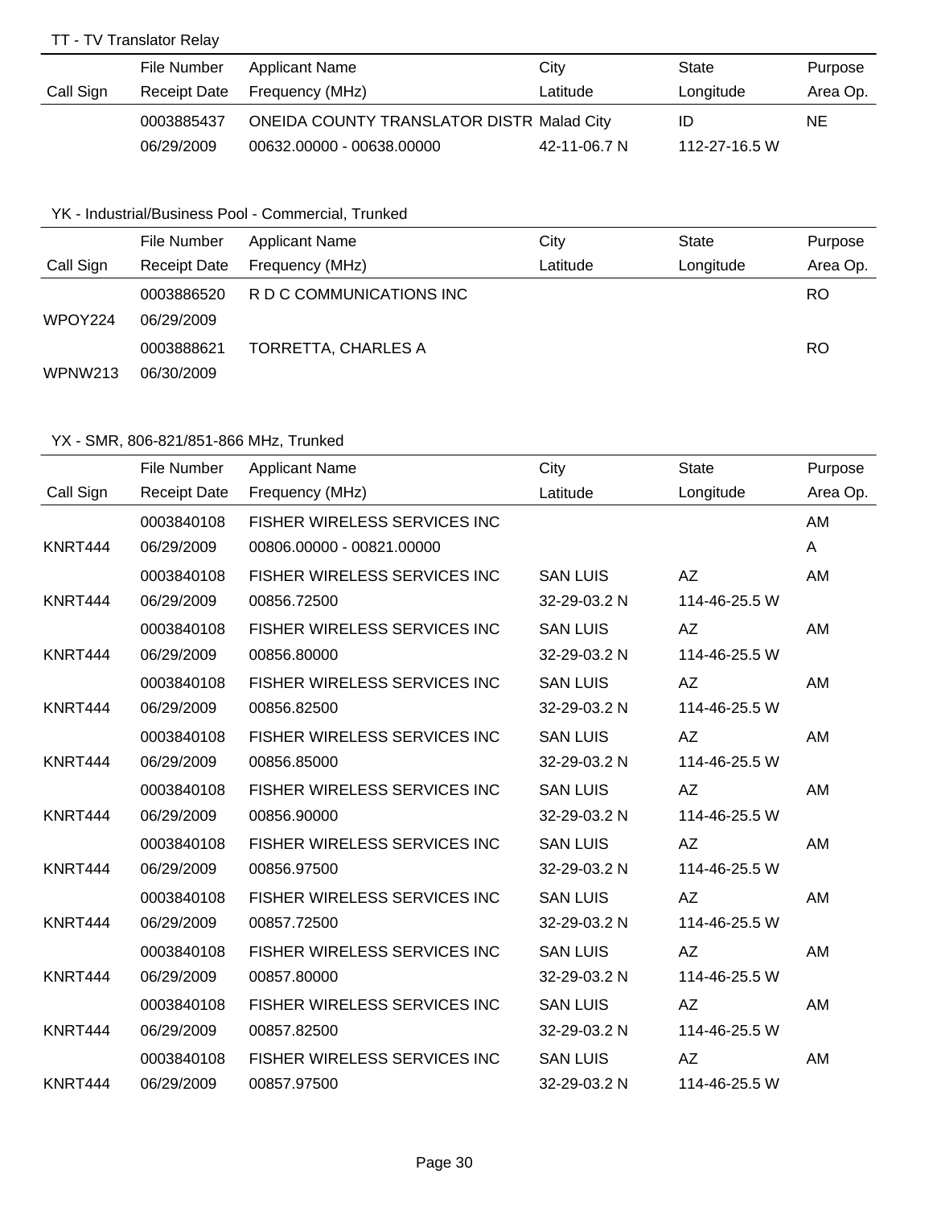## TT - TV Translator Relay

| Call Sign | File Number<br>Receipt Date | Applicant Name<br>Frequency (MHz) | City<br>Latitude | State<br>Longitude | Purpose<br>Area Op. |
|---|---|---|---|---|---|
| | 0003885437<br>06/29/2009 | ONEIDA COUNTY TRANSLATOR DISTR<br>00632.00000 - 00638.00000 | Malad City<br>42-11-06.7 N | ID<br>112-27-16.5 W | NE |

## YK - Industrial/Business Pool - Commercial, Trunked

| Call Sign | File Number<br>Receipt Date | Applicant Name<br>Frequency (MHz) | City<br>Latitude | State<br>Longitude | Purpose<br>Area Op. |
|---|---|---|---|---|---|
| WPOY224 | 0003886520<br>06/29/2009 | R D C COMMUNICATIONS INC | | | RO |
| WPNW213 | 0003888621<br>06/30/2009 | TORRETTA, CHARLES A | | | RO |

## YX - SMR, 806-821/851-866 MHz, Trunked

| Call Sign | File Number<br>Receipt Date | Applicant Name<br>Frequency (MHz) | City<br>Latitude | State<br>Longitude | Purpose<br>Area Op. |
|---|---|---|---|---|---|
| KNRT444 | 0003840108<br>06/29/2009 | FISHER WIRELESS SERVICES INC<br>00806.00000 - 00821.00000 | | | AM<br>A |
| KNRT444 | 0003840108<br>06/29/2009 | FISHER WIRELESS SERVICES INC<br>00856.72500 | SAN LUIS<br>32-29-03.2 N | AZ<br>114-46-25.5 W | AM |
| KNRT444 | 0003840108<br>06/29/2009 | FISHER WIRELESS SERVICES INC<br>00856.80000 | SAN LUIS<br>32-29-03.2 N | AZ<br>114-46-25.5 W | AM |
| KNRT444 | 0003840108<br>06/29/2009 | FISHER WIRELESS SERVICES INC<br>00856.82500 | SAN LUIS<br>32-29-03.2 N | AZ<br>114-46-25.5 W | AM |
| KNRT444 | 0003840108<br>06/29/2009 | FISHER WIRELESS SERVICES INC<br>00856.85000 | SAN LUIS<br>32-29-03.2 N | AZ<br>114-46-25.5 W | AM |
| KNRT444 | 0003840108<br>06/29/2009 | FISHER WIRELESS SERVICES INC<br>00856.90000 | SAN LUIS<br>32-29-03.2 N | AZ<br>114-46-25.5 W | AM |
| KNRT444 | 0003840108<br>06/29/2009 | FISHER WIRELESS SERVICES INC<br>00856.97500 | SAN LUIS<br>32-29-03.2 N | AZ<br>114-46-25.5 W | AM |
| KNRT444 | 0003840108<br>06/29/2009 | FISHER WIRELESS SERVICES INC<br>00857.72500 | SAN LUIS<br>32-29-03.2 N | AZ<br>114-46-25.5 W | AM |
| KNRT444 | 0003840108<br>06/29/2009 | FISHER WIRELESS SERVICES INC<br>00857.80000 | SAN LUIS<br>32-29-03.2 N | AZ<br>114-46-25.5 W | AM |
| KNRT444 | 0003840108<br>06/29/2009 | FISHER WIRELESS SERVICES INC<br>00857.82500 | SAN LUIS<br>32-29-03.2 N | AZ<br>114-46-25.5 W | AM |
| KNRT444 | 0003840108<br>06/29/2009 | FISHER WIRELESS SERVICES INC<br>00857.97500 | SAN LUIS<br>32-29-03.2 N | AZ<br>114-46-25.5 W | AM |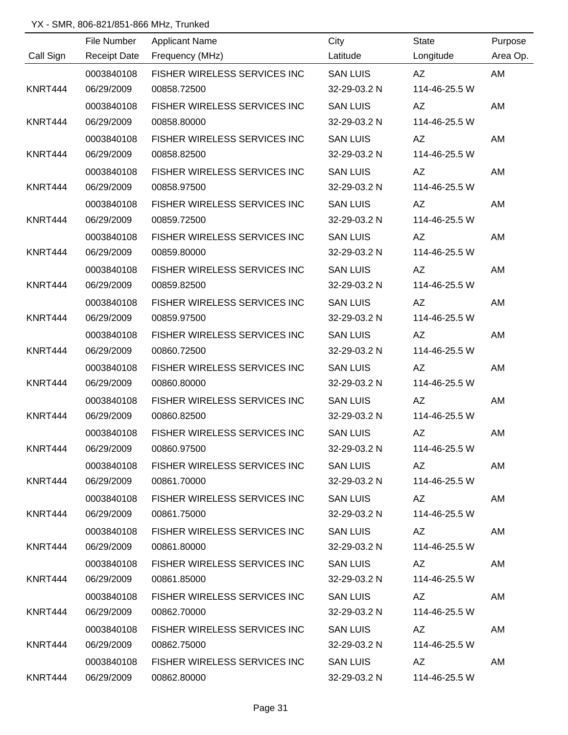YX - SMR, 806-821/851-866 MHz, Trunked

| Call Sign | File Number / Receipt Date | Applicant Name / Frequency (MHz) | City / Latitude | State / Longitude | Purpose / Area Op. |
|---|---|---|---|---|---|
| | 0003840108 | FISHER WIRELESS SERVICES INC | SAN LUIS | AZ | AM |
| KNRT444 | 06/29/2009 | 00858.72500 | 32-29-03.2 N | 114-46-25.5 W | |
| | 0003840108 | FISHER WIRELESS SERVICES INC | SAN LUIS | AZ | AM |
| KNRT444 | 06/29/2009 | 00858.80000 | 32-29-03.2 N | 114-46-25.5 W | |
| | 0003840108 | FISHER WIRELESS SERVICES INC | SAN LUIS | AZ | AM |
| KNRT444 | 06/29/2009 | 00858.82500 | 32-29-03.2 N | 114-46-25.5 W | |
| | 0003840108 | FISHER WIRELESS SERVICES INC | SAN LUIS | AZ | AM |
| KNRT444 | 06/29/2009 | 00858.97500 | 32-29-03.2 N | 114-46-25.5 W | |
| | 0003840108 | FISHER WIRELESS SERVICES INC | SAN LUIS | AZ | AM |
| KNRT444 | 06/29/2009 | 00859.72500 | 32-29-03.2 N | 114-46-25.5 W | |
| | 0003840108 | FISHER WIRELESS SERVICES INC | SAN LUIS | AZ | AM |
| KNRT444 | 06/29/2009 | 00859.80000 | 32-29-03.2 N | 114-46-25.5 W | |
| | 0003840108 | FISHER WIRELESS SERVICES INC | SAN LUIS | AZ | AM |
| KNRT444 | 06/29/2009 | 00859.82500 | 32-29-03.2 N | 114-46-25.5 W | |
| | 0003840108 | FISHER WIRELESS SERVICES INC | SAN LUIS | AZ | AM |
| KNRT444 | 06/29/2009 | 00859.97500 | 32-29-03.2 N | 114-46-25.5 W | |
| | 0003840108 | FISHER WIRELESS SERVICES INC | SAN LUIS | AZ | AM |
| KNRT444 | 06/29/2009 | 00860.72500 | 32-29-03.2 N | 114-46-25.5 W | |
| | 0003840108 | FISHER WIRELESS SERVICES INC | SAN LUIS | AZ | AM |
| KNRT444 | 06/29/2009 | 00860.80000 | 32-29-03.2 N | 114-46-25.5 W | |
| | 0003840108 | FISHER WIRELESS SERVICES INC | SAN LUIS | AZ | AM |
| KNRT444 | 06/29/2009 | 00860.82500 | 32-29-03.2 N | 114-46-25.5 W | |
| | 0003840108 | FISHER WIRELESS SERVICES INC | SAN LUIS | AZ | AM |
| KNRT444 | 06/29/2009 | 00860.97500 | 32-29-03.2 N | 114-46-25.5 W | |
| | 0003840108 | FISHER WIRELESS SERVICES INC | SAN LUIS | AZ | AM |
| KNRT444 | 06/29/2009 | 00861.70000 | 32-29-03.2 N | 114-46-25.5 W | |
| | 0003840108 | FISHER WIRELESS SERVICES INC | SAN LUIS | AZ | AM |
| KNRT444 | 06/29/2009 | 00861.75000 | 32-29-03.2 N | 114-46-25.5 W | |
| | 0003840108 | FISHER WIRELESS SERVICES INC | SAN LUIS | AZ | AM |
| KNRT444 | 06/29/2009 | 00861.80000 | 32-29-03.2 N | 114-46-25.5 W | |
| | 0003840108 | FISHER WIRELESS SERVICES INC | SAN LUIS | AZ | AM |
| KNRT444 | 06/29/2009 | 00861.85000 | 32-29-03.2 N | 114-46-25.5 W | |
| | 0003840108 | FISHER WIRELESS SERVICES INC | SAN LUIS | AZ | AM |
| KNRT444 | 06/29/2009 | 00862.70000 | 32-29-03.2 N | 114-46-25.5 W | |
| | 0003840108 | FISHER WIRELESS SERVICES INC | SAN LUIS | AZ | AM |
| KNRT444 | 06/29/2009 | 00862.75000 | 32-29-03.2 N | 114-46-25.5 W | |
| | 0003840108 | FISHER WIRELESS SERVICES INC | SAN LUIS | AZ | AM |
| KNRT444 | 06/29/2009 | 00862.80000 | 32-29-03.2 N | 114-46-25.5 W | |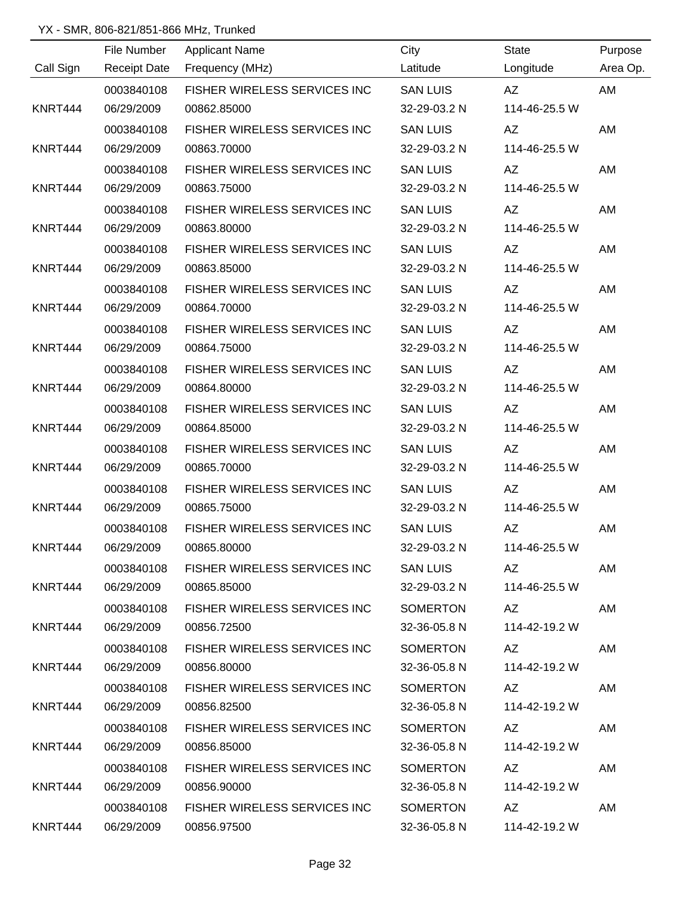YX - SMR, 806-821/851-866 MHz, Trunked

| Call Sign | File Number / Receipt Date | Applicant Name / Frequency (MHz) | City / Latitude | State / Longitude | Purpose / Area Op. |
|---|---|---|---|---|---|
| | 0003840108 | FISHER WIRELESS SERVICES INC | SAN LUIS | AZ | AM |
| KNRT444 | 06/29/2009 | 00862.85000 | 32-29-03.2 N | 114-46-25.5 W | |
| | 0003840108 | FISHER WIRELESS SERVICES INC | SAN LUIS | AZ | AM |
| KNRT444 | 06/29/2009 | 00863.70000 | 32-29-03.2 N | 114-46-25.5 W | |
| | 0003840108 | FISHER WIRELESS SERVICES INC | SAN LUIS | AZ | AM |
| KNRT444 | 06/29/2009 | 00863.75000 | 32-29-03.2 N | 114-46-25.5 W | |
| | 0003840108 | FISHER WIRELESS SERVICES INC | SAN LUIS | AZ | AM |
| KNRT444 | 06/29/2009 | 00863.80000 | 32-29-03.2 N | 114-46-25.5 W | |
| | 0003840108 | FISHER WIRELESS SERVICES INC | SAN LUIS | AZ | AM |
| KNRT444 | 06/29/2009 | 00863.85000 | 32-29-03.2 N | 114-46-25.5 W | |
| | 0003840108 | FISHER WIRELESS SERVICES INC | SAN LUIS | AZ | AM |
| KNRT444 | 06/29/2009 | 00864.70000 | 32-29-03.2 N | 114-46-25.5 W | |
| | 0003840108 | FISHER WIRELESS SERVICES INC | SAN LUIS | AZ | AM |
| KNRT444 | 06/29/2009 | 00864.75000 | 32-29-03.2 N | 114-46-25.5 W | |
| | 0003840108 | FISHER WIRELESS SERVICES INC | SAN LUIS | AZ | AM |
| KNRT444 | 06/29/2009 | 00864.80000 | 32-29-03.2 N | 114-46-25.5 W | |
| | 0003840108 | FISHER WIRELESS SERVICES INC | SAN LUIS | AZ | AM |
| KNRT444 | 06/29/2009 | 00864.85000 | 32-29-03.2 N | 114-46-25.5 W | |
| | 0003840108 | FISHER WIRELESS SERVICES INC | SAN LUIS | AZ | AM |
| KNRT444 | 06/29/2009 | 00865.70000 | 32-29-03.2 N | 114-46-25.5 W | |
| | 0003840108 | FISHER WIRELESS SERVICES INC | SAN LUIS | AZ | AM |
| KNRT444 | 06/29/2009 | 00865.75000 | 32-29-03.2 N | 114-46-25.5 W | |
| | 0003840108 | FISHER WIRELESS SERVICES INC | SAN LUIS | AZ | AM |
| KNRT444 | 06/29/2009 | 00865.80000 | 32-29-03.2 N | 114-46-25.5 W | |
| | 0003840108 | FISHER WIRELESS SERVICES INC | SAN LUIS | AZ | AM |
| KNRT444 | 06/29/2009 | 00865.85000 | 32-29-03.2 N | 114-46-25.5 W | |
| | 0003840108 | FISHER WIRELESS SERVICES INC | SOMERTON | AZ | AM |
| KNRT444 | 06/29/2009 | 00856.72500 | 32-36-05.8 N | 114-42-19.2 W | |
| | 0003840108 | FISHER WIRELESS SERVICES INC | SOMERTON | AZ | AM |
| KNRT444 | 06/29/2009 | 00856.80000 | 32-36-05.8 N | 114-42-19.2 W | |
| | 0003840108 | FISHER WIRELESS SERVICES INC | SOMERTON | AZ | AM |
| KNRT444 | 06/29/2009 | 00856.82500 | 32-36-05.8 N | 114-42-19.2 W | |
| | 0003840108 | FISHER WIRELESS SERVICES INC | SOMERTON | AZ | AM |
| KNRT444 | 06/29/2009 | 00856.85000 | 32-36-05.8 N | 114-42-19.2 W | |
| | 0003840108 | FISHER WIRELESS SERVICES INC | SOMERTON | AZ | AM |
| KNRT444 | 06/29/2009 | 00856.90000 | 32-36-05.8 N | 114-42-19.2 W | |
| | 0003840108 | FISHER WIRELESS SERVICES INC | SOMERTON | AZ | AM |
| KNRT444 | 06/29/2009 | 00856.97500 | 32-36-05.8 N | 114-42-19.2 W | |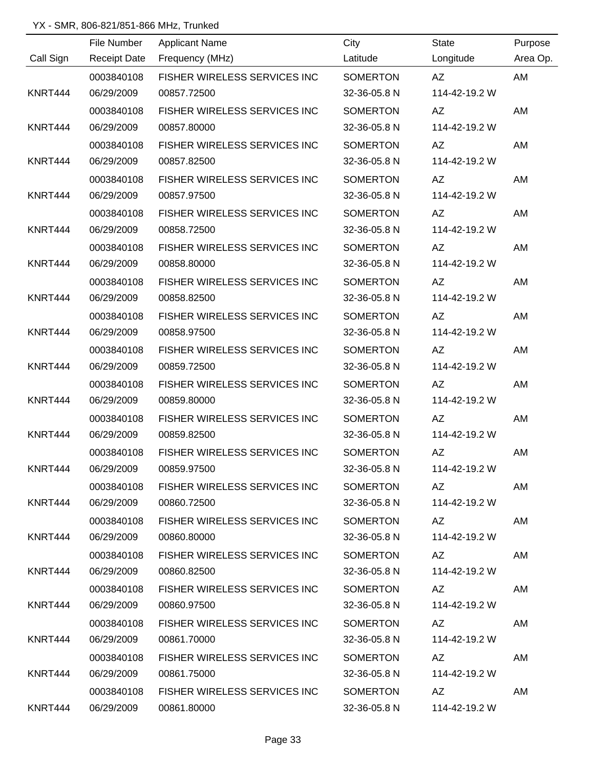YX - SMR, 806-821/851-866 MHz, Trunked

| Call Sign | File Number<br>Receipt Date | Applicant Name<br>Frequency (MHz) | City<br>Latitude | State<br>Longitude | Purpose<br>Area Op. |
|---|---|---|---|---|---|
| KNRT444 | 0003840108<br>06/29/2009 | FISHER WIRELESS SERVICES INC<br>00857.72500 | SOMERTON<br>32-36-05.8 N | AZ<br>114-42-19.2 W | AM |
| KNRT444 | 0003840108<br>06/29/2009 | FISHER WIRELESS SERVICES INC<br>00857.80000 | SOMERTON<br>32-36-05.8 N | AZ<br>114-42-19.2 W | AM |
| KNRT444 | 0003840108<br>06/29/2009 | FISHER WIRELESS SERVICES INC<br>00857.82500 | SOMERTON<br>32-36-05.8 N | AZ<br>114-42-19.2 W | AM |
| KNRT444 | 0003840108<br>06/29/2009 | FISHER WIRELESS SERVICES INC<br>00857.97500 | SOMERTON<br>32-36-05.8 N | AZ<br>114-42-19.2 W | AM |
| KNRT444 | 0003840108<br>06/29/2009 | FISHER WIRELESS SERVICES INC<br>00858.72500 | SOMERTON<br>32-36-05.8 N | AZ<br>114-42-19.2 W | AM |
| KNRT444 | 0003840108<br>06/29/2009 | FISHER WIRELESS SERVICES INC<br>00858.80000 | SOMERTON<br>32-36-05.8 N | AZ<br>114-42-19.2 W | AM |
| KNRT444 | 0003840108<br>06/29/2009 | FISHER WIRELESS SERVICES INC<br>00858.82500 | SOMERTON<br>32-36-05.8 N | AZ<br>114-42-19.2 W | AM |
| KNRT444 | 0003840108<br>06/29/2009 | FISHER WIRELESS SERVICES INC<br>00858.97500 | SOMERTON<br>32-36-05.8 N | AZ<br>114-42-19.2 W | AM |
| KNRT444 | 0003840108<br>06/29/2009 | FISHER WIRELESS SERVICES INC<br>00859.72500 | SOMERTON<br>32-36-05.8 N | AZ<br>114-42-19.2 W | AM |
| KNRT444 | 0003840108<br>06/29/2009 | FISHER WIRELESS SERVICES INC<br>00859.80000 | SOMERTON<br>32-36-05.8 N | AZ<br>114-42-19.2 W | AM |
| KNRT444 | 0003840108<br>06/29/2009 | FISHER WIRELESS SERVICES INC<br>00859.82500 | SOMERTON<br>32-36-05.8 N | AZ<br>114-42-19.2 W | AM |
| KNRT444 | 0003840108<br>06/29/2009 | FISHER WIRELESS SERVICES INC<br>00859.97500 | SOMERTON<br>32-36-05.8 N | AZ<br>114-42-19.2 W | AM |
| KNRT444 | 0003840108<br>06/29/2009 | FISHER WIRELESS SERVICES INC<br>00860.72500 | SOMERTON<br>32-36-05.8 N | AZ<br>114-42-19.2 W | AM |
| KNRT444 | 0003840108<br>06/29/2009 | FISHER WIRELESS SERVICES INC<br>00860.80000 | SOMERTON<br>32-36-05.8 N | AZ<br>114-42-19.2 W | AM |
| KNRT444 | 0003840108<br>06/29/2009 | FISHER WIRELESS SERVICES INC<br>00860.82500 | SOMERTON<br>32-36-05.8 N | AZ<br>114-42-19.2 W | AM |
| KNRT444 | 0003840108<br>06/29/2009 | FISHER WIRELESS SERVICES INC<br>00860.97500 | SOMERTON<br>32-36-05.8 N | AZ<br>114-42-19.2 W | AM |
| KNRT444 | 0003840108<br>06/29/2009 | FISHER WIRELESS SERVICES INC<br>00861.70000 | SOMERTON<br>32-36-05.8 N | AZ<br>114-42-19.2 W | AM |
| KNRT444 | 0003840108<br>06/29/2009 | FISHER WIRELESS SERVICES INC<br>00861.75000 | SOMERTON<br>32-36-05.8 N | AZ<br>114-42-19.2 W | AM |
| KNRT444 | 0003840108<br>06/29/2009 | FISHER WIRELESS SERVICES INC<br>00861.80000 | SOMERTON<br>32-36-05.8 N | AZ<br>114-42-19.2 W | AM |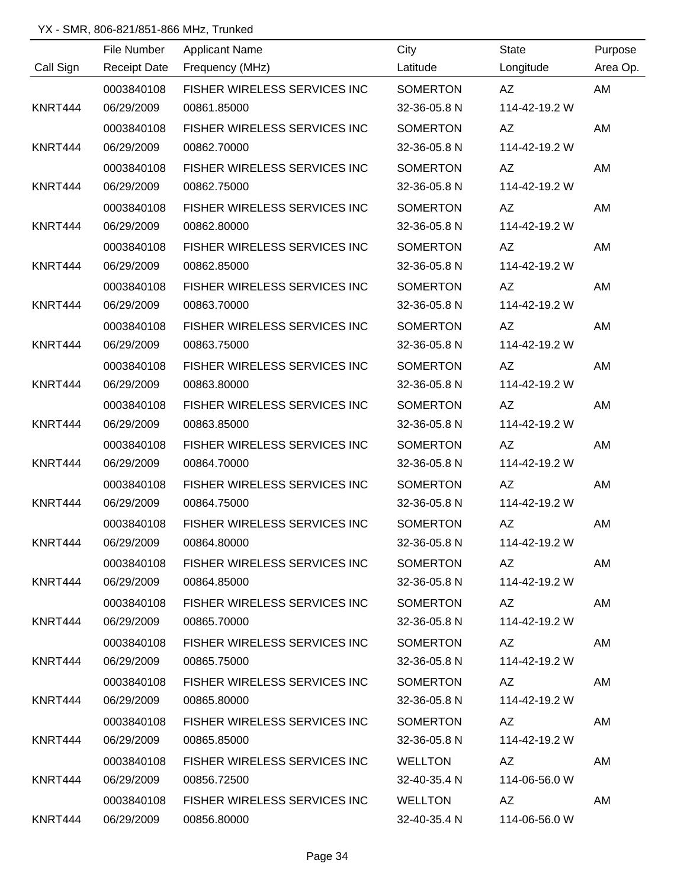YX - SMR, 806-821/851-866 MHz, Trunked

| Call Sign | File Number / Receipt Date | Applicant Name / Frequency (MHz) | City / Latitude | State / Longitude | Purpose / Area Op. |
|---|---|---|---|---|---|
| | 0003840108 | FISHER WIRELESS SERVICES INC | SOMERTON | AZ | AM |
| KNRT444 | 06/29/2009 | 00861.85000 | 32-36-05.8 N | 114-42-19.2 W | |
| | 0003840108 | FISHER WIRELESS SERVICES INC | SOMERTON | AZ | AM |
| KNRT444 | 06/29/2009 | 00862.70000 | 32-36-05.8 N | 114-42-19.2 W | |
| | 0003840108 | FISHER WIRELESS SERVICES INC | SOMERTON | AZ | AM |
| KNRT444 | 06/29/2009 | 00862.75000 | 32-36-05.8 N | 114-42-19.2 W | |
| | 0003840108 | FISHER WIRELESS SERVICES INC | SOMERTON | AZ | AM |
| KNRT444 | 06/29/2009 | 00862.80000 | 32-36-05.8 N | 114-42-19.2 W | |
| | 0003840108 | FISHER WIRELESS SERVICES INC | SOMERTON | AZ | AM |
| KNRT444 | 06/29/2009 | 00862.85000 | 32-36-05.8 N | 114-42-19.2 W | |
| | 0003840108 | FISHER WIRELESS SERVICES INC | SOMERTON | AZ | AM |
| KNRT444 | 06/29/2009 | 00863.70000 | 32-36-05.8 N | 114-42-19.2 W | |
| | 0003840108 | FISHER WIRELESS SERVICES INC | SOMERTON | AZ | AM |
| KNRT444 | 06/29/2009 | 00863.75000 | 32-36-05.8 N | 114-42-19.2 W | |
| | 0003840108 | FISHER WIRELESS SERVICES INC | SOMERTON | AZ | AM |
| KNRT444 | 06/29/2009 | 00863.80000 | 32-36-05.8 N | 114-42-19.2 W | |
| | 0003840108 | FISHER WIRELESS SERVICES INC | SOMERTON | AZ | AM |
| KNRT444 | 06/29/2009 | 00863.85000 | 32-36-05.8 N | 114-42-19.2 W | |
| | 0003840108 | FISHER WIRELESS SERVICES INC | SOMERTON | AZ | AM |
| KNRT444 | 06/29/2009 | 00864.70000 | 32-36-05.8 N | 114-42-19.2 W | |
| | 0003840108 | FISHER WIRELESS SERVICES INC | SOMERTON | AZ | AM |
| KNRT444 | 06/29/2009 | 00864.75000 | 32-36-05.8 N | 114-42-19.2 W | |
| | 0003840108 | FISHER WIRELESS SERVICES INC | SOMERTON | AZ | AM |
| KNRT444 | 06/29/2009 | 00864.80000 | 32-36-05.8 N | 114-42-19.2 W | |
| | 0003840108 | FISHER WIRELESS SERVICES INC | SOMERTON | AZ | AM |
| KNRT444 | 06/29/2009 | 00864.85000 | 32-36-05.8 N | 114-42-19.2 W | |
| | 0003840108 | FISHER WIRELESS SERVICES INC | SOMERTON | AZ | AM |
| KNRT444 | 06/29/2009 | 00865.70000 | 32-36-05.8 N | 114-42-19.2 W | |
| | 0003840108 | FISHER WIRELESS SERVICES INC | SOMERTON | AZ | AM |
| KNRT444 | 06/29/2009 | 00865.75000 | 32-36-05.8 N | 114-42-19.2 W | |
| | 0003840108 | FISHER WIRELESS SERVICES INC | SOMERTON | AZ | AM |
| KNRT444 | 06/29/2009 | 00865.80000 | 32-36-05.8 N | 114-42-19.2 W | |
| | 0003840108 | FISHER WIRELESS SERVICES INC | SOMERTON | AZ | AM |
| KNRT444 | 06/29/2009 | 00865.85000 | 32-36-05.8 N | 114-42-19.2 W | |
| | 0003840108 | FISHER WIRELESS SERVICES INC | WELLTON | AZ | AM |
| KNRT444 | 06/29/2009 | 00856.72500 | 32-40-35.4 N | 114-06-56.0 W | |
| | 0003840108 | FISHER WIRELESS SERVICES INC | WELLTON | AZ | AM |
| KNRT444 | 06/29/2009 | 00856.80000 | 32-40-35.4 N | 114-06-56.0 W | |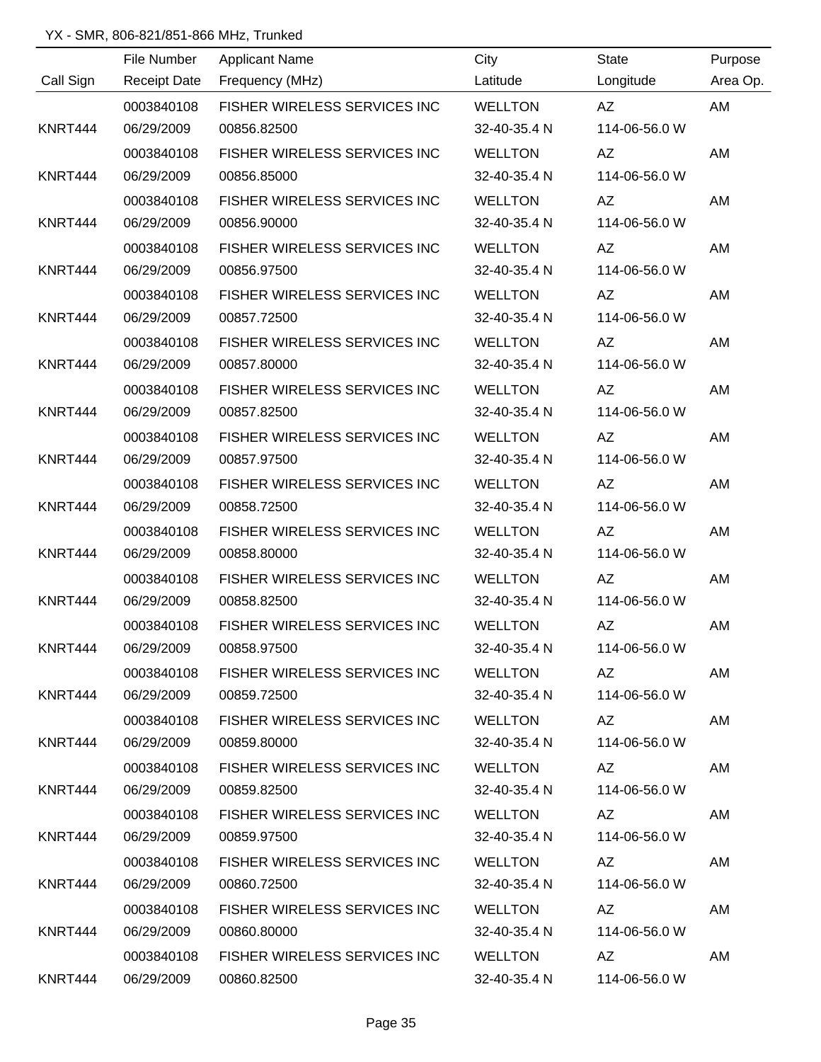YX - SMR, 806-821/851-866 MHz, Trunked

| Call Sign | File Number<br>Receipt Date | Applicant Name<br>Frequency (MHz) | City<br>Latitude | State<br>Longitude | Purpose<br>Area Op. |
|---|---|---|---|---|---|
| KNRT444 | 0003840108<br>06/29/2009 | FISHER WIRELESS SERVICES INC<br>00856.82500 | WELLTON<br>32-40-35.4 N | AZ<br>114-06-56.0 W | AM |
| KNRT444 | 0003840108<br>06/29/2009 | FISHER WIRELESS SERVICES INC<br>00856.85000 | WELLTON<br>32-40-35.4 N | AZ<br>114-06-56.0 W | AM |
| KNRT444 | 0003840108<br>06/29/2009 | FISHER WIRELESS SERVICES INC<br>00856.90000 | WELLTON<br>32-40-35.4 N | AZ<br>114-06-56.0 W | AM |
| KNRT444 | 0003840108<br>06/29/2009 | FISHER WIRELESS SERVICES INC<br>00856.97500 | WELLTON<br>32-40-35.4 N | AZ<br>114-06-56.0 W | AM |
| KNRT444 | 0003840108<br>06/29/2009 | FISHER WIRELESS SERVICES INC<br>00857.72500 | WELLTON<br>32-40-35.4 N | AZ<br>114-06-56.0 W | AM |
| KNRT444 | 0003840108<br>06/29/2009 | FISHER WIRELESS SERVICES INC<br>00857.80000 | WELLTON<br>32-40-35.4 N | AZ<br>114-06-56.0 W | AM |
| KNRT444 | 0003840108<br>06/29/2009 | FISHER WIRELESS SERVICES INC<br>00857.82500 | WELLTON<br>32-40-35.4 N | AZ<br>114-06-56.0 W | AM |
| KNRT444 | 0003840108<br>06/29/2009 | FISHER WIRELESS SERVICES INC<br>00857.97500 | WELLTON<br>32-40-35.4 N | AZ<br>114-06-56.0 W | AM |
| KNRT444 | 0003840108<br>06/29/2009 | FISHER WIRELESS SERVICES INC<br>00858.72500 | WELLTON<br>32-40-35.4 N | AZ<br>114-06-56.0 W | AM |
| KNRT444 | 0003840108<br>06/29/2009 | FISHER WIRELESS SERVICES INC<br>00858.80000 | WELLTON<br>32-40-35.4 N | AZ<br>114-06-56.0 W | AM |
| KNRT444 | 0003840108<br>06/29/2009 | FISHER WIRELESS SERVICES INC<br>00858.82500 | WELLTON<br>32-40-35.4 N | AZ<br>114-06-56.0 W | AM |
| KNRT444 | 0003840108<br>06/29/2009 | FISHER WIRELESS SERVICES INC<br>00858.97500 | WELLTON<br>32-40-35.4 N | AZ<br>114-06-56.0 W | AM |
| KNRT444 | 0003840108<br>06/29/2009 | FISHER WIRELESS SERVICES INC<br>00859.72500 | WELLTON<br>32-40-35.4 N | AZ<br>114-06-56.0 W | AM |
| KNRT444 | 0003840108<br>06/29/2009 | FISHER WIRELESS SERVICES INC<br>00859.80000 | WELLTON<br>32-40-35.4 N | AZ<br>114-06-56.0 W | AM |
| KNRT444 | 0003840108<br>06/29/2009 | FISHER WIRELESS SERVICES INC<br>00859.82500 | WELLTON<br>32-40-35.4 N | AZ<br>114-06-56.0 W | AM |
| KNRT444 | 0003840108<br>06/29/2009 | FISHER WIRELESS SERVICES INC<br>00859.97500 | WELLTON<br>32-40-35.4 N | AZ<br>114-06-56.0 W | AM |
| KNRT444 | 0003840108<br>06/29/2009 | FISHER WIRELESS SERVICES INC<br>00860.72500 | WELLTON<br>32-40-35.4 N | AZ<br>114-06-56.0 W | AM |
| KNRT444 | 0003840108<br>06/29/2009 | FISHER WIRELESS SERVICES INC<br>00860.80000 | WELLTON<br>32-40-35.4 N | AZ<br>114-06-56.0 W | AM |
| KNRT444 | 0003840108<br>06/29/2009 | FISHER WIRELESS SERVICES INC<br>00860.82500 | WELLTON<br>32-40-35.4 N | AZ<br>114-06-56.0 W | AM |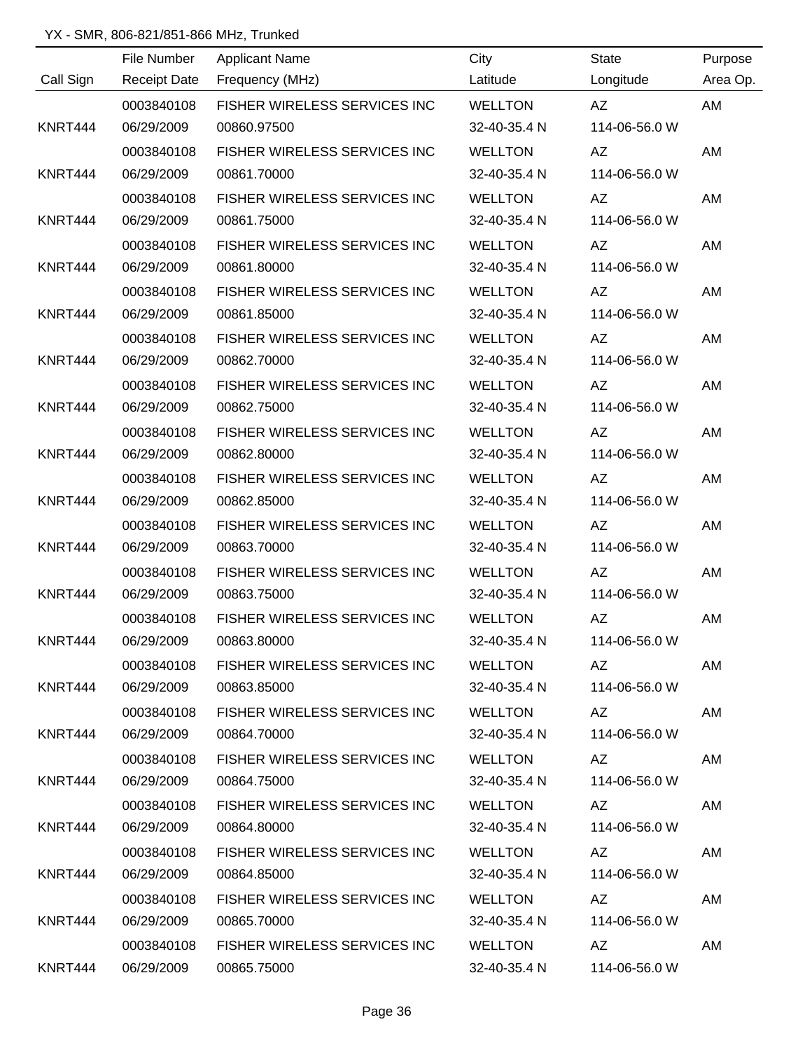YX - SMR, 806-821/851-866 MHz, Trunked

| Call Sign | File Number / Receipt Date | Applicant Name / Frequency (MHz) | City / Latitude | State / Longitude | Purpose / Area Op. |
|---|---|---|---|---|---|
| KNRT444 | 0003840108 / 06/29/2009 | FISHER WIRELESS SERVICES INC / 00860.97500 | WELLTON / 32-40-35.4 N | AZ / 114-06-56.0 W | AM |
| KNRT444 | 0003840108 / 06/29/2009 | FISHER WIRELESS SERVICES INC / 00861.70000 | WELLTON / 32-40-35.4 N | AZ / 114-06-56.0 W | AM |
| KNRT444 | 0003840108 / 06/29/2009 | FISHER WIRELESS SERVICES INC / 00861.75000 | WELLTON / 32-40-35.4 N | AZ / 114-06-56.0 W | AM |
| KNRT444 | 0003840108 / 06/29/2009 | FISHER WIRELESS SERVICES INC / 00861.80000 | WELLTON / 32-40-35.4 N | AZ / 114-06-56.0 W | AM |
| KNRT444 | 0003840108 / 06/29/2009 | FISHER WIRELESS SERVICES INC / 00861.85000 | WELLTON / 32-40-35.4 N | AZ / 114-06-56.0 W | AM |
| KNRT444 | 0003840108 / 06/29/2009 | FISHER WIRELESS SERVICES INC / 00862.70000 | WELLTON / 32-40-35.4 N | AZ / 114-06-56.0 W | AM |
| KNRT444 | 0003840108 / 06/29/2009 | FISHER WIRELESS SERVICES INC / 00862.75000 | WELLTON / 32-40-35.4 N | AZ / 114-06-56.0 W | AM |
| KNRT444 | 0003840108 / 06/29/2009 | FISHER WIRELESS SERVICES INC / 00862.80000 | WELLTON / 32-40-35.4 N | AZ / 114-06-56.0 W | AM |
| KNRT444 | 0003840108 / 06/29/2009 | FISHER WIRELESS SERVICES INC / 00862.85000 | WELLTON / 32-40-35.4 N | AZ / 114-06-56.0 W | AM |
| KNRT444 | 0003840108 / 06/29/2009 | FISHER WIRELESS SERVICES INC / 00863.70000 | WELLTON / 32-40-35.4 N | AZ / 114-06-56.0 W | AM |
| KNRT444 | 0003840108 / 06/29/2009 | FISHER WIRELESS SERVICES INC / 00863.75000 | WELLTON / 32-40-35.4 N | AZ / 114-06-56.0 W | AM |
| KNRT444 | 0003840108 / 06/29/2009 | FISHER WIRELESS SERVICES INC / 00863.80000 | WELLTON / 32-40-35.4 N | AZ / 114-06-56.0 W | AM |
| KNRT444 | 0003840108 / 06/29/2009 | FISHER WIRELESS SERVICES INC / 00863.85000 | WELLTON / 32-40-35.4 N | AZ / 114-06-56.0 W | AM |
| KNRT444 | 0003840108 / 06/29/2009 | FISHER WIRELESS SERVICES INC / 00864.70000 | WELLTON / 32-40-35.4 N | AZ / 114-06-56.0 W | AM |
| KNRT444 | 0003840108 / 06/29/2009 | FISHER WIRELESS SERVICES INC / 00864.75000 | WELLTON / 32-40-35.4 N | AZ / 114-06-56.0 W | AM |
| KNRT444 | 0003840108 / 06/29/2009 | FISHER WIRELESS SERVICES INC / 00864.80000 | WELLTON / 32-40-35.4 N | AZ / 114-06-56.0 W | AM |
| KNRT444 | 0003840108 / 06/29/2009 | FISHER WIRELESS SERVICES INC / 00864.85000 | WELLTON / 32-40-35.4 N | AZ / 114-06-56.0 W | AM |
| KNRT444 | 0003840108 / 06/29/2009 | FISHER WIRELESS SERVICES INC / 00865.70000 | WELLTON / 32-40-35.4 N | AZ / 114-06-56.0 W | AM |
| KNRT444 | 0003840108 / 06/29/2009 | FISHER WIRELESS SERVICES INC / 00865.75000 | WELLTON / 32-40-35.4 N | AZ / 114-06-56.0 W | AM |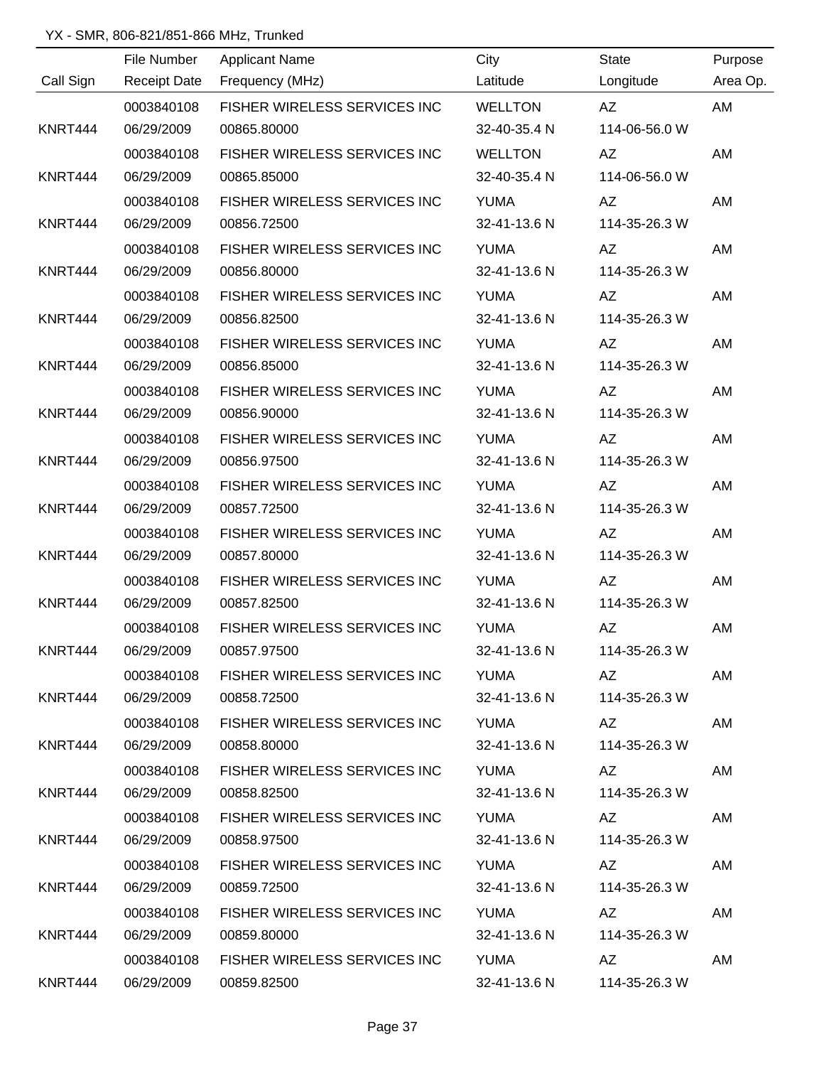YX - SMR, 806-821/851-866 MHz, Trunked

| Call Sign | File Number / Receipt Date | Applicant Name / Frequency (MHz) | City / Latitude | State / Longitude | Purpose / Area Op. |
|---|---|---|---|---|---|
| KNRT444 | 0003840108 / 06/29/2009 | FISHER WIRELESS SERVICES INC / 00865.80000 | WELLTON / 32-40-35.4 N | AZ / 114-06-56.0 W | AM |
| KNRT444 | 0003840108 / 06/29/2009 | FISHER WIRELESS SERVICES INC / 00865.85000 | WELLTON / 32-40-35.4 N | AZ / 114-06-56.0 W | AM |
| KNRT444 | 0003840108 / 06/29/2009 | FISHER WIRELESS SERVICES INC / 00856.72500 | YUMA / 32-41-13.6 N | AZ / 114-35-26.3 W | AM |
| KNRT444 | 0003840108 / 06/29/2009 | FISHER WIRELESS SERVICES INC / 00856.80000 | YUMA / 32-41-13.6 N | AZ / 114-35-26.3 W | AM |
| KNRT444 | 0003840108 / 06/29/2009 | FISHER WIRELESS SERVICES INC / 00856.82500 | YUMA / 32-41-13.6 N | AZ / 114-35-26.3 W | AM |
| KNRT444 | 0003840108 / 06/29/2009 | FISHER WIRELESS SERVICES INC / 00856.85000 | YUMA / 32-41-13.6 N | AZ / 114-35-26.3 W | AM |
| KNRT444 | 0003840108 / 06/29/2009 | FISHER WIRELESS SERVICES INC / 00856.90000 | YUMA / 32-41-13.6 N | AZ / 114-35-26.3 W | AM |
| KNRT444 | 0003840108 / 06/29/2009 | FISHER WIRELESS SERVICES INC / 00856.97500 | YUMA / 32-41-13.6 N | AZ / 114-35-26.3 W | AM |
| KNRT444 | 0003840108 / 06/29/2009 | FISHER WIRELESS SERVICES INC / 00857.72500 | YUMA / 32-41-13.6 N | AZ / 114-35-26.3 W | AM |
| KNRT444 | 0003840108 / 06/29/2009 | FISHER WIRELESS SERVICES INC / 00857.80000 | YUMA / 32-41-13.6 N | AZ / 114-35-26.3 W | AM |
| KNRT444 | 0003840108 / 06/29/2009 | FISHER WIRELESS SERVICES INC / 00857.82500 | YUMA / 32-41-13.6 N | AZ / 114-35-26.3 W | AM |
| KNRT444 | 0003840108 / 06/29/2009 | FISHER WIRELESS SERVICES INC / 00857.97500 | YUMA / 32-41-13.6 N | AZ / 114-35-26.3 W | AM |
| KNRT444 | 0003840108 / 06/29/2009 | FISHER WIRELESS SERVICES INC / 00858.72500 | YUMA / 32-41-13.6 N | AZ / 114-35-26.3 W | AM |
| KNRT444 | 0003840108 / 06/29/2009 | FISHER WIRELESS SERVICES INC / 00858.80000 | YUMA / 32-41-13.6 N | AZ / 114-35-26.3 W | AM |
| KNRT444 | 0003840108 / 06/29/2009 | FISHER WIRELESS SERVICES INC / 00858.82500 | YUMA / 32-41-13.6 N | AZ / 114-35-26.3 W | AM |
| KNRT444 | 0003840108 / 06/29/2009 | FISHER WIRELESS SERVICES INC / 00858.97500 | YUMA / 32-41-13.6 N | AZ / 114-35-26.3 W | AM |
| KNRT444 | 0003840108 / 06/29/2009 | FISHER WIRELESS SERVICES INC / 00859.72500 | YUMA / 32-41-13.6 N | AZ / 114-35-26.3 W | AM |
| KNRT444 | 0003840108 / 06/29/2009 | FISHER WIRELESS SERVICES INC / 00859.80000 | YUMA / 32-41-13.6 N | AZ / 114-35-26.3 W | AM |
| KNRT444 | 0003840108 / 06/29/2009 | FISHER WIRELESS SERVICES INC / 00859.82500 | YUMA / 32-41-13.6 N | AZ / 114-35-26.3 W | AM |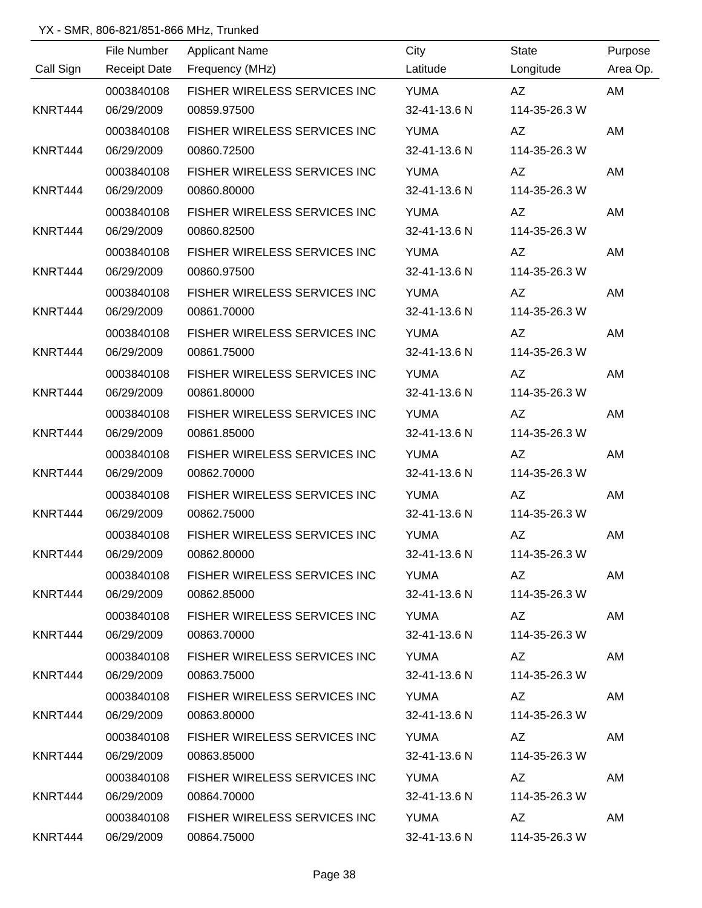YX - SMR, 806-821/851-866 MHz, Trunked

| Call Sign | File Number<br>Receipt Date | Applicant Name<br>Frequency (MHz) | City<br>Latitude | State<br>Longitude | Purpose<br>Area Op. |
|---|---|---|---|---|---|
| KNRT444 | 0003840108<br>06/29/2009 | FISHER WIRELESS SERVICES INC<br>00859.97500 | YUMA<br>32-41-13.6 N | AZ<br>114-35-26.3 W | AM |
| KNRT444 | 0003840108<br>06/29/2009 | FISHER WIRELESS SERVICES INC<br>00860.72500 | YUMA<br>32-41-13.6 N | AZ<br>114-35-26.3 W | AM |
| KNRT444 | 0003840108<br>06/29/2009 | FISHER WIRELESS SERVICES INC<br>00860.80000 | YUMA<br>32-41-13.6 N | AZ<br>114-35-26.3 W | AM |
| KNRT444 | 0003840108<br>06/29/2009 | FISHER WIRELESS SERVICES INC<br>00860.82500 | YUMA<br>32-41-13.6 N | AZ<br>114-35-26.3 W | AM |
| KNRT444 | 0003840108<br>06/29/2009 | FISHER WIRELESS SERVICES INC<br>00860.97500 | YUMA<br>32-41-13.6 N | AZ<br>114-35-26.3 W | AM |
| KNRT444 | 0003840108<br>06/29/2009 | FISHER WIRELESS SERVICES INC<br>00861.70000 | YUMA<br>32-41-13.6 N | AZ<br>114-35-26.3 W | AM |
| KNRT444 | 0003840108<br>06/29/2009 | FISHER WIRELESS SERVICES INC<br>00861.75000 | YUMA<br>32-41-13.6 N | AZ<br>114-35-26.3 W | AM |
| KNRT444 | 0003840108<br>06/29/2009 | FISHER WIRELESS SERVICES INC<br>00861.80000 | YUMA<br>32-41-13.6 N | AZ<br>114-35-26.3 W | AM |
| KNRT444 | 0003840108<br>06/29/2009 | FISHER WIRELESS SERVICES INC<br>00861.85000 | YUMA<br>32-41-13.6 N | AZ<br>114-35-26.3 W | AM |
| KNRT444 | 0003840108<br>06/29/2009 | FISHER WIRELESS SERVICES INC<br>00862.70000 | YUMA<br>32-41-13.6 N | AZ<br>114-35-26.3 W | AM |
| KNRT444 | 0003840108<br>06/29/2009 | FISHER WIRELESS SERVICES INC<br>00862.75000 | YUMA<br>32-41-13.6 N | AZ<br>114-35-26.3 W | AM |
| KNRT444 | 0003840108<br>06/29/2009 | FISHER WIRELESS SERVICES INC<br>00862.80000 | YUMA<br>32-41-13.6 N | AZ<br>114-35-26.3 W | AM |
| KNRT444 | 0003840108<br>06/29/2009 | FISHER WIRELESS SERVICES INC<br>00862.85000 | YUMA<br>32-41-13.6 N | AZ<br>114-35-26.3 W | AM |
| KNRT444 | 0003840108<br>06/29/2009 | FISHER WIRELESS SERVICES INC<br>00863.70000 | YUMA<br>32-41-13.6 N | AZ<br>114-35-26.3 W | AM |
| KNRT444 | 0003840108<br>06/29/2009 | FISHER WIRELESS SERVICES INC<br>00863.75000 | YUMA<br>32-41-13.6 N | AZ<br>114-35-26.3 W | AM |
| KNRT444 | 0003840108<br>06/29/2009 | FISHER WIRELESS SERVICES INC<br>00863.80000 | YUMA<br>32-41-13.6 N | AZ<br>114-35-26.3 W | AM |
| KNRT444 | 0003840108<br>06/29/2009 | FISHER WIRELESS SERVICES INC<br>00863.85000 | YUMA<br>32-41-13.6 N | AZ<br>114-35-26.3 W | AM |
| KNRT444 | 0003840108<br>06/29/2009 | FISHER WIRELESS SERVICES INC<br>00864.70000 | YUMA<br>32-41-13.6 N | AZ<br>114-35-26.3 W | AM |
| KNRT444 | 0003840108<br>06/29/2009 | FISHER WIRELESS SERVICES INC<br>00864.75000 | YUMA<br>32-41-13.6 N | AZ<br>114-35-26.3 W | AM |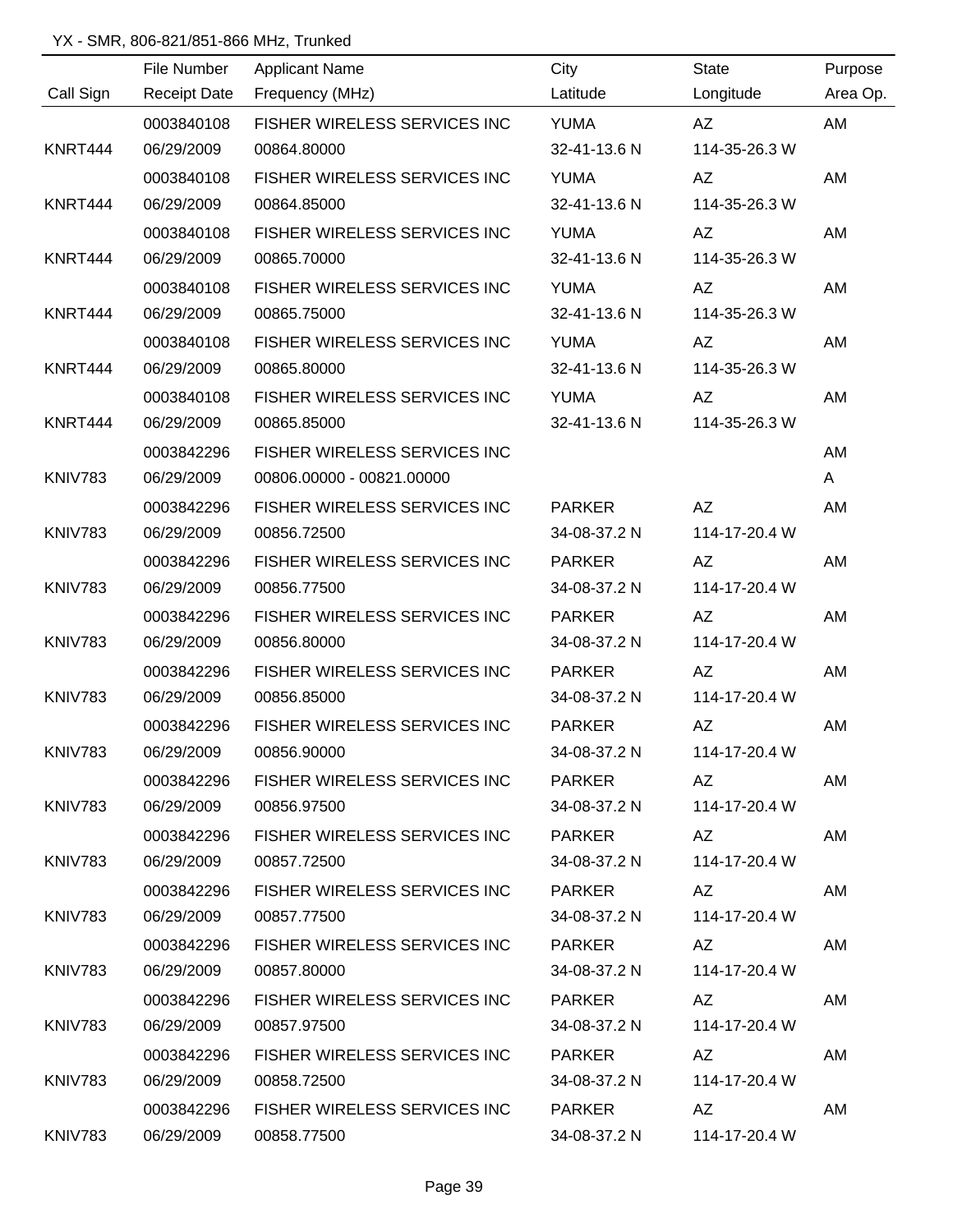YX - SMR, 806-821/851-866 MHz, Trunked

| Call Sign | File Number / Receipt Date | Applicant Name / Frequency (MHz) | City / Latitude | State / Longitude | Purpose / Area Op. |
|---|---|---|---|---|---|
| KNRT444 | 0003840108 / 06/29/2009 | FISHER WIRELESS SERVICES INC / 00864.80000 | YUMA / 32-41-13.6 N | AZ / 114-35-26.3 W | AM |
| KNRT444 | 0003840108 / 06/29/2009 | FISHER WIRELESS SERVICES INC / 00864.85000 | YUMA / 32-41-13.6 N | AZ / 114-35-26.3 W | AM |
| KNRT444 | 0003840108 / 06/29/2009 | FISHER WIRELESS SERVICES INC / 00865.70000 | YUMA / 32-41-13.6 N | AZ / 114-35-26.3 W | AM |
| KNRT444 | 0003840108 / 06/29/2009 | FISHER WIRELESS SERVICES INC / 00865.75000 | YUMA / 32-41-13.6 N | AZ / 114-35-26.3 W | AM |
| KNRT444 | 0003840108 / 06/29/2009 | FISHER WIRELESS SERVICES INC / 00865.80000 | YUMA / 32-41-13.6 N | AZ / 114-35-26.3 W | AM |
| KNRT444 | 0003840108 / 06/29/2009 | FISHER WIRELESS SERVICES INC / 00865.85000 | YUMA / 32-41-13.6 N | AZ / 114-35-26.3 W | AM |
| KNIV783 | 0003842296 / 06/29/2009 | FISHER WIRELESS SERVICES INC / 00806.00000 - 00821.00000 | | | AM / A |
| KNIV783 | 0003842296 / 06/29/2009 | FISHER WIRELESS SERVICES INC / 00856.72500 | PARKER / 34-08-37.2 N | AZ / 114-17-20.4 W | AM |
| KNIV783 | 0003842296 / 06/29/2009 | FISHER WIRELESS SERVICES INC / 00856.77500 | PARKER / 34-08-37.2 N | AZ / 114-17-20.4 W | AM |
| KNIV783 | 0003842296 / 06/29/2009 | FISHER WIRELESS SERVICES INC / 00856.80000 | PARKER / 34-08-37.2 N | AZ / 114-17-20.4 W | AM |
| KNIV783 | 0003842296 / 06/29/2009 | FISHER WIRELESS SERVICES INC / 00856.85000 | PARKER / 34-08-37.2 N | AZ / 114-17-20.4 W | AM |
| KNIV783 | 0003842296 / 06/29/2009 | FISHER WIRELESS SERVICES INC / 00856.90000 | PARKER / 34-08-37.2 N | AZ / 114-17-20.4 W | AM |
| KNIV783 | 0003842296 / 06/29/2009 | FISHER WIRELESS SERVICES INC / 00856.97500 | PARKER / 34-08-37.2 N | AZ / 114-17-20.4 W | AM |
| KNIV783 | 0003842296 / 06/29/2009 | FISHER WIRELESS SERVICES INC / 00857.72500 | PARKER / 34-08-37.2 N | AZ / 114-17-20.4 W | AM |
| KNIV783 | 0003842296 / 06/29/2009 | FISHER WIRELESS SERVICES INC / 00857.77500 | PARKER / 34-08-37.2 N | AZ / 114-17-20.4 W | AM |
| KNIV783 | 0003842296 / 06/29/2009 | FISHER WIRELESS SERVICES INC / 00857.80000 | PARKER / 34-08-37.2 N | AZ / 114-17-20.4 W | AM |
| KNIV783 | 0003842296 / 06/29/2009 | FISHER WIRELESS SERVICES INC / 00857.97500 | PARKER / 34-08-37.2 N | AZ / 114-17-20.4 W | AM |
| KNIV783 | 0003842296 / 06/29/2009 | FISHER WIRELESS SERVICES INC / 00858.72500 | PARKER / 34-08-37.2 N | AZ / 114-17-20.4 W | AM |
| KNIV783 | 0003842296 / 06/29/2009 | FISHER WIRELESS SERVICES INC / 00858.77500 | PARKER / 34-08-37.2 N | AZ / 114-17-20.4 W | AM |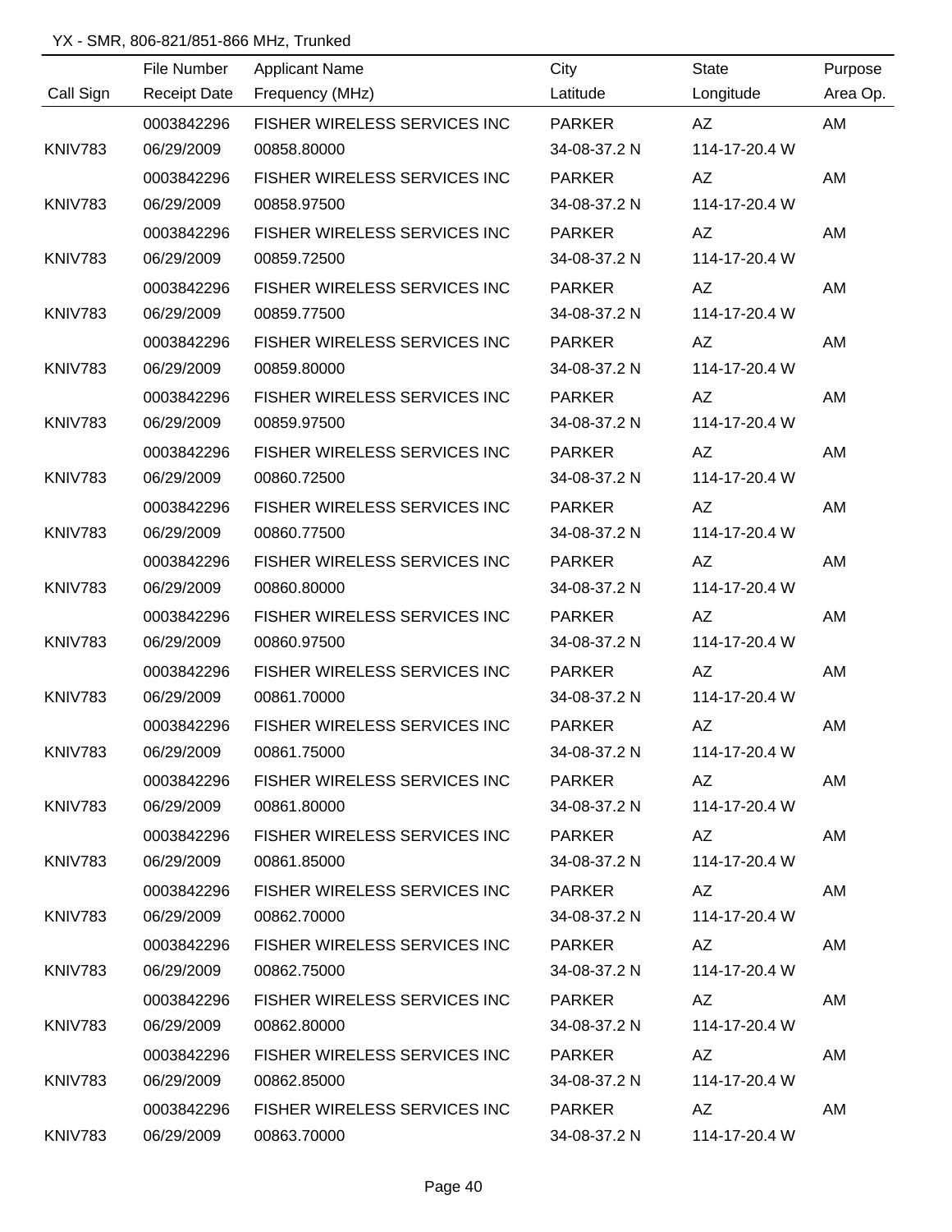YX - SMR, 806-821/851-866 MHz, Trunked

| Call Sign | File Number<br>Receipt Date | Applicant Name<br>Frequency (MHz) | City<br>Latitude | State<br>Longitude | Purpose<br>Area Op. |
|---|---|---|---|---|---|
| KNIV783 | 0003842296<br>06/29/2009 | FISHER WIRELESS SERVICES INC<br>00858.80000 | PARKER<br>34-08-37.2 N | AZ<br>114-17-20.4 W | AM |
| KNIV783 | 0003842296<br>06/29/2009 | FISHER WIRELESS SERVICES INC<br>00858.97500 | PARKER<br>34-08-37.2 N | AZ<br>114-17-20.4 W | AM |
| KNIV783 | 0003842296<br>06/29/2009 | FISHER WIRELESS SERVICES INC<br>00859.72500 | PARKER<br>34-08-37.2 N | AZ<br>114-17-20.4 W | AM |
| KNIV783 | 0003842296<br>06/29/2009 | FISHER WIRELESS SERVICES INC<br>00859.77500 | PARKER<br>34-08-37.2 N | AZ<br>114-17-20.4 W | AM |
| KNIV783 | 0003842296<br>06/29/2009 | FISHER WIRELESS SERVICES INC<br>00859.80000 | PARKER<br>34-08-37.2 N | AZ<br>114-17-20.4 W | AM |
| KNIV783 | 0003842296<br>06/29/2009 | FISHER WIRELESS SERVICES INC<br>00859.97500 | PARKER<br>34-08-37.2 N | AZ<br>114-17-20.4 W | AM |
| KNIV783 | 0003842296<br>06/29/2009 | FISHER WIRELESS SERVICES INC<br>00860.72500 | PARKER<br>34-08-37.2 N | AZ<br>114-17-20.4 W | AM |
| KNIV783 | 0003842296<br>06/29/2009 | FISHER WIRELESS SERVICES INC<br>00860.77500 | PARKER<br>34-08-37.2 N | AZ<br>114-17-20.4 W | AM |
| KNIV783 | 0003842296<br>06/29/2009 | FISHER WIRELESS SERVICES INC<br>00860.80000 | PARKER<br>34-08-37.2 N | AZ<br>114-17-20.4 W | AM |
| KNIV783 | 0003842296<br>06/29/2009 | FISHER WIRELESS SERVICES INC<br>00860.97500 | PARKER<br>34-08-37.2 N | AZ<br>114-17-20.4 W | AM |
| KNIV783 | 0003842296<br>06/29/2009 | FISHER WIRELESS SERVICES INC<br>00861.70000 | PARKER<br>34-08-37.2 N | AZ<br>114-17-20.4 W | AM |
| KNIV783 | 0003842296<br>06/29/2009 | FISHER WIRELESS SERVICES INC<br>00861.75000 | PARKER<br>34-08-37.2 N | AZ<br>114-17-20.4 W | AM |
| KNIV783 | 0003842296<br>06/29/2009 | FISHER WIRELESS SERVICES INC<br>00861.80000 | PARKER<br>34-08-37.2 N | AZ<br>114-17-20.4 W | AM |
| KNIV783 | 0003842296<br>06/29/2009 | FISHER WIRELESS SERVICES INC<br>00861.85000 | PARKER<br>34-08-37.2 N | AZ<br>114-17-20.4 W | AM |
| KNIV783 | 0003842296<br>06/29/2009 | FISHER WIRELESS SERVICES INC<br>00862.70000 | PARKER<br>34-08-37.2 N | AZ<br>114-17-20.4 W | AM |
| KNIV783 | 0003842296<br>06/29/2009 | FISHER WIRELESS SERVICES INC<br>00862.75000 | PARKER<br>34-08-37.2 N | AZ<br>114-17-20.4 W | AM |
| KNIV783 | 0003842296<br>06/29/2009 | FISHER WIRELESS SERVICES INC<br>00862.80000 | PARKER<br>34-08-37.2 N | AZ<br>114-17-20.4 W | AM |
| KNIV783 | 0003842296<br>06/29/2009 | FISHER WIRELESS SERVICES INC<br>00862.85000 | PARKER<br>34-08-37.2 N | AZ<br>114-17-20.4 W | AM |
| KNIV783 | 0003842296<br>06/29/2009 | FISHER WIRELESS SERVICES INC<br>00863.70000 | PARKER<br>34-08-37.2 N | AZ<br>114-17-20.4 W | AM |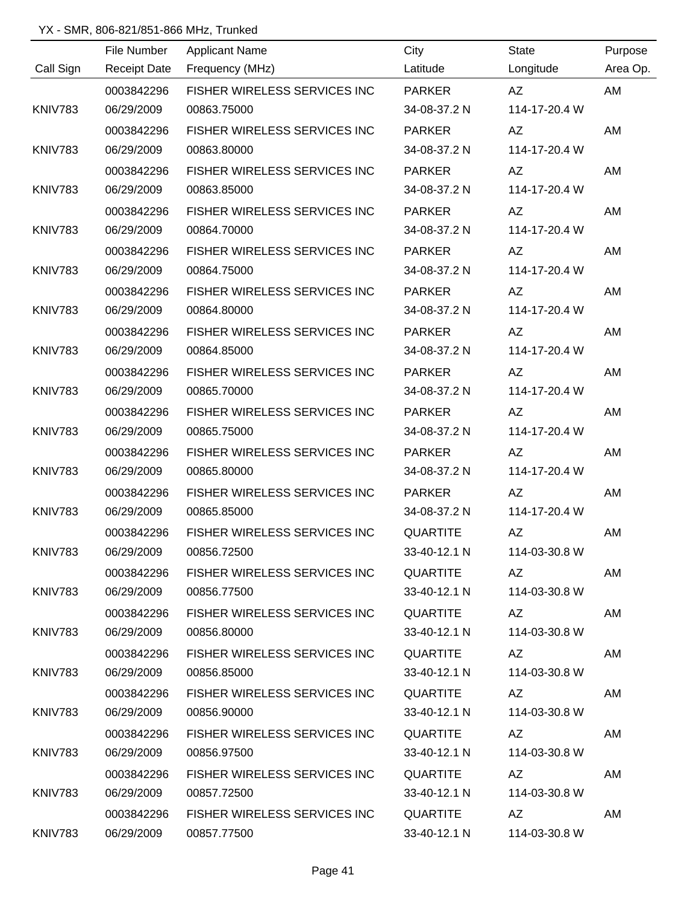YX - SMR, 806-821/851-866 MHz, Trunked

| Call Sign | File Number<br>Receipt Date | Applicant Name<br>Frequency (MHz) | City<br>Latitude | State<br>Longitude | Purpose<br>Area Op. |
|---|---|---|---|---|---|
| KNIV783 | 0003842296<br>06/29/2009 | FISHER WIRELESS SERVICES INC<br>00863.75000 | PARKER<br>34-08-37.2 N | AZ<br>114-17-20.4 W | AM |
| KNIV783 | 0003842296<br>06/29/2009 | FISHER WIRELESS SERVICES INC<br>00863.80000 | PARKER<br>34-08-37.2 N | AZ<br>114-17-20.4 W | AM |
| KNIV783 | 0003842296<br>06/29/2009 | FISHER WIRELESS SERVICES INC<br>00863.85000 | PARKER<br>34-08-37.2 N | AZ<br>114-17-20.4 W | AM |
| KNIV783 | 0003842296<br>06/29/2009 | FISHER WIRELESS SERVICES INC<br>00864.70000 | PARKER<br>34-08-37.2 N | AZ<br>114-17-20.4 W | AM |
| KNIV783 | 0003842296<br>06/29/2009 | FISHER WIRELESS SERVICES INC<br>00864.75000 | PARKER<br>34-08-37.2 N | AZ<br>114-17-20.4 W | AM |
| KNIV783 | 0003842296<br>06/29/2009 | FISHER WIRELESS SERVICES INC<br>00864.80000 | PARKER<br>34-08-37.2 N | AZ<br>114-17-20.4 W | AM |
| KNIV783 | 0003842296<br>06/29/2009 | FISHER WIRELESS SERVICES INC<br>00864.85000 | PARKER<br>34-08-37.2 N | AZ<br>114-17-20.4 W | AM |
| KNIV783 | 0003842296<br>06/29/2009 | FISHER WIRELESS SERVICES INC<br>00865.70000 | PARKER<br>34-08-37.2 N | AZ<br>114-17-20.4 W | AM |
| KNIV783 | 0003842296<br>06/29/2009 | FISHER WIRELESS SERVICES INC<br>00865.75000 | PARKER<br>34-08-37.2 N | AZ<br>114-17-20.4 W | AM |
| KNIV783 | 0003842296<br>06/29/2009 | FISHER WIRELESS SERVICES INC<br>00865.80000 | PARKER<br>34-08-37.2 N | AZ<br>114-17-20.4 W | AM |
| KNIV783 | 0003842296<br>06/29/2009 | FISHER WIRELESS SERVICES INC<br>00865.85000 | PARKER<br>34-08-37.2 N | AZ<br>114-17-20.4 W | AM |
| KNIV783 | 0003842296<br>06/29/2009 | FISHER WIRELESS SERVICES INC<br>00856.72500 | QUARTITE<br>33-40-12.1 N | AZ<br>114-03-30.8 W | AM |
| KNIV783 | 0003842296<br>06/29/2009 | FISHER WIRELESS SERVICES INC<br>00856.77500 | QUARTITE<br>33-40-12.1 N | AZ<br>114-03-30.8 W | AM |
| KNIV783 | 0003842296<br>06/29/2009 | FISHER WIRELESS SERVICES INC<br>00856.80000 | QUARTITE<br>33-40-12.1 N | AZ<br>114-03-30.8 W | AM |
| KNIV783 | 0003842296<br>06/29/2009 | FISHER WIRELESS SERVICES INC<br>00856.85000 | QUARTITE<br>33-40-12.1 N | AZ<br>114-03-30.8 W | AM |
| KNIV783 | 0003842296<br>06/29/2009 | FISHER WIRELESS SERVICES INC<br>00856.90000 | QUARTITE<br>33-40-12.1 N | AZ<br>114-03-30.8 W | AM |
| KNIV783 | 0003842296<br>06/29/2009 | FISHER WIRELESS SERVICES INC<br>00856.97500 | QUARTITE<br>33-40-12.1 N | AZ<br>114-03-30.8 W | AM |
| KNIV783 | 0003842296<br>06/29/2009 | FISHER WIRELESS SERVICES INC<br>00857.72500 | QUARTITE<br>33-40-12.1 N | AZ<br>114-03-30.8 W | AM |
| KNIV783 | 0003842296<br>06/29/2009 | FISHER WIRELESS SERVICES INC<br>00857.77500 | QUARTITE<br>33-40-12.1 N | AZ<br>114-03-30.8 W | AM |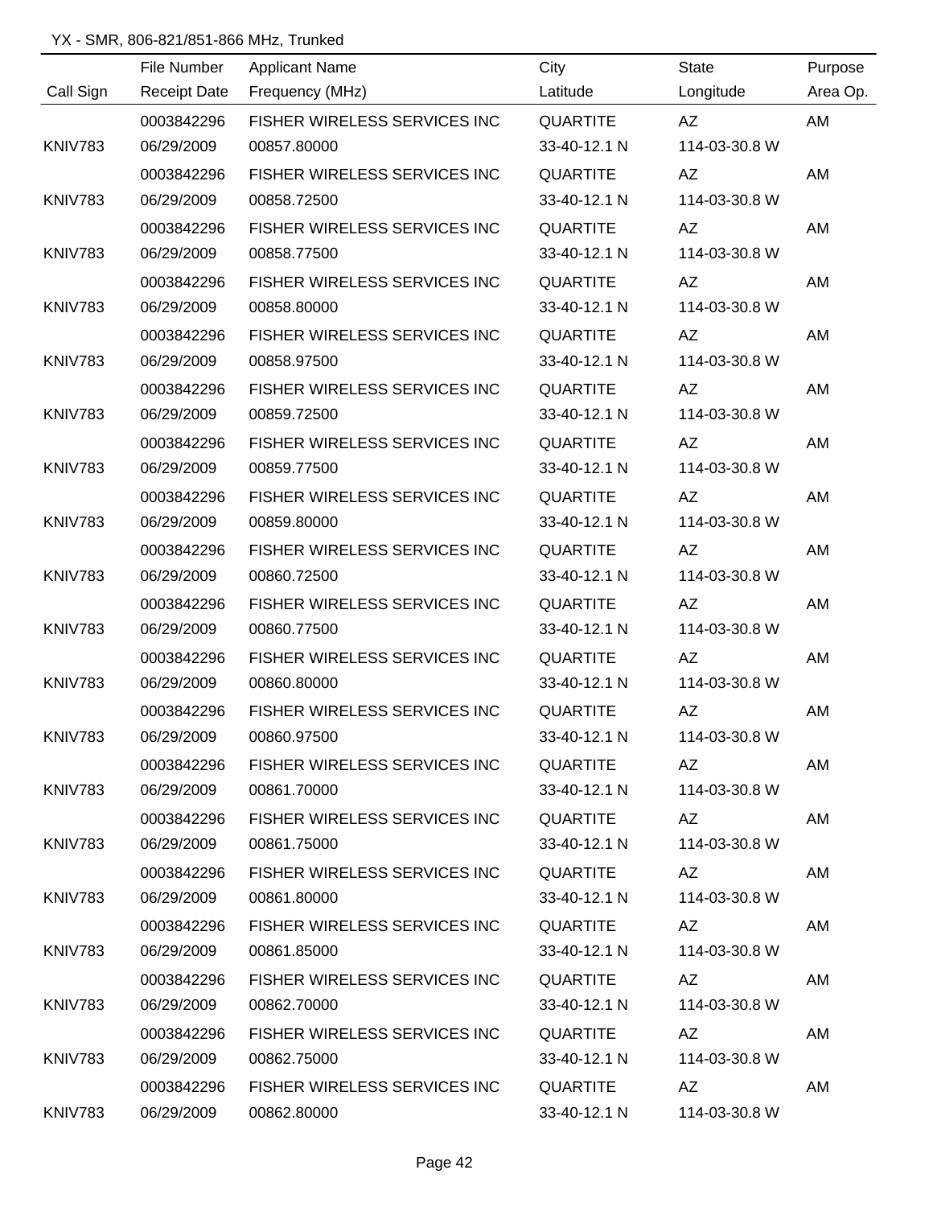YX - SMR, 806-821/851-866 MHz, Trunked

| Call Sign | File Number<br>Receipt Date | Applicant Name<br>Frequency (MHz) | City<br>Latitude | State<br>Longitude | Purpose<br>Area Op. |
|---|---|---|---|---|---|
| KNIV783 | 0003842296<br>06/29/2009 | FISHER WIRELESS SERVICES INC<br>00857.80000 | QUARTITE<br>33-40-12.1 N | AZ<br>114-03-30.8 W | AM |
| KNIV783 | 0003842296<br>06/29/2009 | FISHER WIRELESS SERVICES INC<br>00858.72500 | QUARTITE<br>33-40-12.1 N | AZ<br>114-03-30.8 W | AM |
| KNIV783 | 0003842296<br>06/29/2009 | FISHER WIRELESS SERVICES INC<br>00858.77500 | QUARTITE<br>33-40-12.1 N | AZ<br>114-03-30.8 W | AM |
| KNIV783 | 0003842296<br>06/29/2009 | FISHER WIRELESS SERVICES INC<br>00858.80000 | QUARTITE<br>33-40-12.1 N | AZ<br>114-03-30.8 W | AM |
| KNIV783 | 0003842296<br>06/29/2009 | FISHER WIRELESS SERVICES INC<br>00858.97500 | QUARTITE<br>33-40-12.1 N | AZ<br>114-03-30.8 W | AM |
| KNIV783 | 0003842296<br>06/29/2009 | FISHER WIRELESS SERVICES INC<br>00859.72500 | QUARTITE<br>33-40-12.1 N | AZ<br>114-03-30.8 W | AM |
| KNIV783 | 0003842296<br>06/29/2009 | FISHER WIRELESS SERVICES INC<br>00859.77500 | QUARTITE<br>33-40-12.1 N | AZ<br>114-03-30.8 W | AM |
| KNIV783 | 0003842296<br>06/29/2009 | FISHER WIRELESS SERVICES INC<br>00859.80000 | QUARTITE<br>33-40-12.1 N | AZ<br>114-03-30.8 W | AM |
| KNIV783 | 0003842296<br>06/29/2009 | FISHER WIRELESS SERVICES INC<br>00860.72500 | QUARTITE<br>33-40-12.1 N | AZ<br>114-03-30.8 W | AM |
| KNIV783 | 0003842296<br>06/29/2009 | FISHER WIRELESS SERVICES INC<br>00860.77500 | QUARTITE<br>33-40-12.1 N | AZ<br>114-03-30.8 W | AM |
| KNIV783 | 0003842296<br>06/29/2009 | FISHER WIRELESS SERVICES INC<br>00860.80000 | QUARTITE<br>33-40-12.1 N | AZ<br>114-03-30.8 W | AM |
| KNIV783 | 0003842296<br>06/29/2009 | FISHER WIRELESS SERVICES INC<br>00860.97500 | QUARTITE<br>33-40-12.1 N | AZ<br>114-03-30.8 W | AM |
| KNIV783 | 0003842296<br>06/29/2009 | FISHER WIRELESS SERVICES INC<br>00861.70000 | QUARTITE<br>33-40-12.1 N | AZ<br>114-03-30.8 W | AM |
| KNIV783 | 0003842296<br>06/29/2009 | FISHER WIRELESS SERVICES INC<br>00861.75000 | QUARTITE<br>33-40-12.1 N | AZ<br>114-03-30.8 W | AM |
| KNIV783 | 0003842296<br>06/29/2009 | FISHER WIRELESS SERVICES INC<br>00861.80000 | QUARTITE<br>33-40-12.1 N | AZ<br>114-03-30.8 W | AM |
| KNIV783 | 0003842296<br>06/29/2009 | FISHER WIRELESS SERVICES INC<br>00861.85000 | QUARTITE<br>33-40-12.1 N | AZ<br>114-03-30.8 W | AM |
| KNIV783 | 0003842296<br>06/29/2009 | FISHER WIRELESS SERVICES INC<br>00862.70000 | QUARTITE<br>33-40-12.1 N | AZ<br>114-03-30.8 W | AM |
| KNIV783 | 0003842296<br>06/29/2009 | FISHER WIRELESS SERVICES INC<br>00862.75000 | QUARTITE<br>33-40-12.1 N | AZ<br>114-03-30.8 W | AM |
| KNIV783 | 0003842296<br>06/29/2009 | FISHER WIRELESS SERVICES INC<br>00862.80000 | QUARTITE<br>33-40-12.1 N | AZ<br>114-03-30.8 W | AM |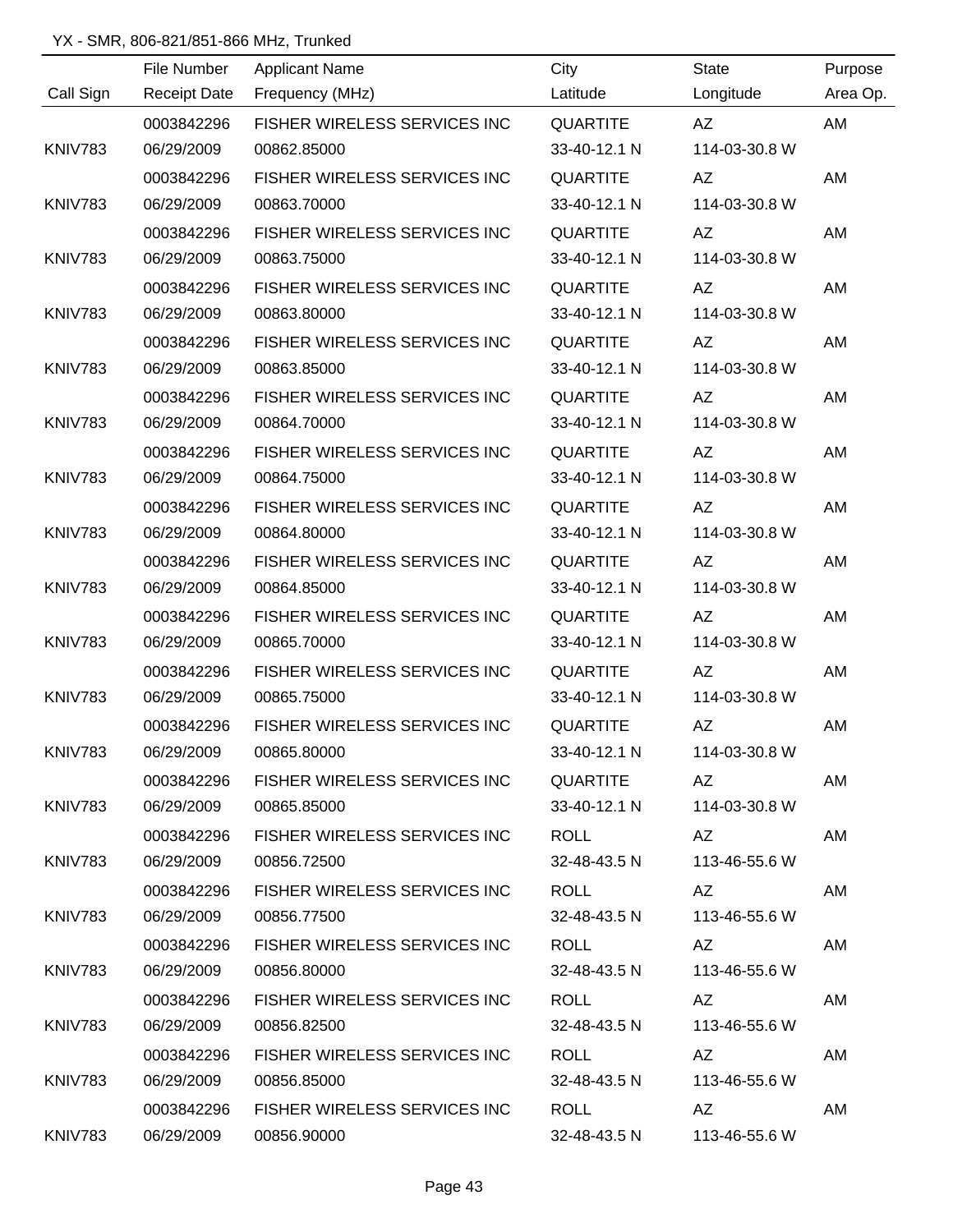YX - SMR, 806-821/851-866 MHz, Trunked

| Call Sign | File Number / Receipt Date | Applicant Name / Frequency (MHz) | City / Latitude | State / Longitude | Purpose / Area Op. |
|---|---|---|---|---|---|
| | 0003842296 | FISHER WIRELESS SERVICES INC | QUARTITE | AZ | AM |
| KNIV783 | 06/29/2009 | 00862.85000 | 33-40-12.1 N | 114-03-30.8 W | |
| | 0003842296 | FISHER WIRELESS SERVICES INC | QUARTITE | AZ | AM |
| KNIV783 | 06/29/2009 | 00863.70000 | 33-40-12.1 N | 114-03-30.8 W | |
| | 0003842296 | FISHER WIRELESS SERVICES INC | QUARTITE | AZ | AM |
| KNIV783 | 06/29/2009 | 00863.75000 | 33-40-12.1 N | 114-03-30.8 W | |
| | 0003842296 | FISHER WIRELESS SERVICES INC | QUARTITE | AZ | AM |
| KNIV783 | 06/29/2009 | 00863.80000 | 33-40-12.1 N | 114-03-30.8 W | |
| | 0003842296 | FISHER WIRELESS SERVICES INC | QUARTITE | AZ | AM |
| KNIV783 | 06/29/2009 | 00863.85000 | 33-40-12.1 N | 114-03-30.8 W | |
| | 0003842296 | FISHER WIRELESS SERVICES INC | QUARTITE | AZ | AM |
| KNIV783 | 06/29/2009 | 00864.70000 | 33-40-12.1 N | 114-03-30.8 W | |
| | 0003842296 | FISHER WIRELESS SERVICES INC | QUARTITE | AZ | AM |
| KNIV783 | 06/29/2009 | 00864.75000 | 33-40-12.1 N | 114-03-30.8 W | |
| | 0003842296 | FISHER WIRELESS SERVICES INC | QUARTITE | AZ | AM |
| KNIV783 | 06/29/2009 | 00864.80000 | 33-40-12.1 N | 114-03-30.8 W | |
| | 0003842296 | FISHER WIRELESS SERVICES INC | QUARTITE | AZ | AM |
| KNIV783 | 06/29/2009 | 00864.85000 | 33-40-12.1 N | 114-03-30.8 W | |
| | 0003842296 | FISHER WIRELESS SERVICES INC | QUARTITE | AZ | AM |
| KNIV783 | 06/29/2009 | 00865.70000 | 33-40-12.1 N | 114-03-30.8 W | |
| | 0003842296 | FISHER WIRELESS SERVICES INC | QUARTITE | AZ | AM |
| KNIV783 | 06/29/2009 | 00865.75000 | 33-40-12.1 N | 114-03-30.8 W | |
| | 0003842296 | FISHER WIRELESS SERVICES INC | QUARTITE | AZ | AM |
| KNIV783 | 06/29/2009 | 00865.80000 | 33-40-12.1 N | 114-03-30.8 W | |
| | 0003842296 | FISHER WIRELESS SERVICES INC | QUARTITE | AZ | AM |
| KNIV783 | 06/29/2009 | 00865.85000 | 33-40-12.1 N | 114-03-30.8 W | |
| | 0003842296 | FISHER WIRELESS SERVICES INC | ROLL | AZ | AM |
| KNIV783 | 06/29/2009 | 00856.72500 | 32-48-43.5 N | 113-46-55.6 W | |
| | 0003842296 | FISHER WIRELESS SERVICES INC | ROLL | AZ | AM |
| KNIV783 | 06/29/2009 | 00856.77500 | 32-48-43.5 N | 113-46-55.6 W | |
| | 0003842296 | FISHER WIRELESS SERVICES INC | ROLL | AZ | AM |
| KNIV783 | 06/29/2009 | 00856.80000 | 32-48-43.5 N | 113-46-55.6 W | |
| | 0003842296 | FISHER WIRELESS SERVICES INC | ROLL | AZ | AM |
| KNIV783 | 06/29/2009 | 00856.82500 | 32-48-43.5 N | 113-46-55.6 W | |
| | 0003842296 | FISHER WIRELESS SERVICES INC | ROLL | AZ | AM |
| KNIV783 | 06/29/2009 | 00856.85000 | 32-48-43.5 N | 113-46-55.6 W | |
| | 0003842296 | FISHER WIRELESS SERVICES INC | ROLL | AZ | AM |
| KNIV783 | 06/29/2009 | 00856.90000 | 32-48-43.5 N | 113-46-55.6 W | |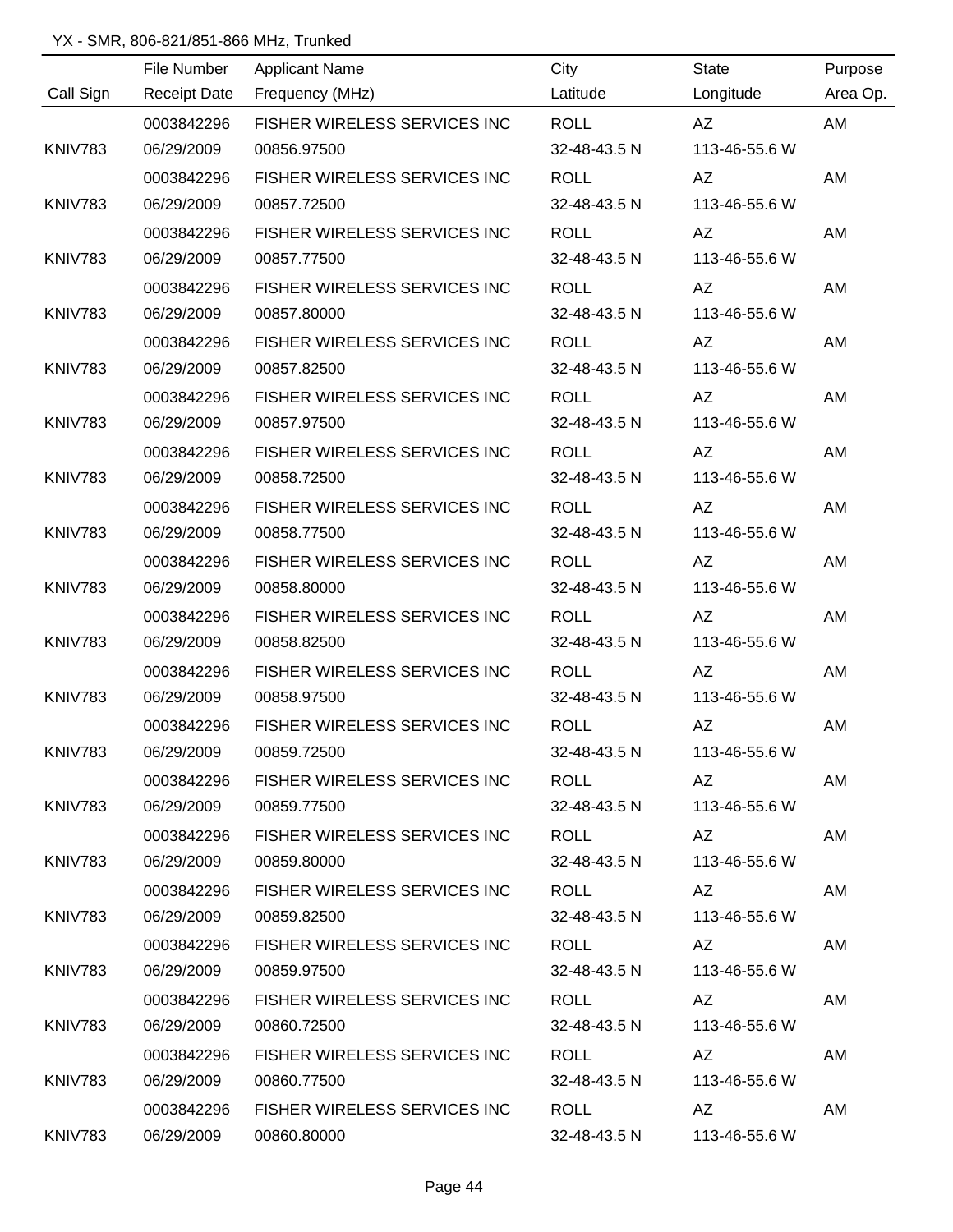YX - SMR, 806-821/851-866 MHz, Trunked

| Call Sign | File Number / Receipt Date | Applicant Name / Frequency (MHz) | City / Latitude | State / Longitude | Purpose / Area Op. |
|---|---|---|---|---|---|
| | 0003842296 | FISHER WIRELESS SERVICES INC | ROLL | AZ | AM |
| KNIV783 | 06/29/2009 | 00856.97500 | 32-48-43.5 N | 113-46-55.6 W | |
| | 0003842296 | FISHER WIRELESS SERVICES INC | ROLL | AZ | AM |
| KNIV783 | 06/29/2009 | 00857.72500 | 32-48-43.5 N | 113-46-55.6 W | |
| | 0003842296 | FISHER WIRELESS SERVICES INC | ROLL | AZ | AM |
| KNIV783 | 06/29/2009 | 00857.77500 | 32-48-43.5 N | 113-46-55.6 W | |
| | 0003842296 | FISHER WIRELESS SERVICES INC | ROLL | AZ | AM |
| KNIV783 | 06/29/2009 | 00857.80000 | 32-48-43.5 N | 113-46-55.6 W | |
| | 0003842296 | FISHER WIRELESS SERVICES INC | ROLL | AZ | AM |
| KNIV783 | 06/29/2009 | 00857.82500 | 32-48-43.5 N | 113-46-55.6 W | |
| | 0003842296 | FISHER WIRELESS SERVICES INC | ROLL | AZ | AM |
| KNIV783 | 06/29/2009 | 00857.97500 | 32-48-43.5 N | 113-46-55.6 W | |
| | 0003842296 | FISHER WIRELESS SERVICES INC | ROLL | AZ | AM |
| KNIV783 | 06/29/2009 | 00858.72500 | 32-48-43.5 N | 113-46-55.6 W | |
| | 0003842296 | FISHER WIRELESS SERVICES INC | ROLL | AZ | AM |
| KNIV783 | 06/29/2009 | 00858.77500 | 32-48-43.5 N | 113-46-55.6 W | |
| | 0003842296 | FISHER WIRELESS SERVICES INC | ROLL | AZ | AM |
| KNIV783 | 06/29/2009 | 00858.80000 | 32-48-43.5 N | 113-46-55.6 W | |
| | 0003842296 | FISHER WIRELESS SERVICES INC | ROLL | AZ | AM |
| KNIV783 | 06/29/2009 | 00858.82500 | 32-48-43.5 N | 113-46-55.6 W | |
| | 0003842296 | FISHER WIRELESS SERVICES INC | ROLL | AZ | AM |
| KNIV783 | 06/29/2009 | 00858.97500 | 32-48-43.5 N | 113-46-55.6 W | |
| | 0003842296 | FISHER WIRELESS SERVICES INC | ROLL | AZ | AM |
| KNIV783 | 06/29/2009 | 00859.72500 | 32-48-43.5 N | 113-46-55.6 W | |
| | 0003842296 | FISHER WIRELESS SERVICES INC | ROLL | AZ | AM |
| KNIV783 | 06/29/2009 | 00859.77500 | 32-48-43.5 N | 113-46-55.6 W | |
| | 0003842296 | FISHER WIRELESS SERVICES INC | ROLL | AZ | AM |
| KNIV783 | 06/29/2009 | 00859.80000 | 32-48-43.5 N | 113-46-55.6 W | |
| | 0003842296 | FISHER WIRELESS SERVICES INC | ROLL | AZ | AM |
| KNIV783 | 06/29/2009 | 00859.82500 | 32-48-43.5 N | 113-46-55.6 W | |
| | 0003842296 | FISHER WIRELESS SERVICES INC | ROLL | AZ | AM |
| KNIV783 | 06/29/2009 | 00859.97500 | 32-48-43.5 N | 113-46-55.6 W | |
| | 0003842296 | FISHER WIRELESS SERVICES INC | ROLL | AZ | AM |
| KNIV783 | 06/29/2009 | 00860.72500 | 32-48-43.5 N | 113-46-55.6 W | |
| | 0003842296 | FISHER WIRELESS SERVICES INC | ROLL | AZ | AM |
| KNIV783 | 06/29/2009 | 00860.77500 | 32-48-43.5 N | 113-46-55.6 W | |
| | 0003842296 | FISHER WIRELESS SERVICES INC | ROLL | AZ | AM |
| KNIV783 | 06/29/2009 | 00860.80000 | 32-48-43.5 N | 113-46-55.6 W | |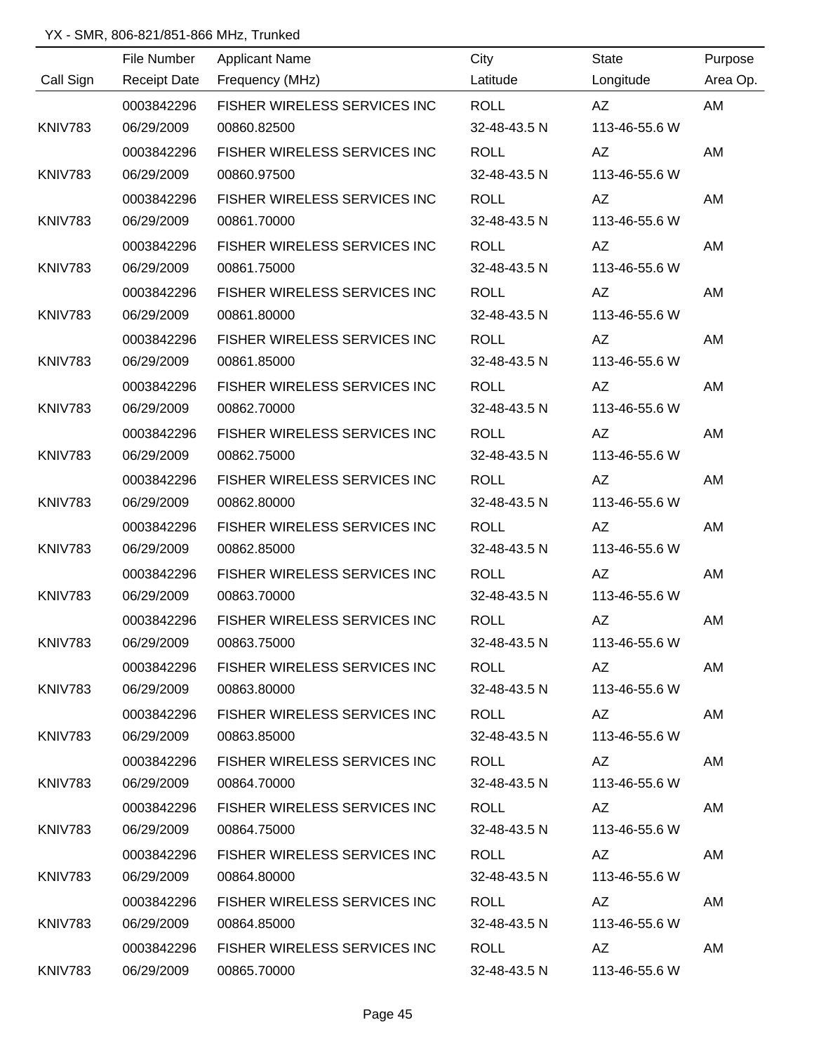YX - SMR, 806-821/851-866 MHz, Trunked

| Call Sign | File Number / Receipt Date | Applicant Name / Frequency (MHz) | City / Latitude | State / Longitude | Purpose / Area Op. |
|---|---|---|---|---|---|
| | 0003842296 | FISHER WIRELESS SERVICES INC | ROLL | AZ | AM |
| KNIV783 | 06/29/2009 | 00860.82500 | 32-48-43.5 N | 113-46-55.6 W | |
| | 0003842296 | FISHER WIRELESS SERVICES INC | ROLL | AZ | AM |
| KNIV783 | 06/29/2009 | 00860.97500 | 32-48-43.5 N | 113-46-55.6 W | |
| | 0003842296 | FISHER WIRELESS SERVICES INC | ROLL | AZ | AM |
| KNIV783 | 06/29/2009 | 00861.70000 | 32-48-43.5 N | 113-46-55.6 W | |
| | 0003842296 | FISHER WIRELESS SERVICES INC | ROLL | AZ | AM |
| KNIV783 | 06/29/2009 | 00861.75000 | 32-48-43.5 N | 113-46-55.6 W | |
| | 0003842296 | FISHER WIRELESS SERVICES INC | ROLL | AZ | AM |
| KNIV783 | 06/29/2009 | 00861.80000 | 32-48-43.5 N | 113-46-55.6 W | |
| | 0003842296 | FISHER WIRELESS SERVICES INC | ROLL | AZ | AM |
| KNIV783 | 06/29/2009 | 00861.85000 | 32-48-43.5 N | 113-46-55.6 W | |
| | 0003842296 | FISHER WIRELESS SERVICES INC | ROLL | AZ | AM |
| KNIV783 | 06/29/2009 | 00862.70000 | 32-48-43.5 N | 113-46-55.6 W | |
| | 0003842296 | FISHER WIRELESS SERVICES INC | ROLL | AZ | AM |
| KNIV783 | 06/29/2009 | 00862.75000 | 32-48-43.5 N | 113-46-55.6 W | |
| | 0003842296 | FISHER WIRELESS SERVICES INC | ROLL | AZ | AM |
| KNIV783 | 06/29/2009 | 00862.80000 | 32-48-43.5 N | 113-46-55.6 W | |
| | 0003842296 | FISHER WIRELESS SERVICES INC | ROLL | AZ | AM |
| KNIV783 | 06/29/2009 | 00862.85000 | 32-48-43.5 N | 113-46-55.6 W | |
| | 0003842296 | FISHER WIRELESS SERVICES INC | ROLL | AZ | AM |
| KNIV783 | 06/29/2009 | 00863.70000 | 32-48-43.5 N | 113-46-55.6 W | |
| | 0003842296 | FISHER WIRELESS SERVICES INC | ROLL | AZ | AM |
| KNIV783 | 06/29/2009 | 00863.75000 | 32-48-43.5 N | 113-46-55.6 W | |
| | 0003842296 | FISHER WIRELESS SERVICES INC | ROLL | AZ | AM |
| KNIV783 | 06/29/2009 | 00863.80000 | 32-48-43.5 N | 113-46-55.6 W | |
| | 0003842296 | FISHER WIRELESS SERVICES INC | ROLL | AZ | AM |
| KNIV783 | 06/29/2009 | 00863.85000 | 32-48-43.5 N | 113-46-55.6 W | |
| | 0003842296 | FISHER WIRELESS SERVICES INC | ROLL | AZ | AM |
| KNIV783 | 06/29/2009 | 00864.70000 | 32-48-43.5 N | 113-46-55.6 W | |
| | 0003842296 | FISHER WIRELESS SERVICES INC | ROLL | AZ | AM |
| KNIV783 | 06/29/2009 | 00864.75000 | 32-48-43.5 N | 113-46-55.6 W | |
| | 0003842296 | FISHER WIRELESS SERVICES INC | ROLL | AZ | AM |
| KNIV783 | 06/29/2009 | 00864.80000 | 32-48-43.5 N | 113-46-55.6 W | |
| | 0003842296 | FISHER WIRELESS SERVICES INC | ROLL | AZ | AM |
| KNIV783 | 06/29/2009 | 00864.85000 | 32-48-43.5 N | 113-46-55.6 W | |
| | 0003842296 | FISHER WIRELESS SERVICES INC | ROLL | AZ | AM |
| KNIV783 | 06/29/2009 | 00865.70000 | 32-48-43.5 N | 113-46-55.6 W | |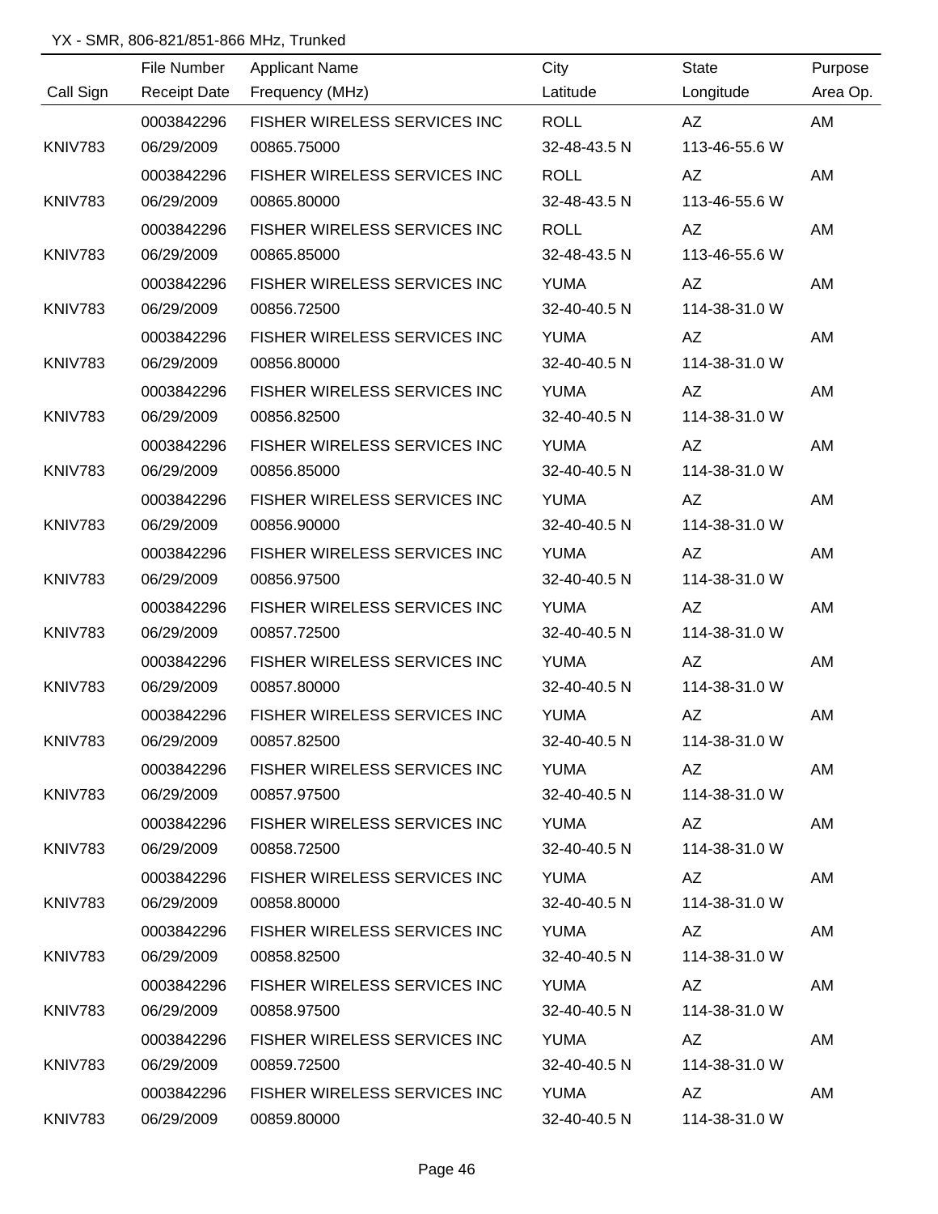YX - SMR, 806-821/851-866 MHz, Trunked

| Call Sign | File Number<br>Receipt Date | Applicant Name<br>Frequency (MHz) | City<br>Latitude | State<br>Longitude | Purpose<br>Area Op. |
|---|---|---|---|---|---|
| KNIV783 | 0003842296<br>06/29/2009 | FISHER WIRELESS SERVICES INC<br>00865.75000 | ROLL<br>32-48-43.5 N | AZ<br>113-46-55.6 W | AM |
| KNIV783 | 0003842296<br>06/29/2009 | FISHER WIRELESS SERVICES INC<br>00865.80000 | ROLL<br>32-48-43.5 N | AZ<br>113-46-55.6 W | AM |
| KNIV783 | 0003842296<br>06/29/2009 | FISHER WIRELESS SERVICES INC<br>00865.85000 | ROLL<br>32-48-43.5 N | AZ<br>113-46-55.6 W | AM |
| KNIV783 | 0003842296<br>06/29/2009 | FISHER WIRELESS SERVICES INC<br>00856.72500 | YUMA<br>32-40-40.5 N | AZ<br>114-38-31.0 W | AM |
| KNIV783 | 0003842296<br>06/29/2009 | FISHER WIRELESS SERVICES INC<br>00856.80000 | YUMA<br>32-40-40.5 N | AZ<br>114-38-31.0 W | AM |
| KNIV783 | 0003842296<br>06/29/2009 | FISHER WIRELESS SERVICES INC<br>00856.82500 | YUMA<br>32-40-40.5 N | AZ<br>114-38-31.0 W | AM |
| KNIV783 | 0003842296<br>06/29/2009 | FISHER WIRELESS SERVICES INC<br>00856.85000 | YUMA<br>32-40-40.5 N | AZ<br>114-38-31.0 W | AM |
| KNIV783 | 0003842296<br>06/29/2009 | FISHER WIRELESS SERVICES INC<br>00856.90000 | YUMA<br>32-40-40.5 N | AZ<br>114-38-31.0 W | AM |
| KNIV783 | 0003842296<br>06/29/2009 | FISHER WIRELESS SERVICES INC<br>00856.97500 | YUMA<br>32-40-40.5 N | AZ<br>114-38-31.0 W | AM |
| KNIV783 | 0003842296<br>06/29/2009 | FISHER WIRELESS SERVICES INC<br>00857.72500 | YUMA<br>32-40-40.5 N | AZ<br>114-38-31.0 W | AM |
| KNIV783 | 0003842296<br>06/29/2009 | FISHER WIRELESS SERVICES INC<br>00857.80000 | YUMA<br>32-40-40.5 N | AZ<br>114-38-31.0 W | AM |
| KNIV783 | 0003842296<br>06/29/2009 | FISHER WIRELESS SERVICES INC<br>00857.82500 | YUMA<br>32-40-40.5 N | AZ<br>114-38-31.0 W | AM |
| KNIV783 | 0003842296<br>06/29/2009 | FISHER WIRELESS SERVICES INC<br>00857.97500 | YUMA<br>32-40-40.5 N | AZ<br>114-38-31.0 W | AM |
| KNIV783 | 0003842296<br>06/29/2009 | FISHER WIRELESS SERVICES INC<br>00858.72500 | YUMA<br>32-40-40.5 N | AZ<br>114-38-31.0 W | AM |
| KNIV783 | 0003842296<br>06/29/2009 | FISHER WIRELESS SERVICES INC<br>00858.80000 | YUMA<br>32-40-40.5 N | AZ<br>114-38-31.0 W | AM |
| KNIV783 | 0003842296<br>06/29/2009 | FISHER WIRELESS SERVICES INC<br>00858.82500 | YUMA<br>32-40-40.5 N | AZ<br>114-38-31.0 W | AM |
| KNIV783 | 0003842296<br>06/29/2009 | FISHER WIRELESS SERVICES INC<br>00858.97500 | YUMA<br>32-40-40.5 N | AZ<br>114-38-31.0 W | AM |
| KNIV783 | 0003842296<br>06/29/2009 | FISHER WIRELESS SERVICES INC<br>00859.72500 | YUMA<br>32-40-40.5 N | AZ<br>114-38-31.0 W | AM |
| KNIV783 | 0003842296<br>06/29/2009 | FISHER WIRELESS SERVICES INC<br>00859.80000 | YUMA<br>32-40-40.5 N | AZ<br>114-38-31.0 W | AM |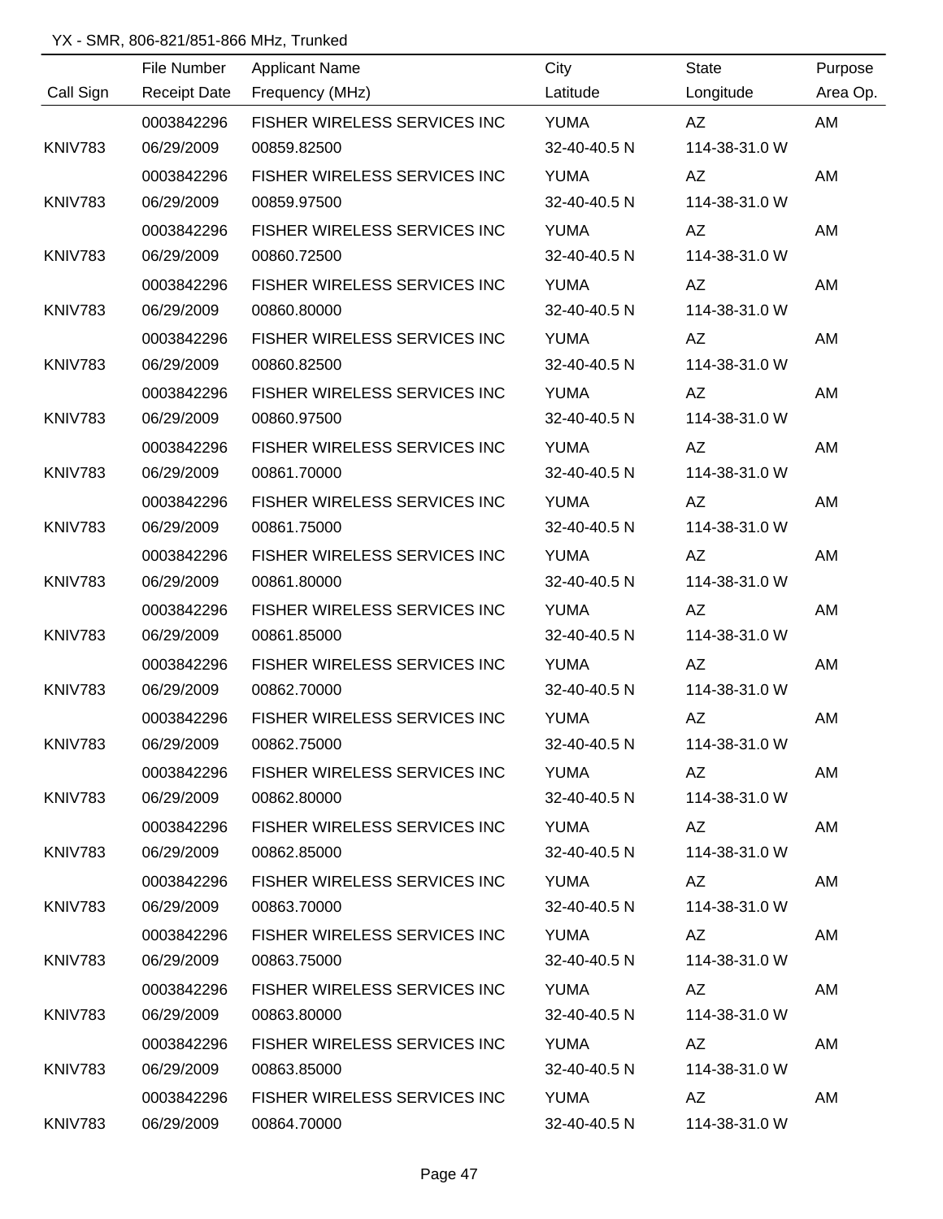YX - SMR, 806-821/851-866 MHz, Trunked

| Call Sign | File Number<br>Receipt Date | Applicant Name<br>Frequency (MHz) | City<br>Latitude | State<br>Longitude | Purpose<br>Area Op. |
|---|---|---|---|---|---|
| KNIV783 | 0003842296<br>06/29/2009 | FISHER WIRELESS SERVICES INC<br>00859.82500 | YUMA<br>32-40-40.5 N | AZ<br>114-38-31.0 W | AM |
| KNIV783 | 0003842296<br>06/29/2009 | FISHER WIRELESS SERVICES INC<br>00859.97500 | YUMA<br>32-40-40.5 N | AZ<br>114-38-31.0 W | AM |
| KNIV783 | 0003842296<br>06/29/2009 | FISHER WIRELESS SERVICES INC<br>00860.72500 | YUMA<br>32-40-40.5 N | AZ<br>114-38-31.0 W | AM |
| KNIV783 | 0003842296<br>06/29/2009 | FISHER WIRELESS SERVICES INC<br>00860.80000 | YUMA<br>32-40-40.5 N | AZ<br>114-38-31.0 W | AM |
| KNIV783 | 0003842296<br>06/29/2009 | FISHER WIRELESS SERVICES INC<br>00860.82500 | YUMA<br>32-40-40.5 N | AZ<br>114-38-31.0 W | AM |
| KNIV783 | 0003842296<br>06/29/2009 | FISHER WIRELESS SERVICES INC<br>00860.97500 | YUMA<br>32-40-40.5 N | AZ<br>114-38-31.0 W | AM |
| KNIV783 | 0003842296<br>06/29/2009 | FISHER WIRELESS SERVICES INC<br>00861.70000 | YUMA<br>32-40-40.5 N | AZ<br>114-38-31.0 W | AM |
| KNIV783 | 0003842296<br>06/29/2009 | FISHER WIRELESS SERVICES INC<br>00861.75000 | YUMA<br>32-40-40.5 N | AZ<br>114-38-31.0 W | AM |
| KNIV783 | 0003842296<br>06/29/2009 | FISHER WIRELESS SERVICES INC<br>00861.80000 | YUMA<br>32-40-40.5 N | AZ<br>114-38-31.0 W | AM |
| KNIV783 | 0003842296<br>06/29/2009 | FISHER WIRELESS SERVICES INC<br>00861.85000 | YUMA<br>32-40-40.5 N | AZ<br>114-38-31.0 W | AM |
| KNIV783 | 0003842296<br>06/29/2009 | FISHER WIRELESS SERVICES INC<br>00862.70000 | YUMA<br>32-40-40.5 N | AZ<br>114-38-31.0 W | AM |
| KNIV783 | 0003842296<br>06/29/2009 | FISHER WIRELESS SERVICES INC<br>00862.75000 | YUMA<br>32-40-40.5 N | AZ<br>114-38-31.0 W | AM |
| KNIV783 | 0003842296<br>06/29/2009 | FISHER WIRELESS SERVICES INC<br>00862.80000 | YUMA<br>32-40-40.5 N | AZ<br>114-38-31.0 W | AM |
| KNIV783 | 0003842296<br>06/29/2009 | FISHER WIRELESS SERVICES INC<br>00862.85000 | YUMA<br>32-40-40.5 N | AZ<br>114-38-31.0 W | AM |
| KNIV783 | 0003842296<br>06/29/2009 | FISHER WIRELESS SERVICES INC<br>00863.70000 | YUMA<br>32-40-40.5 N | AZ<br>114-38-31.0 W | AM |
| KNIV783 | 0003842296<br>06/29/2009 | FISHER WIRELESS SERVICES INC<br>00863.75000 | YUMA<br>32-40-40.5 N | AZ<br>114-38-31.0 W | AM |
| KNIV783 | 0003842296<br>06/29/2009 | FISHER WIRELESS SERVICES INC<br>00863.80000 | YUMA<br>32-40-40.5 N | AZ<br>114-38-31.0 W | AM |
| KNIV783 | 0003842296<br>06/29/2009 | FISHER WIRELESS SERVICES INC<br>00863.85000 | YUMA<br>32-40-40.5 N | AZ<br>114-38-31.0 W | AM |
| KNIV783 | 0003842296<br>06/29/2009 | FISHER WIRELESS SERVICES INC<br>00864.70000 | YUMA<br>32-40-40.5 N | AZ<br>114-38-31.0 W | AM |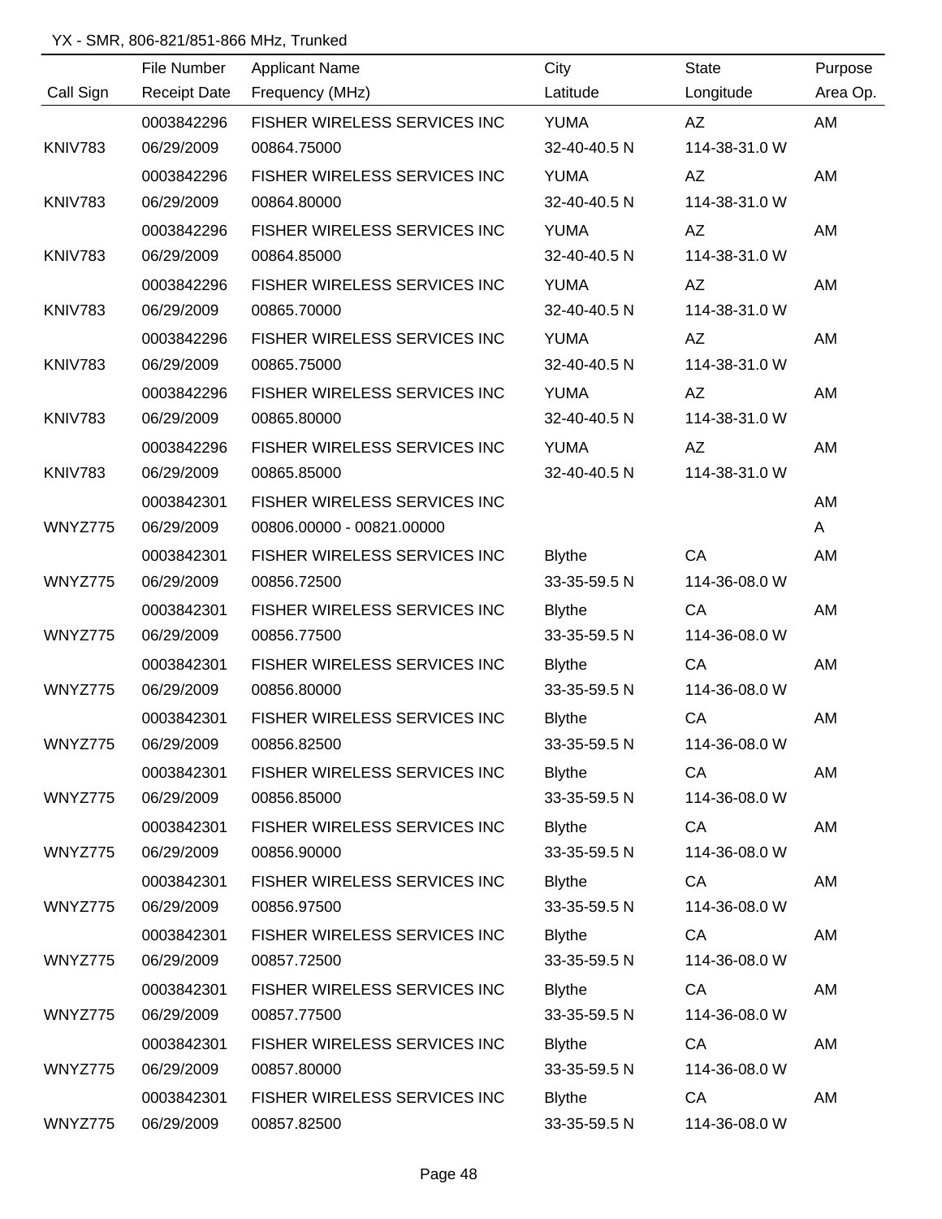YX - SMR, 806-821/851-866 MHz, Trunked

| Call Sign | File Number / Receipt Date | Applicant Name / Frequency (MHz) | City / Latitude | State / Longitude | Purpose / Area Op. |
|---|---|---|---|---|---|
| KNIV783 | 0003842296 / 06/29/2009 | FISHER WIRELESS SERVICES INC / 00864.75000 | YUMA / 32-40-40.5 N | AZ / 114-38-31.0 W | AM |
| KNIV783 | 0003842296 / 06/29/2009 | FISHER WIRELESS SERVICES INC / 00864.80000 | YUMA / 32-40-40.5 N | AZ / 114-38-31.0 W | AM |
| KNIV783 | 0003842296 / 06/29/2009 | FISHER WIRELESS SERVICES INC / 00864.85000 | YUMA / 32-40-40.5 N | AZ / 114-38-31.0 W | AM |
| KNIV783 | 0003842296 / 06/29/2009 | FISHER WIRELESS SERVICES INC / 00865.70000 | YUMA / 32-40-40.5 N | AZ / 114-38-31.0 W | AM |
| KNIV783 | 0003842296 / 06/29/2009 | FISHER WIRELESS SERVICES INC / 00865.75000 | YUMA / 32-40-40.5 N | AZ / 114-38-31.0 W | AM |
| KNIV783 | 0003842296 / 06/29/2009 | FISHER WIRELESS SERVICES INC / 00865.80000 | YUMA / 32-40-40.5 N | AZ / 114-38-31.0 W | AM |
| KNIV783 | 0003842296 / 06/29/2009 | FISHER WIRELESS SERVICES INC / 00865.85000 | YUMA / 32-40-40.5 N | AZ / 114-38-31.0 W | AM |
| WNYZ775 | 0003842301 / 06/29/2009 | FISHER WIRELESS SERVICES INC / 00806.00000 - 00821.00000 | | | AM / A |
| WNYZ775 | 0003842301 / 06/29/2009 | FISHER WIRELESS SERVICES INC / 00856.72500 | Blythe / 33-35-59.5 N | CA / 114-36-08.0 W | AM |
| WNYZ775 | 0003842301 / 06/29/2009 | FISHER WIRELESS SERVICES INC / 00856.77500 | Blythe / 33-35-59.5 N | CA / 114-36-08.0 W | AM |
| WNYZ775 | 0003842301 / 06/29/2009 | FISHER WIRELESS SERVICES INC / 00856.80000 | Blythe / 33-35-59.5 N | CA / 114-36-08.0 W | AM |
| WNYZ775 | 0003842301 / 06/29/2009 | FISHER WIRELESS SERVICES INC / 00856.82500 | Blythe / 33-35-59.5 N | CA / 114-36-08.0 W | AM |
| WNYZ775 | 0003842301 / 06/29/2009 | FISHER WIRELESS SERVICES INC / 00856.85000 | Blythe / 33-35-59.5 N | CA / 114-36-08.0 W | AM |
| WNYZ775 | 0003842301 / 06/29/2009 | FISHER WIRELESS SERVICES INC / 00856.90000 | Blythe / 33-35-59.5 N | CA / 114-36-08.0 W | AM |
| WNYZ775 | 0003842301 / 06/29/2009 | FISHER WIRELESS SERVICES INC / 00856.97500 | Blythe / 33-35-59.5 N | CA / 114-36-08.0 W | AM |
| WNYZ775 | 0003842301 / 06/29/2009 | FISHER WIRELESS SERVICES INC / 00857.72500 | Blythe / 33-35-59.5 N | CA / 114-36-08.0 W | AM |
| WNYZ775 | 0003842301 / 06/29/2009 | FISHER WIRELESS SERVICES INC / 00857.77500 | Blythe / 33-35-59.5 N | CA / 114-36-08.0 W | AM |
| WNYZ775 | 0003842301 / 06/29/2009 | FISHER WIRELESS SERVICES INC / 00857.80000 | Blythe / 33-35-59.5 N | CA / 114-36-08.0 W | AM |
| WNYZ775 | 0003842301 / 06/29/2009 | FISHER WIRELESS SERVICES INC / 00857.82500 | Blythe / 33-35-59.5 N | CA / 114-36-08.0 W | AM |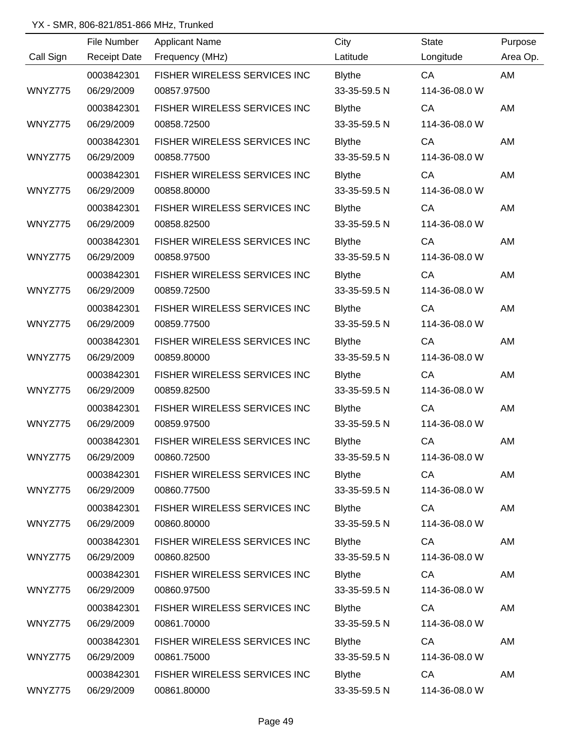YX - SMR, 806-821/851-866 MHz, Trunked

| Call Sign | File Number<br>Receipt Date | Applicant Name<br>Frequency (MHz) | City<br>Latitude | State<br>Longitude | Purpose<br>Area Op. |
|---|---|---|---|---|---|
| WNYZ775 | 0003842301<br>06/29/2009 | FISHER WIRELESS SERVICES INC<br>00857.97500 | Blythe<br>33-35-59.5 N | CA<br>114-36-08.0 W | AM |
| WNYZ775 | 0003842301<br>06/29/2009 | FISHER WIRELESS SERVICES INC<br>00858.72500 | Blythe<br>33-35-59.5 N | CA<br>114-36-08.0 W | AM |
| WNYZ775 | 0003842301<br>06/29/2009 | FISHER WIRELESS SERVICES INC<br>00858.77500 | Blythe<br>33-35-59.5 N | CA<br>114-36-08.0 W | AM |
| WNYZ775 | 0003842301<br>06/29/2009 | FISHER WIRELESS SERVICES INC<br>00858.80000 | Blythe<br>33-35-59.5 N | CA<br>114-36-08.0 W | AM |
| WNYZ775 | 0003842301<br>06/29/2009 | FISHER WIRELESS SERVICES INC<br>00858.82500 | Blythe<br>33-35-59.5 N | CA<br>114-36-08.0 W | AM |
| WNYZ775 | 0003842301<br>06/29/2009 | FISHER WIRELESS SERVICES INC<br>00858.97500 | Blythe<br>33-35-59.5 N | CA<br>114-36-08.0 W | AM |
| WNYZ775 | 0003842301<br>06/29/2009 | FISHER WIRELESS SERVICES INC<br>00859.72500 | Blythe<br>33-35-59.5 N | CA<br>114-36-08.0 W | AM |
| WNYZ775 | 0003842301<br>06/29/2009 | FISHER WIRELESS SERVICES INC<br>00859.77500 | Blythe<br>33-35-59.5 N | CA<br>114-36-08.0 W | AM |
| WNYZ775 | 0003842301<br>06/29/2009 | FISHER WIRELESS SERVICES INC<br>00859.80000 | Blythe<br>33-35-59.5 N | CA<br>114-36-08.0 W | AM |
| WNYZ775 | 0003842301<br>06/29/2009 | FISHER WIRELESS SERVICES INC<br>00859.82500 | Blythe<br>33-35-59.5 N | CA<br>114-36-08.0 W | AM |
| WNYZ775 | 0003842301<br>06/29/2009 | FISHER WIRELESS SERVICES INC<br>00859.97500 | Blythe<br>33-35-59.5 N | CA<br>114-36-08.0 W | AM |
| WNYZ775 | 0003842301<br>06/29/2009 | FISHER WIRELESS SERVICES INC<br>00860.72500 | Blythe<br>33-35-59.5 N | CA<br>114-36-08.0 W | AM |
| WNYZ775 | 0003842301<br>06/29/2009 | FISHER WIRELESS SERVICES INC<br>00860.77500 | Blythe<br>33-35-59.5 N | CA<br>114-36-08.0 W | AM |
| WNYZ775 | 0003842301<br>06/29/2009 | FISHER WIRELESS SERVICES INC<br>00860.80000 | Blythe<br>33-35-59.5 N | CA<br>114-36-08.0 W | AM |
| WNYZ775 | 0003842301<br>06/29/2009 | FISHER WIRELESS SERVICES INC<br>00860.82500 | Blythe<br>33-35-59.5 N | CA<br>114-36-08.0 W | AM |
| WNYZ775 | 0003842301<br>06/29/2009 | FISHER WIRELESS SERVICES INC<br>00860.97500 | Blythe<br>33-35-59.5 N | CA<br>114-36-08.0 W | AM |
| WNYZ775 | 0003842301<br>06/29/2009 | FISHER WIRELESS SERVICES INC<br>00861.70000 | Blythe<br>33-35-59.5 N | CA<br>114-36-08.0 W | AM |
| WNYZ775 | 0003842301<br>06/29/2009 | FISHER WIRELESS SERVICES INC<br>00861.75000 | Blythe<br>33-35-59.5 N | CA<br>114-36-08.0 W | AM |
| WNYZ775 | 0003842301<br>06/29/2009 | FISHER WIRELESS SERVICES INC<br>00861.80000 | Blythe<br>33-35-59.5 N | CA<br>114-36-08.0 W | AM |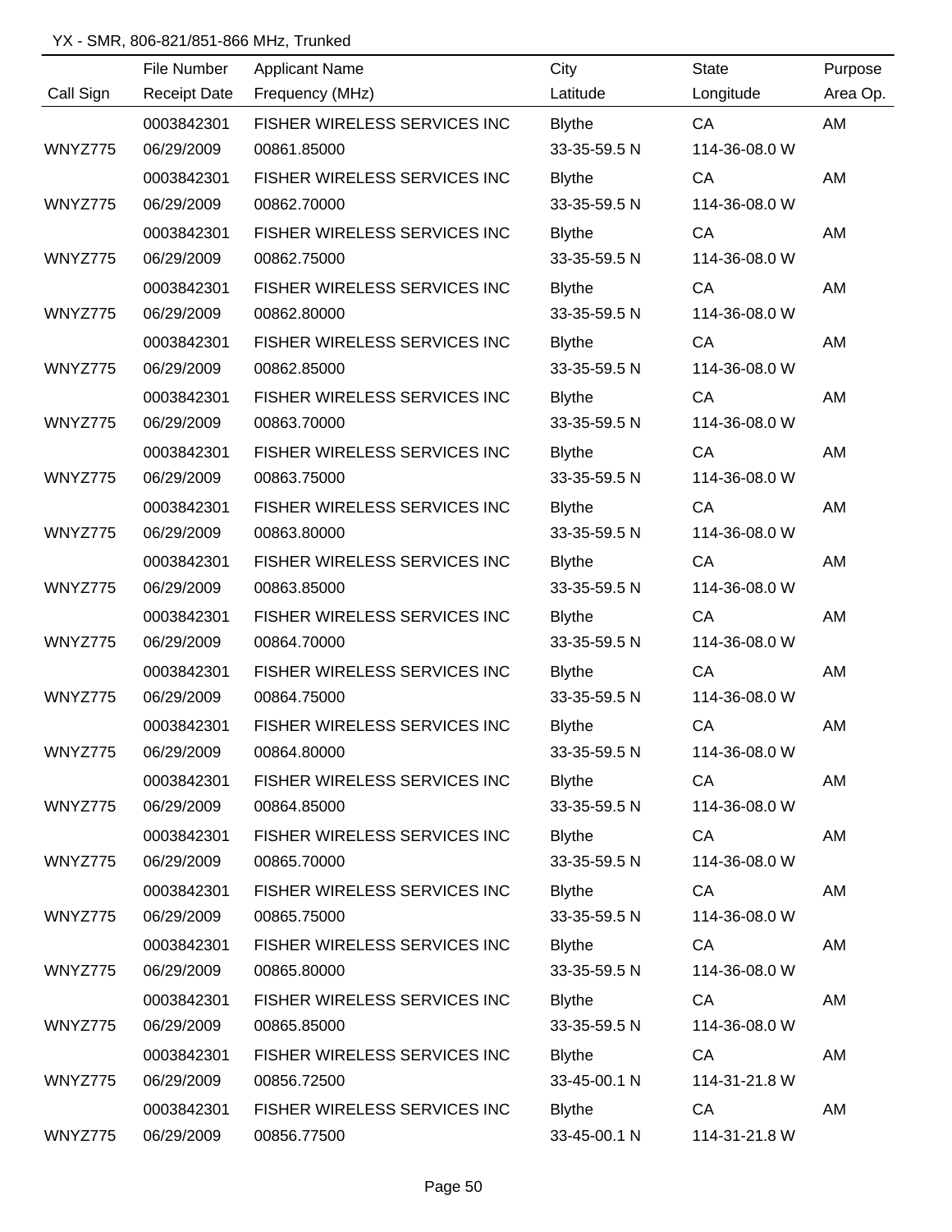YX - SMR, 806-821/851-866 MHz, Trunked

| Call Sign | File Number<br>Receipt Date | Applicant Name<br>Frequency (MHz) | City<br>Latitude | State<br>Longitude | Purpose<br>Area Op. |
|---|---|---|---|---|---|
| WNYZ775 | 0003842301<br>06/29/2009 | FISHER WIRELESS SERVICES INC<br>00861.85000 | Blythe<br>33-35-59.5 N | CA<br>114-36-08.0 W | AM |
| WNYZ775 | 0003842301<br>06/29/2009 | FISHER WIRELESS SERVICES INC<br>00862.70000 | Blythe<br>33-35-59.5 N | CA<br>114-36-08.0 W | AM |
| WNYZ775 | 0003842301<br>06/29/2009 | FISHER WIRELESS SERVICES INC<br>00862.75000 | Blythe<br>33-35-59.5 N | CA<br>114-36-08.0 W | AM |
| WNYZ775 | 0003842301<br>06/29/2009 | FISHER WIRELESS SERVICES INC<br>00862.80000 | Blythe<br>33-35-59.5 N | CA<br>114-36-08.0 W | AM |
| WNYZ775 | 0003842301<br>06/29/2009 | FISHER WIRELESS SERVICES INC<br>00862.85000 | Blythe<br>33-35-59.5 N | CA<br>114-36-08.0 W | AM |
| WNYZ775 | 0003842301<br>06/29/2009 | FISHER WIRELESS SERVICES INC<br>00863.70000 | Blythe<br>33-35-59.5 N | CA<br>114-36-08.0 W | AM |
| WNYZ775 | 0003842301<br>06/29/2009 | FISHER WIRELESS SERVICES INC<br>00863.75000 | Blythe<br>33-35-59.5 N | CA<br>114-36-08.0 W | AM |
| WNYZ775 | 0003842301<br>06/29/2009 | FISHER WIRELESS SERVICES INC<br>00863.80000 | Blythe<br>33-35-59.5 N | CA<br>114-36-08.0 W | AM |
| WNYZ775 | 0003842301<br>06/29/2009 | FISHER WIRELESS SERVICES INC<br>00863.85000 | Blythe<br>33-35-59.5 N | CA<br>114-36-08.0 W | AM |
| WNYZ775 | 0003842301<br>06/29/2009 | FISHER WIRELESS SERVICES INC<br>00864.70000 | Blythe<br>33-35-59.5 N | CA<br>114-36-08.0 W | AM |
| WNYZ775 | 0003842301<br>06/29/2009 | FISHER WIRELESS SERVICES INC<br>00864.75000 | Blythe<br>33-35-59.5 N | CA<br>114-36-08.0 W | AM |
| WNYZ775 | 0003842301<br>06/29/2009 | FISHER WIRELESS SERVICES INC<br>00864.80000 | Blythe<br>33-35-59.5 N | CA<br>114-36-08.0 W | AM |
| WNYZ775 | 0003842301<br>06/29/2009 | FISHER WIRELESS SERVICES INC<br>00864.85000 | Blythe<br>33-35-59.5 N | CA<br>114-36-08.0 W | AM |
| WNYZ775 | 0003842301<br>06/29/2009 | FISHER WIRELESS SERVICES INC<br>00865.70000 | Blythe<br>33-35-59.5 N | CA<br>114-36-08.0 W | AM |
| WNYZ775 | 0003842301<br>06/29/2009 | FISHER WIRELESS SERVICES INC<br>00865.75000 | Blythe<br>33-35-59.5 N | CA<br>114-36-08.0 W | AM |
| WNYZ775 | 0003842301<br>06/29/2009 | FISHER WIRELESS SERVICES INC<br>00865.80000 | Blythe<br>33-35-59.5 N | CA<br>114-36-08.0 W | AM |
| WNYZ775 | 0003842301<br>06/29/2009 | FISHER WIRELESS SERVICES INC<br>00865.85000 | Blythe<br>33-35-59.5 N | CA<br>114-36-08.0 W | AM |
| WNYZ775 | 0003842301<br>06/29/2009 | FISHER WIRELESS SERVICES INC<br>00856.72500 | Blythe<br>33-45-00.1 N | CA<br>114-31-21.8 W | AM |
| WNYZ775 | 0003842301<br>06/29/2009 | FISHER WIRELESS SERVICES INC<br>00856.77500 | Blythe<br>33-45-00.1 N | CA<br>114-31-21.8 W | AM |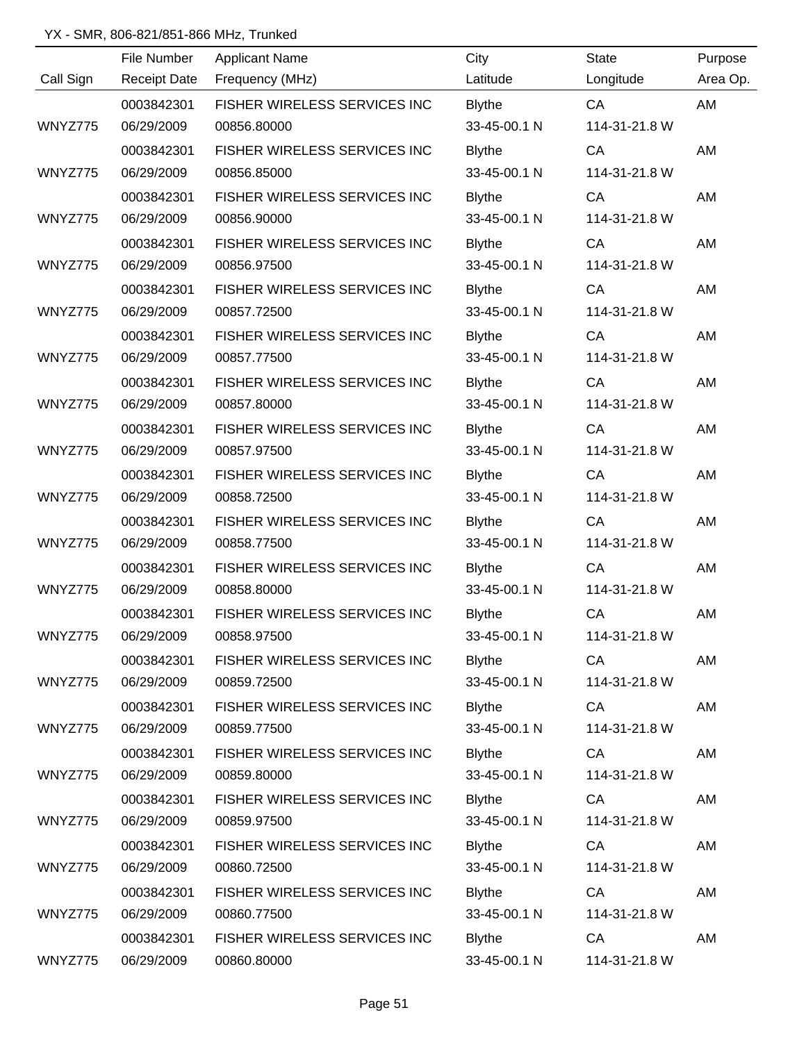YX - SMR, 806-821/851-866 MHz, Trunked

| Call Sign | File Number / Receipt Date | Applicant Name / Frequency (MHz) | City / Latitude | State / Longitude | Purpose / Area Op. |
|---|---|---|---|---|---|
| WNYZ775 | 0003842301 / 06/29/2009 | FISHER WIRELESS SERVICES INC / 00856.80000 | Blythe / 33-45-00.1 N | CA / 114-31-21.8 W | AM |
| WNYZ775 | 0003842301 / 06/29/2009 | FISHER WIRELESS SERVICES INC / 00856.85000 | Blythe / 33-45-00.1 N | CA / 114-31-21.8 W | AM |
| WNYZ775 | 0003842301 / 06/29/2009 | FISHER WIRELESS SERVICES INC / 00856.90000 | Blythe / 33-45-00.1 N | CA / 114-31-21.8 W | AM |
| WNYZ775 | 0003842301 / 06/29/2009 | FISHER WIRELESS SERVICES INC / 00856.97500 | Blythe / 33-45-00.1 N | CA / 114-31-21.8 W | AM |
| WNYZ775 | 0003842301 / 06/29/2009 | FISHER WIRELESS SERVICES INC / 00857.72500 | Blythe / 33-45-00.1 N | CA / 114-31-21.8 W | AM |
| WNYZ775 | 0003842301 / 06/29/2009 | FISHER WIRELESS SERVICES INC / 00857.77500 | Blythe / 33-45-00.1 N | CA / 114-31-21.8 W | AM |
| WNYZ775 | 0003842301 / 06/29/2009 | FISHER WIRELESS SERVICES INC / 00857.80000 | Blythe / 33-45-00.1 N | CA / 114-31-21.8 W | AM |
| WNYZ775 | 0003842301 / 06/29/2009 | FISHER WIRELESS SERVICES INC / 00857.97500 | Blythe / 33-45-00.1 N | CA / 114-31-21.8 W | AM |
| WNYZ775 | 0003842301 / 06/29/2009 | FISHER WIRELESS SERVICES INC / 00858.72500 | Blythe / 33-45-00.1 N | CA / 114-31-21.8 W | AM |
| WNYZ775 | 0003842301 / 06/29/2009 | FISHER WIRELESS SERVICES INC / 00858.77500 | Blythe / 33-45-00.1 N | CA / 114-31-21.8 W | AM |
| WNYZ775 | 0003842301 / 06/29/2009 | FISHER WIRELESS SERVICES INC / 00858.80000 | Blythe / 33-45-00.1 N | CA / 114-31-21.8 W | AM |
| WNYZ775 | 0003842301 / 06/29/2009 | FISHER WIRELESS SERVICES INC / 00858.97500 | Blythe / 33-45-00.1 N | CA / 114-31-21.8 W | AM |
| WNYZ775 | 0003842301 / 06/29/2009 | FISHER WIRELESS SERVICES INC / 00859.72500 | Blythe / 33-45-00.1 N | CA / 114-31-21.8 W | AM |
| WNYZ775 | 0003842301 / 06/29/2009 | FISHER WIRELESS SERVICES INC / 00859.77500 | Blythe / 33-45-00.1 N | CA / 114-31-21.8 W | AM |
| WNYZ775 | 0003842301 / 06/29/2009 | FISHER WIRELESS SERVICES INC / 00859.80000 | Blythe / 33-45-00.1 N | CA / 114-31-21.8 W | AM |
| WNYZ775 | 0003842301 / 06/29/2009 | FISHER WIRELESS SERVICES INC / 00859.97500 | Blythe / 33-45-00.1 N | CA / 114-31-21.8 W | AM |
| WNYZ775 | 0003842301 / 06/29/2009 | FISHER WIRELESS SERVICES INC / 00860.72500 | Blythe / 33-45-00.1 N | CA / 114-31-21.8 W | AM |
| WNYZ775 | 0003842301 / 06/29/2009 | FISHER WIRELESS SERVICES INC / 00860.77500 | Blythe / 33-45-00.1 N | CA / 114-31-21.8 W | AM |
| WNYZ775 | 0003842301 / 06/29/2009 | FISHER WIRELESS SERVICES INC / 00860.80000 | Blythe / 33-45-00.1 N | CA / 114-31-21.8 W | AM |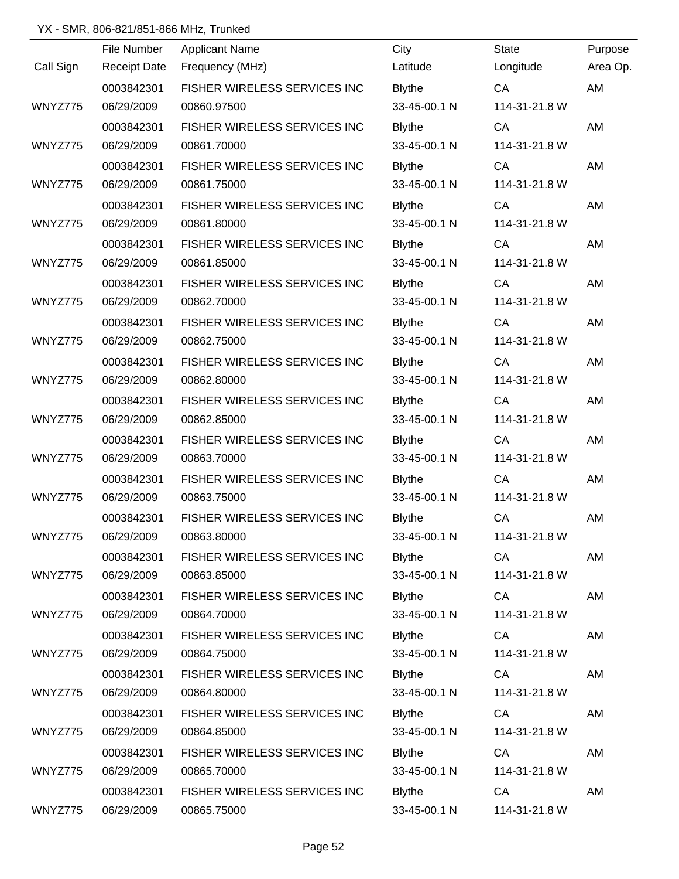YX - SMR, 806-821/851-866 MHz, Trunked

| Call Sign | File Number / Receipt Date | Applicant Name / Frequency (MHz) | City / Latitude | State / Longitude | Purpose / Area Op. |
|---|---|---|---|---|---|
| WNYZ775 | 0003842301 / 06/29/2009 | FISHER WIRELESS SERVICES INC / 00860.97500 | Blythe / 33-45-00.1 N | CA / 114-31-21.8 W | AM |
| WNYZ775 | 0003842301 / 06/29/2009 | FISHER WIRELESS SERVICES INC / 00861.70000 | Blythe / 33-45-00.1 N | CA / 114-31-21.8 W | AM |
| WNYZ775 | 0003842301 / 06/29/2009 | FISHER WIRELESS SERVICES INC / 00861.75000 | Blythe / 33-45-00.1 N | CA / 114-31-21.8 W | AM |
| WNYZ775 | 0003842301 / 06/29/2009 | FISHER WIRELESS SERVICES INC / 00861.80000 | Blythe / 33-45-00.1 N | CA / 114-31-21.8 W | AM |
| WNYZ775 | 0003842301 / 06/29/2009 | FISHER WIRELESS SERVICES INC / 00861.85000 | Blythe / 33-45-00.1 N | CA / 114-31-21.8 W | AM |
| WNYZ775 | 0003842301 / 06/29/2009 | FISHER WIRELESS SERVICES INC / 00862.70000 | Blythe / 33-45-00.1 N | CA / 114-31-21.8 W | AM |
| WNYZ775 | 0003842301 / 06/29/2009 | FISHER WIRELESS SERVICES INC / 00862.75000 | Blythe / 33-45-00.1 N | CA / 114-31-21.8 W | AM |
| WNYZ775 | 0003842301 / 06/29/2009 | FISHER WIRELESS SERVICES INC / 00862.80000 | Blythe / 33-45-00.1 N | CA / 114-31-21.8 W | AM |
| WNYZ775 | 0003842301 / 06/29/2009 | FISHER WIRELESS SERVICES INC / 00862.85000 | Blythe / 33-45-00.1 N | CA / 114-31-21.8 W | AM |
| WNYZ775 | 0003842301 / 06/29/2009 | FISHER WIRELESS SERVICES INC / 00863.70000 | Blythe / 33-45-00.1 N | CA / 114-31-21.8 W | AM |
| WNYZ775 | 0003842301 / 06/29/2009 | FISHER WIRELESS SERVICES INC / 00863.75000 | Blythe / 33-45-00.1 N | CA / 114-31-21.8 W | AM |
| WNYZ775 | 0003842301 / 06/29/2009 | FISHER WIRELESS SERVICES INC / 00863.80000 | Blythe / 33-45-00.1 N | CA / 114-31-21.8 W | AM |
| WNYZ775 | 0003842301 / 06/29/2009 | FISHER WIRELESS SERVICES INC / 00863.85000 | Blythe / 33-45-00.1 N | CA / 114-31-21.8 W | AM |
| WNYZ775 | 0003842301 / 06/29/2009 | FISHER WIRELESS SERVICES INC / 00864.70000 | Blythe / 33-45-00.1 N | CA / 114-31-21.8 W | AM |
| WNYZ775 | 0003842301 / 06/29/2009 | FISHER WIRELESS SERVICES INC / 00864.75000 | Blythe / 33-45-00.1 N | CA / 114-31-21.8 W | AM |
| WNYZ775 | 0003842301 / 06/29/2009 | FISHER WIRELESS SERVICES INC / 00864.80000 | Blythe / 33-45-00.1 N | CA / 114-31-21.8 W | AM |
| WNYZ775 | 0003842301 / 06/29/2009 | FISHER WIRELESS SERVICES INC / 00864.85000 | Blythe / 33-45-00.1 N | CA / 114-31-21.8 W | AM |
| WNYZ775 | 0003842301 / 06/29/2009 | FISHER WIRELESS SERVICES INC / 00865.70000 | Blythe / 33-45-00.1 N | CA / 114-31-21.8 W | AM |
| WNYZ775 | 0003842301 / 06/29/2009 | FISHER WIRELESS SERVICES INC / 00865.75000 | Blythe / 33-45-00.1 N | CA / 114-31-21.8 W | AM |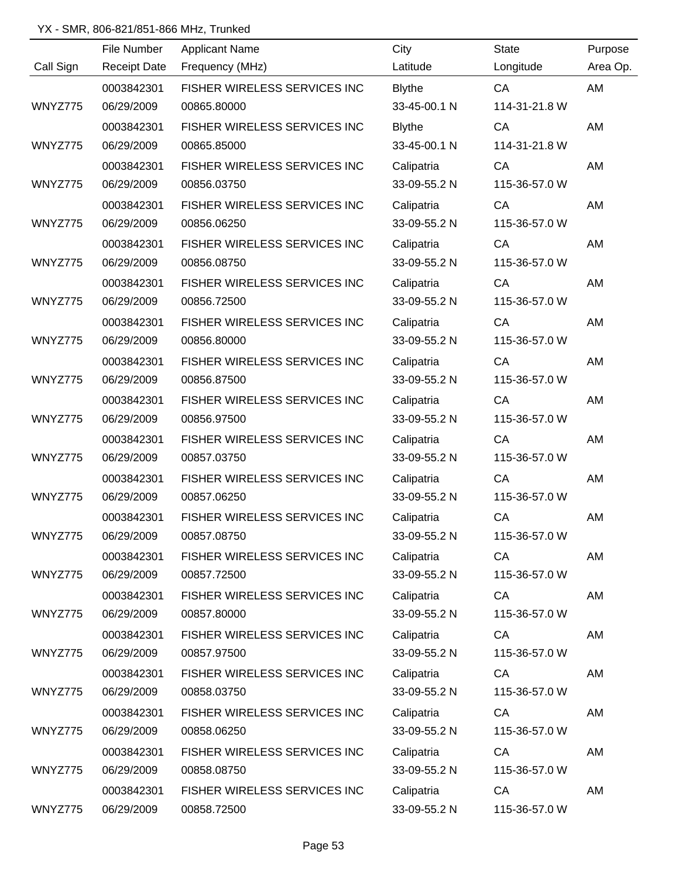YX - SMR, 806-821/851-866 MHz, Trunked

| Call Sign | File Number / Receipt Date | Applicant Name / Frequency (MHz) | City / Latitude | State / Longitude | Purpose / Area Op. |
|---|---|---|---|---|---|
| | 0003842301 | FISHER WIRELESS SERVICES INC | Blythe | CA | AM |
| WNYZ775 | 06/29/2009 | 00865.80000 | 33-45-00.1 N | 114-31-21.8 W | |
| | 0003842301 | FISHER WIRELESS SERVICES INC | Blythe | CA | AM |
| WNYZ775 | 06/29/2009 | 00865.85000 | 33-45-00.1 N | 114-31-21.8 W | |
| | 0003842301 | FISHER WIRELESS SERVICES INC | Calipatria | CA | AM |
| WNYZ775 | 06/29/2009 | 00856.03750 | 33-09-55.2 N | 115-36-57.0 W | |
| | 0003842301 | FISHER WIRELESS SERVICES INC | Calipatria | CA | AM |
| WNYZ775 | 06/29/2009 | 00856.06250 | 33-09-55.2 N | 115-36-57.0 W | |
| | 0003842301 | FISHER WIRELESS SERVICES INC | Calipatria | CA | AM |
| WNYZ775 | 06/29/2009 | 00856.08750 | 33-09-55.2 N | 115-36-57.0 W | |
| | 0003842301 | FISHER WIRELESS SERVICES INC | Calipatria | CA | AM |
| WNYZ775 | 06/29/2009 | 00856.72500 | 33-09-55.2 N | 115-36-57.0 W | |
| | 0003842301 | FISHER WIRELESS SERVICES INC | Calipatria | CA | AM |
| WNYZ775 | 06/29/2009 | 00856.80000 | 33-09-55.2 N | 115-36-57.0 W | |
| | 0003842301 | FISHER WIRELESS SERVICES INC | Calipatria | CA | AM |
| WNYZ775 | 06/29/2009 | 00856.87500 | 33-09-55.2 N | 115-36-57.0 W | |
| | 0003842301 | FISHER WIRELESS SERVICES INC | Calipatria | CA | AM |
| WNYZ775 | 06/29/2009 | 00856.97500 | 33-09-55.2 N | 115-36-57.0 W | |
| | 0003842301 | FISHER WIRELESS SERVICES INC | Calipatria | CA | AM |
| WNYZ775 | 06/29/2009 | 00857.03750 | 33-09-55.2 N | 115-36-57.0 W | |
| | 0003842301 | FISHER WIRELESS SERVICES INC | Calipatria | CA | AM |
| WNYZ775 | 06/29/2009 | 00857.06250 | 33-09-55.2 N | 115-36-57.0 W | |
| | 0003842301 | FISHER WIRELESS SERVICES INC | Calipatria | CA | AM |
| WNYZ775 | 06/29/2009 | 00857.08750 | 33-09-55.2 N | 115-36-57.0 W | |
| | 0003842301 | FISHER WIRELESS SERVICES INC | Calipatria | CA | AM |
| WNYZ775 | 06/29/2009 | 00857.72500 | 33-09-55.2 N | 115-36-57.0 W | |
| | 0003842301 | FISHER WIRELESS SERVICES INC | Calipatria | CA | AM |
| WNYZ775 | 06/29/2009 | 00857.80000 | 33-09-55.2 N | 115-36-57.0 W | |
| | 0003842301 | FISHER WIRELESS SERVICES INC | Calipatria | CA | AM |
| WNYZ775 | 06/29/2009 | 00857.97500 | 33-09-55.2 N | 115-36-57.0 W | |
| | 0003842301 | FISHER WIRELESS SERVICES INC | Calipatria | CA | AM |
| WNYZ775 | 06/29/2009 | 00858.03750 | 33-09-55.2 N | 115-36-57.0 W | |
| | 0003842301 | FISHER WIRELESS SERVICES INC | Calipatria | CA | AM |
| WNYZ775 | 06/29/2009 | 00858.06250 | 33-09-55.2 N | 115-36-57.0 W | |
| | 0003842301 | FISHER WIRELESS SERVICES INC | Calipatria | CA | AM |
| WNYZ775 | 06/29/2009 | 00858.08750 | 33-09-55.2 N | 115-36-57.0 W | |
| | 0003842301 | FISHER WIRELESS SERVICES INC | Calipatria | CA | AM |
| WNYZ775 | 06/29/2009 | 00858.72500 | 33-09-55.2 N | 115-36-57.0 W | |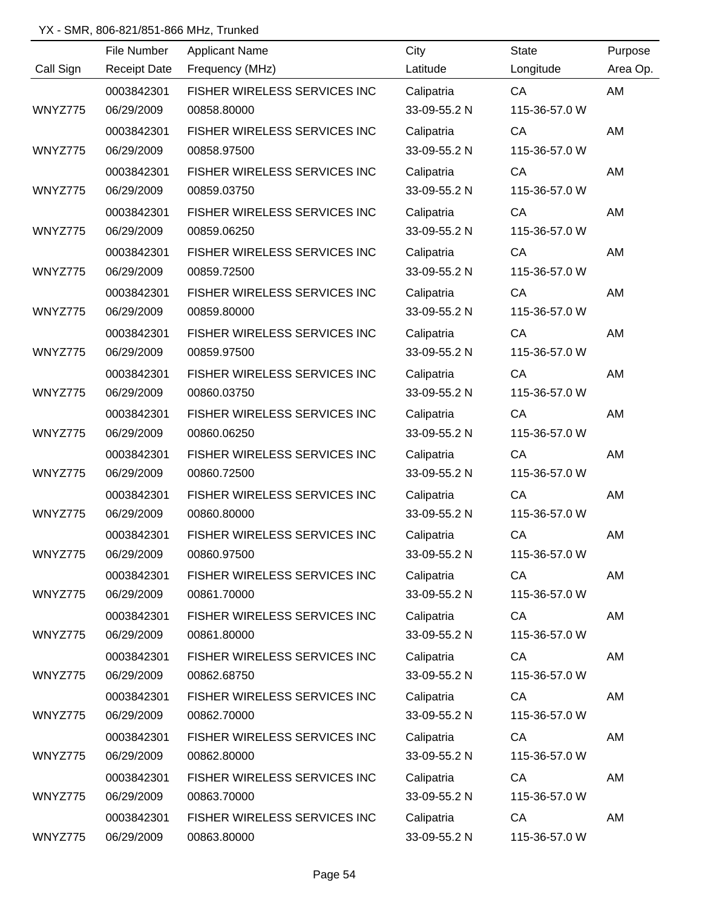YX - SMR, 806-821/851-866 MHz, Trunked

| Call Sign | File Number / Receipt Date | Applicant Name / Frequency (MHz) | City / Latitude | State / Longitude | Purpose / Area Op. |
|---|---|---|---|---|---|
| | 0003842301 | FISHER WIRELESS SERVICES INC | Calipatria | CA | AM |
| WNYZ775 | 06/29/2009 | 00858.80000 | 33-09-55.2 N | 115-36-57.0 W | |
| | 0003842301 | FISHER WIRELESS SERVICES INC | Calipatria | CA | AM |
| WNYZ775 | 06/29/2009 | 00858.97500 | 33-09-55.2 N | 115-36-57.0 W | |
| | 0003842301 | FISHER WIRELESS SERVICES INC | Calipatria | CA | AM |
| WNYZ775 | 06/29/2009 | 00859.03750 | 33-09-55.2 N | 115-36-57.0 W | |
| | 0003842301 | FISHER WIRELESS SERVICES INC | Calipatria | CA | AM |
| WNYZ775 | 06/29/2009 | 00859.06250 | 33-09-55.2 N | 115-36-57.0 W | |
| | 0003842301 | FISHER WIRELESS SERVICES INC | Calipatria | CA | AM |
| WNYZ775 | 06/29/2009 | 00859.72500 | 33-09-55.2 N | 115-36-57.0 W | |
| | 0003842301 | FISHER WIRELESS SERVICES INC | Calipatria | CA | AM |
| WNYZ775 | 06/29/2009 | 00859.80000 | 33-09-55.2 N | 115-36-57.0 W | |
| | 0003842301 | FISHER WIRELESS SERVICES INC | Calipatria | CA | AM |
| WNYZ775 | 06/29/2009 | 00859.97500 | 33-09-55.2 N | 115-36-57.0 W | |
| | 0003842301 | FISHER WIRELESS SERVICES INC | Calipatria | CA | AM |
| WNYZ775 | 06/29/2009 | 00860.03750 | 33-09-55.2 N | 115-36-57.0 W | |
| | 0003842301 | FISHER WIRELESS SERVICES INC | Calipatria | CA | AM |
| WNYZ775 | 06/29/2009 | 00860.06250 | 33-09-55.2 N | 115-36-57.0 W | |
| | 0003842301 | FISHER WIRELESS SERVICES INC | Calipatria | CA | AM |
| WNYZ775 | 06/29/2009 | 00860.72500 | 33-09-55.2 N | 115-36-57.0 W | |
| | 0003842301 | FISHER WIRELESS SERVICES INC | Calipatria | CA | AM |
| WNYZ775 | 06/29/2009 | 00860.80000 | 33-09-55.2 N | 115-36-57.0 W | |
| | 0003842301 | FISHER WIRELESS SERVICES INC | Calipatria | CA | AM |
| WNYZ775 | 06/29/2009 | 00860.97500 | 33-09-55.2 N | 115-36-57.0 W | |
| | 0003842301 | FISHER WIRELESS SERVICES INC | Calipatria | CA | AM |
| WNYZ775 | 06/29/2009 | 00861.70000 | 33-09-55.2 N | 115-36-57.0 W | |
| | 0003842301 | FISHER WIRELESS SERVICES INC | Calipatria | CA | AM |
| WNYZ775 | 06/29/2009 | 00861.80000 | 33-09-55.2 N | 115-36-57.0 W | |
| | 0003842301 | FISHER WIRELESS SERVICES INC | Calipatria | CA | AM |
| WNYZ775 | 06/29/2009 | 00862.68750 | 33-09-55.2 N | 115-36-57.0 W | |
| | 0003842301 | FISHER WIRELESS SERVICES INC | Calipatria | CA | AM |
| WNYZ775 | 06/29/2009 | 00862.70000 | 33-09-55.2 N | 115-36-57.0 W | |
| | 0003842301 | FISHER WIRELESS SERVICES INC | Calipatria | CA | AM |
| WNYZ775 | 06/29/2009 | 00862.80000 | 33-09-55.2 N | 115-36-57.0 W | |
| | 0003842301 | FISHER WIRELESS SERVICES INC | Calipatria | CA | AM |
| WNYZ775 | 06/29/2009 | 00863.70000 | 33-09-55.2 N | 115-36-57.0 W | |
| | 0003842301 | FISHER WIRELESS SERVICES INC | Calipatria | CA | AM |
| WNYZ775 | 06/29/2009 | 00863.80000 | 33-09-55.2 N | 115-36-57.0 W | |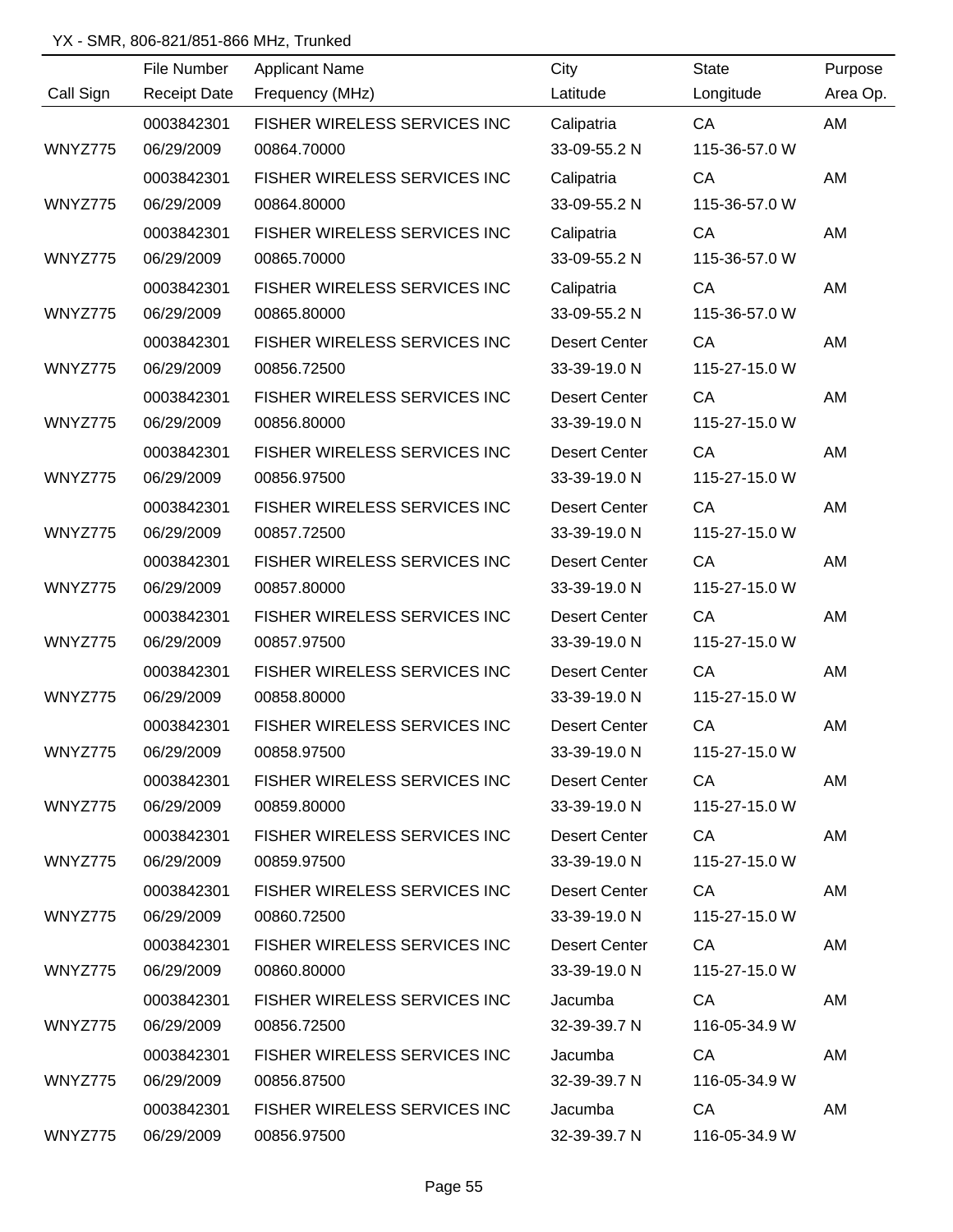YX - SMR, 806-821/851-866 MHz, Trunked

| Call Sign | File Number / Receipt Date | Applicant Name / Frequency (MHz) | City / Latitude | State / Longitude | Purpose / Area Op. |
|---|---|---|---|---|---|
| | 0003842301 | FISHER WIRELESS SERVICES INC | Calipatria | CA | AM |
| WNYZ775 | 06/29/2009 | 00864.70000 | 33-09-55.2 N | 115-36-57.0 W | |
| | 0003842301 | FISHER WIRELESS SERVICES INC | Calipatria | CA | AM |
| WNYZ775 | 06/29/2009 | 00864.80000 | 33-09-55.2 N | 115-36-57.0 W | |
| | 0003842301 | FISHER WIRELESS SERVICES INC | Calipatria | CA | AM |
| WNYZ775 | 06/29/2009 | 00865.70000 | 33-09-55.2 N | 115-36-57.0 W | |
| | 0003842301 | FISHER WIRELESS SERVICES INC | Calipatria | CA | AM |
| WNYZ775 | 06/29/2009 | 00865.80000 | 33-09-55.2 N | 115-36-57.0 W | |
| | 0003842301 | FISHER WIRELESS SERVICES INC | Desert Center | CA | AM |
| WNYZ775 | 06/29/2009 | 00856.72500 | 33-39-19.0 N | 115-27-15.0 W | |
| | 0003842301 | FISHER WIRELESS SERVICES INC | Desert Center | CA | AM |
| WNYZ775 | 06/29/2009 | 00856.80000 | 33-39-19.0 N | 115-27-15.0 W | |
| | 0003842301 | FISHER WIRELESS SERVICES INC | Desert Center | CA | AM |
| WNYZ775 | 06/29/2009 | 00856.97500 | 33-39-19.0 N | 115-27-15.0 W | |
| | 0003842301 | FISHER WIRELESS SERVICES INC | Desert Center | CA | AM |
| WNYZ775 | 06/29/2009 | 00857.72500 | 33-39-19.0 N | 115-27-15.0 W | |
| | 0003842301 | FISHER WIRELESS SERVICES INC | Desert Center | CA | AM |
| WNYZ775 | 06/29/2009 | 00857.80000 | 33-39-19.0 N | 115-27-15.0 W | |
| | 0003842301 | FISHER WIRELESS SERVICES INC | Desert Center | CA | AM |
| WNYZ775 | 06/29/2009 | 00857.97500 | 33-39-19.0 N | 115-27-15.0 W | |
| | 0003842301 | FISHER WIRELESS SERVICES INC | Desert Center | CA | AM |
| WNYZ775 | 06/29/2009 | 00858.80000 | 33-39-19.0 N | 115-27-15.0 W | |
| | 0003842301 | FISHER WIRELESS SERVICES INC | Desert Center | CA | AM |
| WNYZ775 | 06/29/2009 | 00858.97500 | 33-39-19.0 N | 115-27-15.0 W | |
| | 0003842301 | FISHER WIRELESS SERVICES INC | Desert Center | CA | AM |
| WNYZ775 | 06/29/2009 | 00859.80000 | 33-39-19.0 N | 115-27-15.0 W | |
| | 0003842301 | FISHER WIRELESS SERVICES INC | Desert Center | CA | AM |
| WNYZ775 | 06/29/2009 | 00859.97500 | 33-39-19.0 N | 115-27-15.0 W | |
| | 0003842301 | FISHER WIRELESS SERVICES INC | Desert Center | CA | AM |
| WNYZ775 | 06/29/2009 | 00860.72500 | 33-39-19.0 N | 115-27-15.0 W | |
| | 0003842301 | FISHER WIRELESS SERVICES INC | Desert Center | CA | AM |
| WNYZ775 | 06/29/2009 | 00860.80000 | 33-39-19.0 N | 115-27-15.0 W | |
| | 0003842301 | FISHER WIRELESS SERVICES INC | Jacumba | CA | AM |
| WNYZ775 | 06/29/2009 | 00856.72500 | 32-39-39.7 N | 116-05-34.9 W | |
| | 0003842301 | FISHER WIRELESS SERVICES INC | Jacumba | CA | AM |
| WNYZ775 | 06/29/2009 | 00856.87500 | 32-39-39.7 N | 116-05-34.9 W | |
| | 0003842301 | FISHER WIRELESS SERVICES INC | Jacumba | CA | AM |
| WNYZ775 | 06/29/2009 | 00856.97500 | 32-39-39.7 N | 116-05-34.9 W | |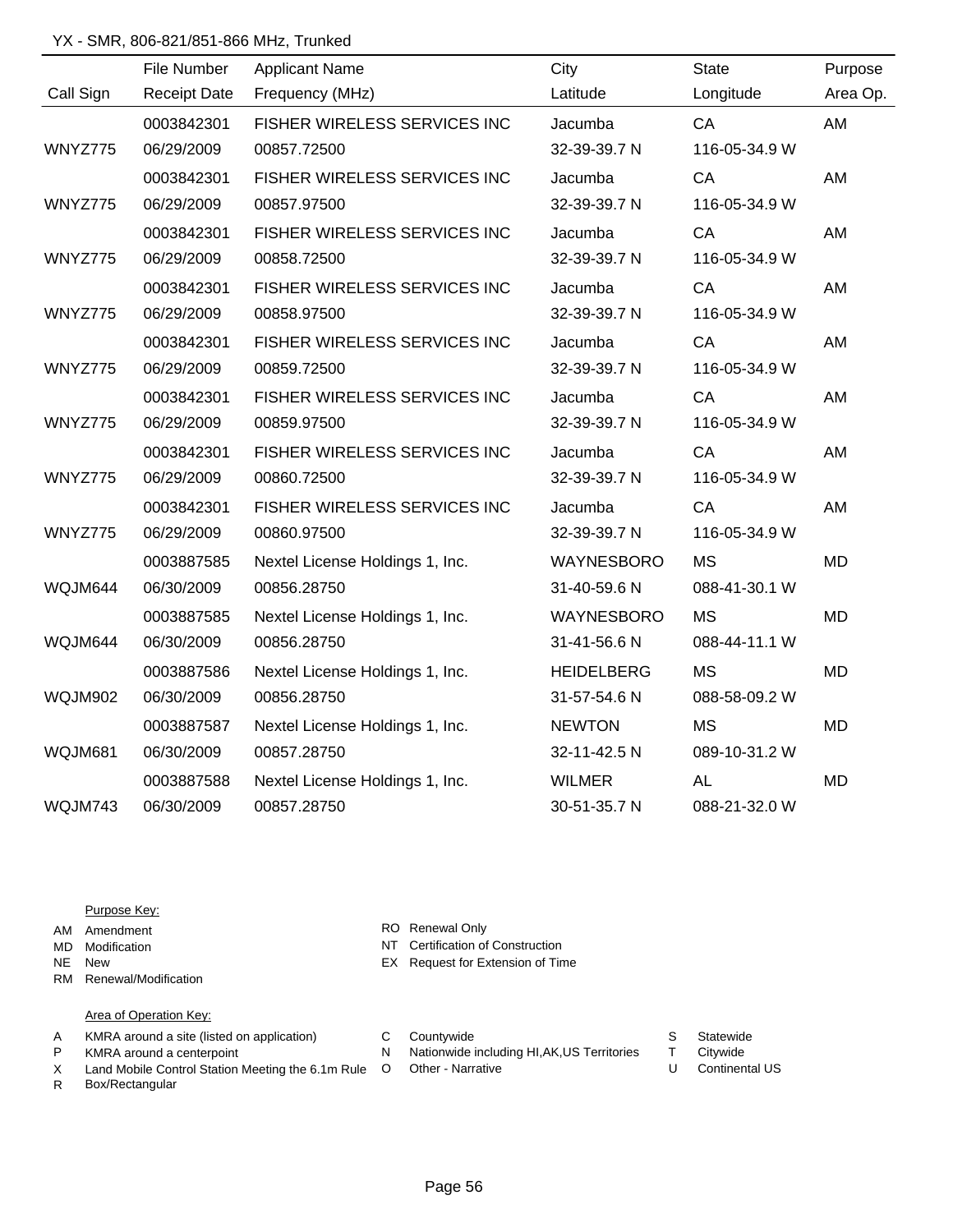YX - SMR, 806-821/851-866 MHz, Trunked

| Call Sign | File Number / Receipt Date | Applicant Name / Frequency (MHz) | City / Latitude | State / Longitude | Purpose / Area Op. |
|---|---|---|---|---|---|
| | 0003842301 | FISHER WIRELESS SERVICES INC | Jacumba | CA | AM |
| WNYZ775 | 06/29/2009 | 00857.72500 | 32-39-39.7 N | 116-05-34.9 W | |
| | 0003842301 | FISHER WIRELESS SERVICES INC | Jacumba | CA | AM |
| WNYZ775 | 06/29/2009 | 00857.97500 | 32-39-39.7 N | 116-05-34.9 W | |
| | 0003842301 | FISHER WIRELESS SERVICES INC | Jacumba | CA | AM |
| WNYZ775 | 06/29/2009 | 00858.72500 | 32-39-39.7 N | 116-05-34.9 W | |
| | 0003842301 | FISHER WIRELESS SERVICES INC | Jacumba | CA | AM |
| WNYZ775 | 06/29/2009 | 00858.97500 | 32-39-39.7 N | 116-05-34.9 W | |
| | 0003842301 | FISHER WIRELESS SERVICES INC | Jacumba | CA | AM |
| WNYZ775 | 06/29/2009 | 00859.72500 | 32-39-39.7 N | 116-05-34.9 W | |
| | 0003842301 | FISHER WIRELESS SERVICES INC | Jacumba | CA | AM |
| WNYZ775 | 06/29/2009 | 00859.97500 | 32-39-39.7 N | 116-05-34.9 W | |
| | 0003842301 | FISHER WIRELESS SERVICES INC | Jacumba | CA | AM |
| WNYZ775 | 06/29/2009 | 00860.72500 | 32-39-39.7 N | 116-05-34.9 W | |
| | 0003842301 | FISHER WIRELESS SERVICES INC | Jacumba | CA | AM |
| WNYZ775 | 06/29/2009 | 00860.97500 | 32-39-39.7 N | 116-05-34.9 W | |
| | 0003887585 | Nextel License Holdings 1, Inc. | WAYNESBORO | MS | MD |
| WQJM644 | 06/30/2009 | 00856.28750 | 31-40-59.6 N | 088-41-30.1 W | |
| | 0003887585 | Nextel License Holdings 1, Inc. | WAYNESBORO | MS | MD |
| WQJM644 | 06/30/2009 | 00856.28750 | 31-41-56.6 N | 088-44-11.1 W | |
| | 0003887586 | Nextel License Holdings 1, Inc. | HEIDELBERG | MS | MD |
| WQJM902 | 06/30/2009 | 00856.28750 | 31-57-54.6 N | 088-58-09.2 W | |
| | 0003887587 | Nextel License Holdings 1, Inc. | NEWTON | MS | MD |
| WQJM681 | 06/30/2009 | 00857.28750 | 32-11-42.5 N | 089-10-31.2 W | |
| | 0003887588 | Nextel License Holdings 1, Inc. | WILMER | AL | MD |
| WQJM743 | 06/30/2009 | 00857.28750 | 30-51-35.7 N | 088-21-32.0 W | |

Purpose Key:

- AM Amendment
- MD Modification
- NE New
- RM Renewal/Modification
- RO Renewal Only
- NT Certification of Construction
- EX Request for Extension of Time

Area of Operation Key:

- A KMRA around a site (listed on application)
- P KMRA around a centerpoint
- X Land Mobile Control Station Meeting the 6.1m Rule
- R Box/Rectangular
- C Countywide
- N Nationwide including HI,AK,US Territories
- O Other - Narrative
- S Statewide
- T Citywide
- U Continental US